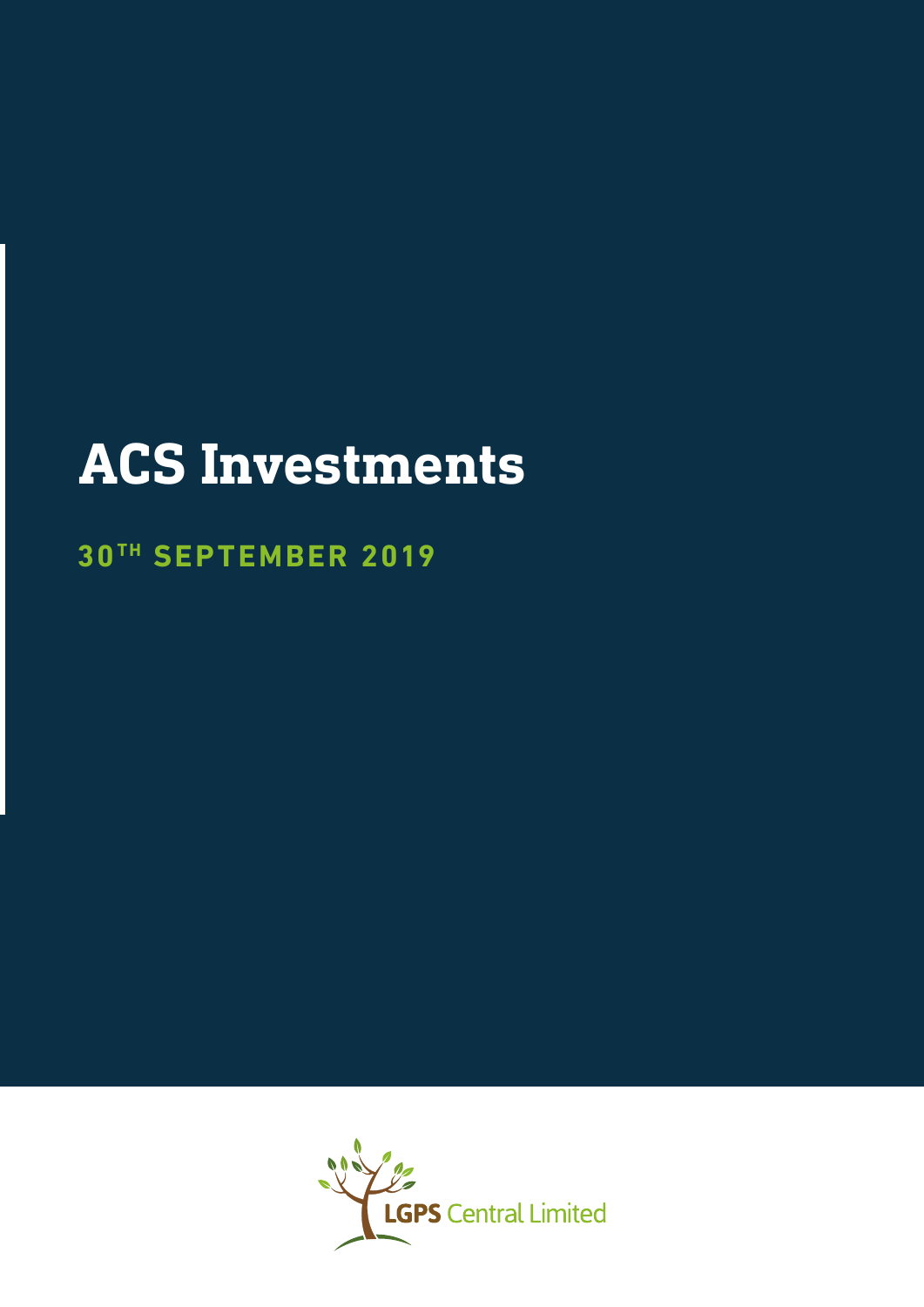# ACS Investments

## 30TH SEPTEMBER 2019

LGPS Central Limited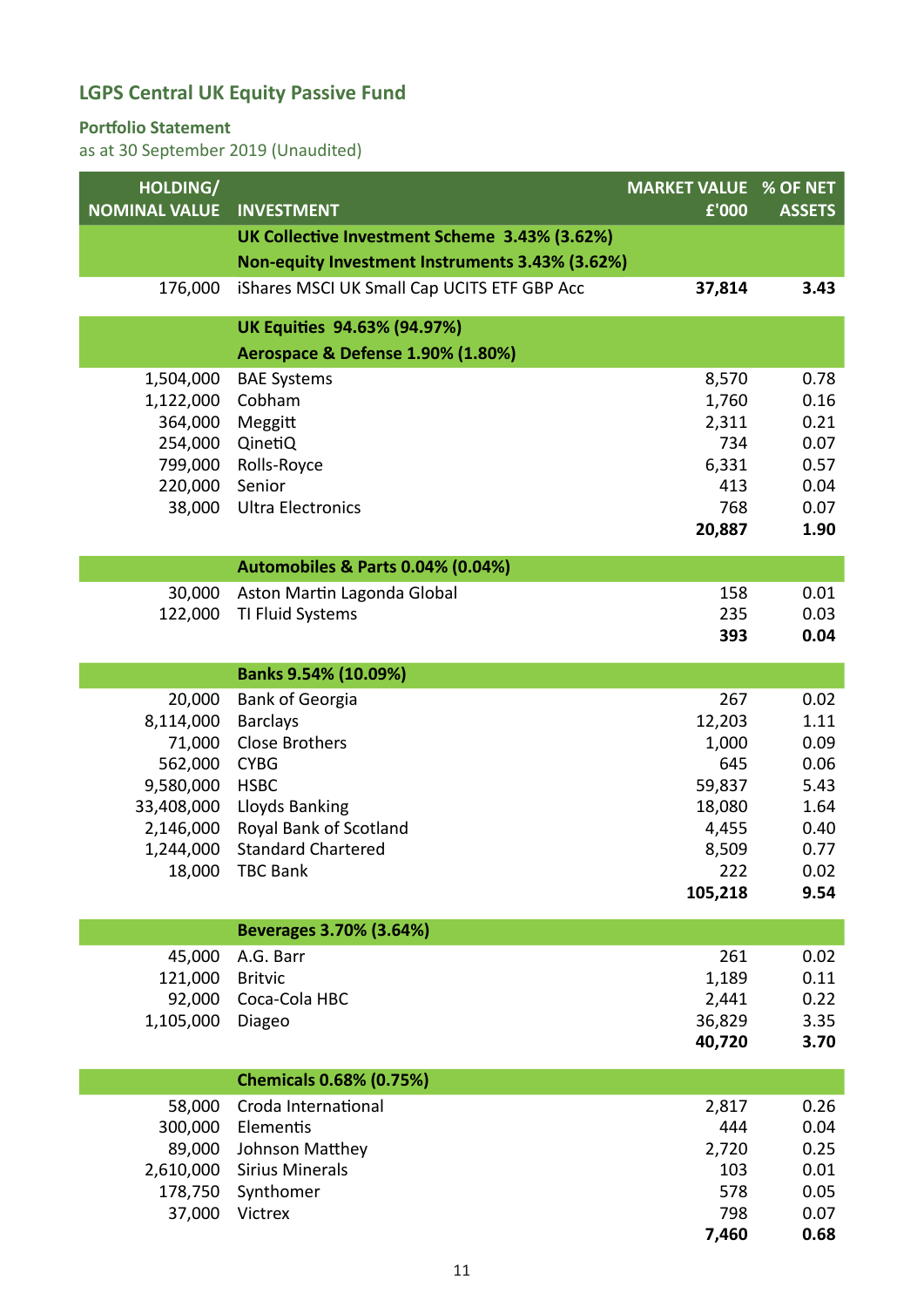# LGPS Central UK Equity Passive Fund

## Portfolio Statement

as at 30 September 2019 (Unaudited)

| HOLDING/ NOMINAL VALUE | INVESTMENT | MARKET VALUE £'000 | % OF NET ASSETS |
|---|---|---|---|
| | **UK Collective Investment Scheme 3.43% (3.62%)** | | |
| | **Non-equity Investment Instruments 3.43% (3.62%)** | | |
| 176,000 | iShares MSCI UK Small Cap UCITS ETF GBP Acc | **37,814** | **3.43** |
| | **UK Equities 94.63% (94.97%)** | | |
| | **Aerospace & Defense 1.90% (1.80%)** | | |
| 1,504,000 | BAE Systems | 8,570 | 0.78 |
| 1,122,000 | Cobham | 1,760 | 0.16 |
| 364,000 | Meggitt | 2,311 | 0.21 |
| 254,000 | QinetiQ | 734 | 0.07 |
| 799,000 | Rolls-Royce | 6,331 | 0.57 |
| 220,000 | Senior | 413 | 0.04 |
| 38,000 | Ultra Electronics | 768 | 0.07 |
| | | **20,887** | **1.90** |
| | **Automobiles & Parts 0.04% (0.04%)** | | |
| 30,000 | Aston Martin Lagonda Global | 158 | 0.01 |
| 122,000 | TI Fluid Systems | 235 | 0.03 |
| | | **393** | **0.04** |
| | **Banks 9.54% (10.09%)** | | |
| 20,000 | Bank of Georgia | 267 | 0.02 |
| 8,114,000 | Barclays | 12,203 | 1.11 |
| 71,000 | Close Brothers | 1,000 | 0.09 |
| 562,000 | CYBG | 645 | 0.06 |
| 9,580,000 | HSBC | 59,837 | 5.43 |
| 33,408,000 | Lloyds Banking | 18,080 | 1.64 |
| 2,146,000 | Royal Bank of Scotland | 4,455 | 0.40 |
| 1,244,000 | Standard Chartered | 8,509 | 0.77 |
| 18,000 | TBC Bank | 222 | 0.02 |
| | | **105,218** | **9.54** |
| | **Beverages 3.70% (3.64%)** | | |
| 45,000 | A.G. Barr | 261 | 0.02 |
| 121,000 | Britvic | 1,189 | 0.11 |
| 92,000 | Coca-Cola HBC | 2,441 | 0.22 |
| 1,105,000 | Diageo | 36,829 | 3.35 |
| | | **40,720** | **3.70** |
| | **Chemicals 0.68% (0.75%)** | | |
| 58,000 | Croda International | 2,817 | 0.26 |
| 300,000 | Elementis | 444 | 0.04 |
| 89,000 | Johnson Matthey | 2,720 | 0.25 |
| 2,610,000 | Sirius Minerals | 103 | 0.01 |
| 178,750 | Synthomer | 578 | 0.05 |
| 37,000 | Victrex | 798 | 0.07 |
| | | **7,460** | **0.68** |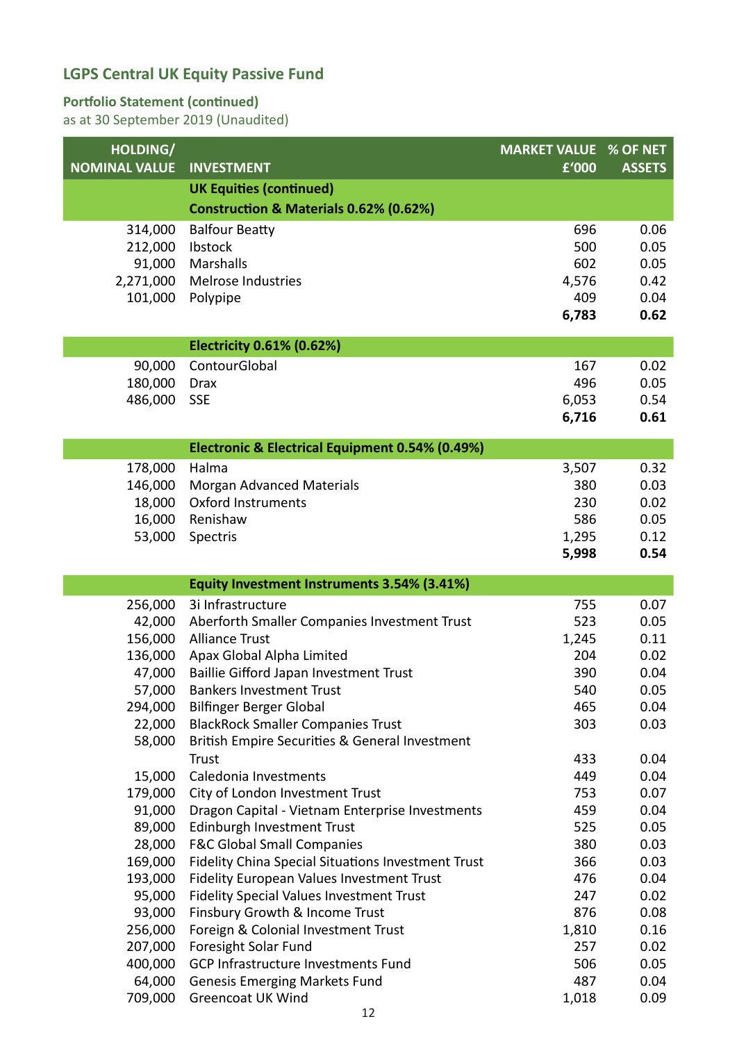## LGPS Central UK Equity Passive Fund

### Portfolio Statement (continued)

as at 30 September 2019 (Unaudited)

| HOLDING/ NOMINAL VALUE | INVESTMENT | MARKET VALUE £'000 | % OF NET ASSETS |
|---|---|---|---|
| | **UK Equities (continued)** | | |
| | **Construction & Materials 0.62% (0.62%)** | | |
| 314,000 | Balfour Beatty | 696 | 0.06 |
| 212,000 | Ibstock | 500 | 0.05 |
| 91,000 | Marshalls | 602 | 0.05 |
| 2,271,000 | Melrose Industries | 4,576 | 0.42 |
| 101,000 | Polypipe | 409 | 0.04 |
| | | **6,783** | **0.62** |
| | **Electricity 0.61% (0.62%)** | | |
| 90,000 | ContourGlobal | 167 | 0.02 |
| 180,000 | Drax | 496 | 0.05 |
| 486,000 | SSE | 6,053 | 0.54 |
| | | **6,716** | **0.61** |
| | **Electronic & Electrical Equipment 0.54% (0.49%)** | | |
| 178,000 | Halma | 3,507 | 0.32 |
| 146,000 | Morgan Advanced Materials | 380 | 0.03 |
| 18,000 | Oxford Instruments | 230 | 0.02 |
| 16,000 | Renishaw | 586 | 0.05 |
| 53,000 | Spectris | 1,295 | 0.12 |
| | | **5,998** | **0.54** |
| | **Equity Investment Instruments 3.54% (3.41%)** | | |
| 256,000 | 3i Infrastructure | 755 | 0.07 |
| 42,000 | Aberforth Smaller Companies Investment Trust | 523 | 0.05 |
| 156,000 | Alliance Trust | 1,245 | 0.11 |
| 136,000 | Apax Global Alpha Limited | 204 | 0.02 |
| 47,000 | Baillie Gifford Japan Investment Trust | 390 | 0.04 |
| 57,000 | Bankers Investment Trust | 540 | 0.05 |
| 294,000 | Bilfinger Berger Global | 465 | 0.04 |
| 22,000 | BlackRock Smaller Companies Trust | 303 | 0.03 |
| 58,000 | British Empire Securities & General Investment Trust | 433 | 0.04 |
| 15,000 | Caledonia Investments | 449 | 0.04 |
| 179,000 | City of London Investment Trust | 753 | 0.07 |
| 91,000 | Dragon Capital - Vietnam Enterprise Investments | 459 | 0.04 |
| 89,000 | Edinburgh Investment Trust | 525 | 0.05 |
| 28,000 | F&C Global Small Companies | 380 | 0.03 |
| 169,000 | Fidelity China Special Situations Investment Trust | 366 | 0.03 |
| 193,000 | Fidelity European Values Investment Trust | 476 | 0.04 |
| 95,000 | Fidelity Special Values Investment Trust | 247 | 0.02 |
| 93,000 | Finsbury Growth & Income Trust | 876 | 0.08 |
| 256,000 | Foreign & Colonial Investment Trust | 1,810 | 0.16 |
| 207,000 | Foresight Solar Fund | 257 | 0.02 |
| 400,000 | GCP Infrastructure Investments Fund | 506 | 0.05 |
| 64,000 | Genesis Emerging Markets Fund | 487 | 0.04 |
| 709,000 | Greencoat UK Wind | 1,018 | 0.09 |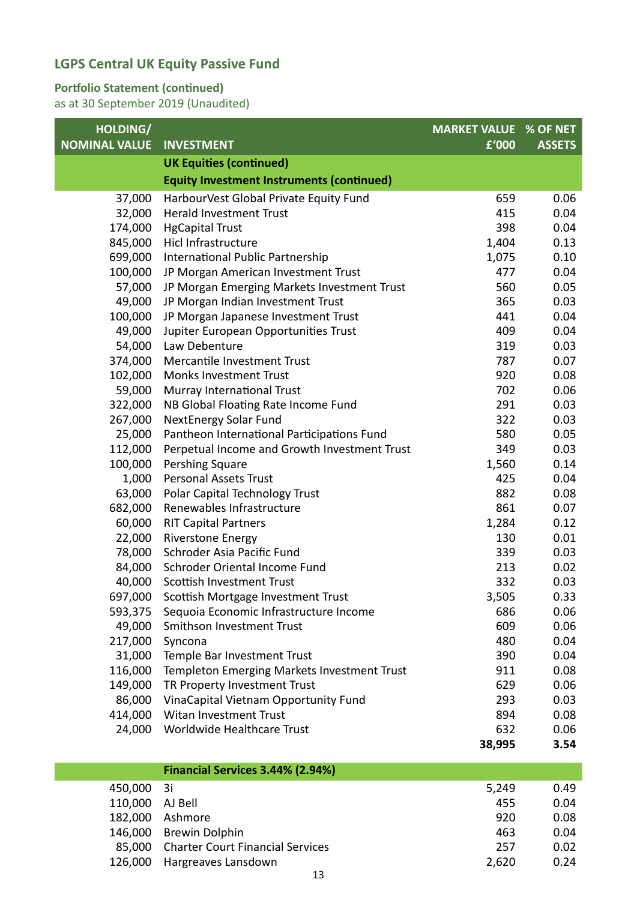## LGPS Central UK Equity Passive Fund

### Portfolio Statement (continued)

as at 30 September 2019 (Unaudited)

| HOLDING/ NOMINAL VALUE | INVESTMENT | MARKET VALUE £'000 | % OF NET ASSETS |
|---|---|---|---|
| | **UK Equities (continued)** | | |
| | **Equity Investment Instruments (continued)** | | |
| 37,000 | HarbourVest Global Private Equity Fund | 659 | 0.06 |
| 32,000 | Herald Investment Trust | 415 | 0.04 |
| 174,000 | HgCapital Trust | 398 | 0.04 |
| 845,000 | Hicl Infrastructure | 1,404 | 0.13 |
| 699,000 | International Public Partnership | 1,075 | 0.10 |
| 100,000 | JP Morgan American Investment Trust | 477 | 0.04 |
| 57,000 | JP Morgan Emerging Markets Investment Trust | 560 | 0.05 |
| 49,000 | JP Morgan Indian Investment Trust | 365 | 0.03 |
| 100,000 | JP Morgan Japanese Investment Trust | 441 | 0.04 |
| 49,000 | Jupiter European Opportunities Trust | 409 | 0.04 |
| 54,000 | Law Debenture | 319 | 0.03 |
| 374,000 | Mercantile Investment Trust | 787 | 0.07 |
| 102,000 | Monks Investment Trust | 920 | 0.08 |
| 59,000 | Murray International Trust | 702 | 0.06 |
| 322,000 | NB Global Floating Rate Income Fund | 291 | 0.03 |
| 267,000 | NextEnergy Solar Fund | 322 | 0.03 |
| 25,000 | Pantheon International Participations Fund | 580 | 0.05 |
| 112,000 | Perpetual Income and Growth Investment Trust | 349 | 0.03 |
| 100,000 | Pershing Square | 1,560 | 0.14 |
| 1,000 | Personal Assets Trust | 425 | 0.04 |
| 63,000 | Polar Capital Technology Trust | 882 | 0.08 |
| 682,000 | Renewables Infrastructure | 861 | 0.07 |
| 60,000 | RIT Capital Partners | 1,284 | 0.12 |
| 22,000 | Riverstone Energy | 130 | 0.01 |
| 78,000 | Schroder Asia Pacific Fund | 339 | 0.03 |
| 84,000 | Schroder Oriental Income Fund | 213 | 0.02 |
| 40,000 | Scottish Investment Trust | 332 | 0.03 |
| 697,000 | Scottish Mortgage Investment Trust | 3,505 | 0.33 |
| 593,375 | Sequoia Economic Infrastructure Income | 686 | 0.06 |
| 49,000 | Smithson Investment Trust | 609 | 0.06 |
| 217,000 | Syncona | 480 | 0.04 |
| 31,000 | Temple Bar Investment Trust | 390 | 0.04 |
| 116,000 | Templeton Emerging Markets Investment Trust | 911 | 0.08 |
| 149,000 | TR Property Investment Trust | 629 | 0.06 |
| 86,000 | VinaCapital Vietnam Opportunity Fund | 293 | 0.03 |
| 414,000 | Witan Investment Trust | 894 | 0.08 |
| 24,000 | Worldwide Healthcare Trust | 632 | 0.06 |
| | | **38,995** | **3.54** |
| | **Financial Services 3.44% (2.94%)** | | |
| 450,000 | 3i | 5,249 | 0.49 |
| 110,000 | AJ Bell | 455 | 0.04 |
| 182,000 | Ashmore | 920 | 0.08 |
| 146,000 | Brewin Dolphin | 463 | 0.04 |
| 85,000 | Charter Court Financial Services | 257 | 0.02 |
| 126,000 | Hargreaves Lansdown | 2,620 | 0.24 |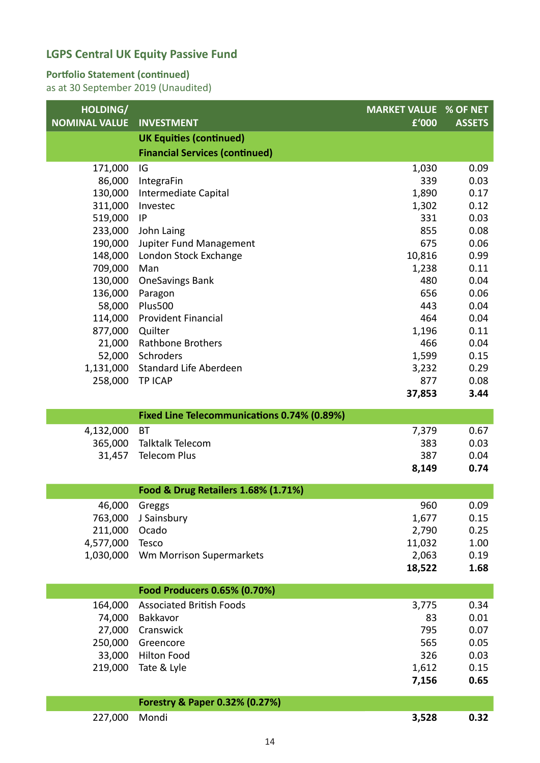## LGPS Central UK Equity Passive Fund

### Portfolio Statement (continued)
as at 30 September 2019 (Unaudited)

| HOLDING/ NOMINAL VALUE | INVESTMENT | MARKET VALUE £'000 | % OF NET ASSETS |
|---|---|---|---|
| | **UK Equities (continued)** | | |
| | **Financial Services (continued)** | | |
| 171,000 | IG | 1,030 | 0.09 |
| 86,000 | IntegraFin | 339 | 0.03 |
| 130,000 | Intermediate Capital | 1,890 | 0.17 |
| 311,000 | Investec | 1,302 | 0.12 |
| 519,000 | IP | 331 | 0.03 |
| 233,000 | John Laing | 855 | 0.08 |
| 190,000 | Jupiter Fund Management | 675 | 0.06 |
| 148,000 | London Stock Exchange | 10,816 | 0.99 |
| 709,000 | Man | 1,238 | 0.11 |
| 130,000 | OneSavings Bank | 480 | 0.04 |
| 136,000 | Paragon | 656 | 0.06 |
| 58,000 | Plus500 | 443 | 0.04 |
| 114,000 | Provident Financial | 464 | 0.04 |
| 877,000 | Quilter | 1,196 | 0.11 |
| 21,000 | Rathbone Brothers | 466 | 0.04 |
| 52,000 | Schroders | 1,599 | 0.15 |
| 1,131,000 | Standard Life Aberdeen | 3,232 | 0.29 |
| 258,000 | TP ICAP | 877 | 0.08 |
| | | **37,853** | **3.44** |
| | **Fixed Line Telecommunications 0.74% (0.89%)** | | |
| 4,132,000 | BT | 7,379 | 0.67 |
| 365,000 | Talktalk Telecom | 383 | 0.03 |
| 31,457 | Telecom Plus | 387 | 0.04 |
| | | **8,149** | **0.74** |
| | **Food & Drug Retailers 1.68% (1.71%)** | | |
| 46,000 | Greggs | 960 | 0.09 |
| 763,000 | J Sainsbury | 1,677 | 0.15 |
| 211,000 | Ocado | 2,790 | 0.25 |
| 4,577,000 | Tesco | 11,032 | 1.00 |
| 1,030,000 | Wm Morrison Supermarkets | 2,063 | 0.19 |
| | | **18,522** | **1.68** |
| | **Food Producers 0.65% (0.70%)** | | |
| 164,000 | Associated British Foods | 3,775 | 0.34 |
| 74,000 | Bakkavor | 83 | 0.01 |
| 27,000 | Cranswick | 795 | 0.07 |
| 250,000 | Greencore | 565 | 0.05 |
| 33,000 | Hilton Food | 326 | 0.03 |
| 219,000 | Tate & Lyle | 1,612 | 0.15 |
| | | **7,156** | **0.65** |
| | **Forestry & Paper 0.32% (0.27%)** | | |
| 227,000 | Mondi | **3,528** | **0.32** |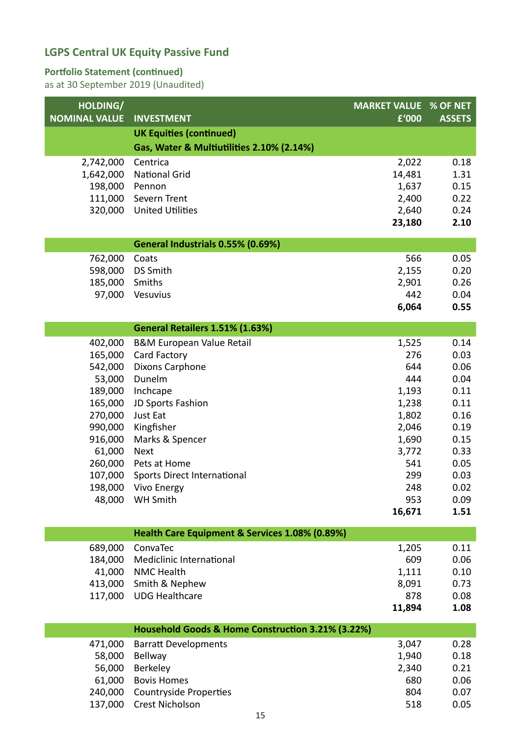# LGPS Central UK Equity Passive Fund

## Portfolio Statement (continued)

as at 30 September 2019 (Unaudited)

| HOLDING/ NOMINAL VALUE | INVESTMENT | MARKET VALUE £'000 | % OF NET ASSETS |
|---|---|---|---|
| | **UK Equities (continued)** | | |
| | **Gas, Water & Multiutilities 2.10% (2.14%)** | | |
| 2,742,000 | Centrica | 2,022 | 0.18 |
| 1,642,000 | National Grid | 14,481 | 1.31 |
| 198,000 | Pennon | 1,637 | 0.15 |
| 111,000 | Severn Trent | 2,400 | 0.22 |
| 320,000 | United Utilities | 2,640 | 0.24 |
| | | **23,180** | **2.10** |
| | **General Industrials 0.55% (0.69%)** | | |
| 762,000 | Coats | 566 | 0.05 |
| 598,000 | DS Smith | 2,155 | 0.20 |
| 185,000 | Smiths | 2,901 | 0.26 |
| 97,000 | Vesuvius | 442 | 0.04 |
| | | **6,064** | **0.55** |
| | **General Retailers 1.51% (1.63%)** | | |
| 402,000 | B&M European Value Retail | 1,525 | 0.14 |
| 165,000 | Card Factory | 276 | 0.03 |
| 542,000 | Dixons Carphone | 644 | 0.06 |
| 53,000 | Dunelm | 444 | 0.04 |
| 189,000 | Inchcape | 1,193 | 0.11 |
| 165,000 | JD Sports Fashion | 1,238 | 0.11 |
| 270,000 | Just Eat | 1,802 | 0.16 |
| 990,000 | Kingfisher | 2,046 | 0.19 |
| 916,000 | Marks & Spencer | 1,690 | 0.15 |
| 61,000 | Next | 3,772 | 0.33 |
| 260,000 | Pets at Home | 541 | 0.05 |
| 107,000 | Sports Direct International | 299 | 0.03 |
| 198,000 | Vivo Energy | 248 | 0.02 |
| 48,000 | WH Smith | 953 | 0.09 |
| | | **16,671** | **1.51** |
| | **Health Care Equipment & Services 1.08% (0.89%)** | | |
| 689,000 | ConvaTec | 1,205 | 0.11 |
| 184,000 | Mediclinic International | 609 | 0.06 |
| 41,000 | NMC Health | 1,111 | 0.10 |
| 413,000 | Smith & Nephew | 8,091 | 0.73 |
| 117,000 | UDG Healthcare | 878 | 0.08 |
| | | **11,894** | **1.08** |
| | **Household Goods & Home Construction 3.21% (3.22%)** | | |
| 471,000 | Barratt Developments | 3,047 | 0.28 |
| 58,000 | Bellway | 1,940 | 0.18 |
| 56,000 | Berkeley | 2,340 | 0.21 |
| 61,000 | Bovis Homes | 680 | 0.06 |
| 240,000 | Countryside Properties | 804 | 0.07 |
| 137,000 | Crest Nicholson | 518 | 0.05 |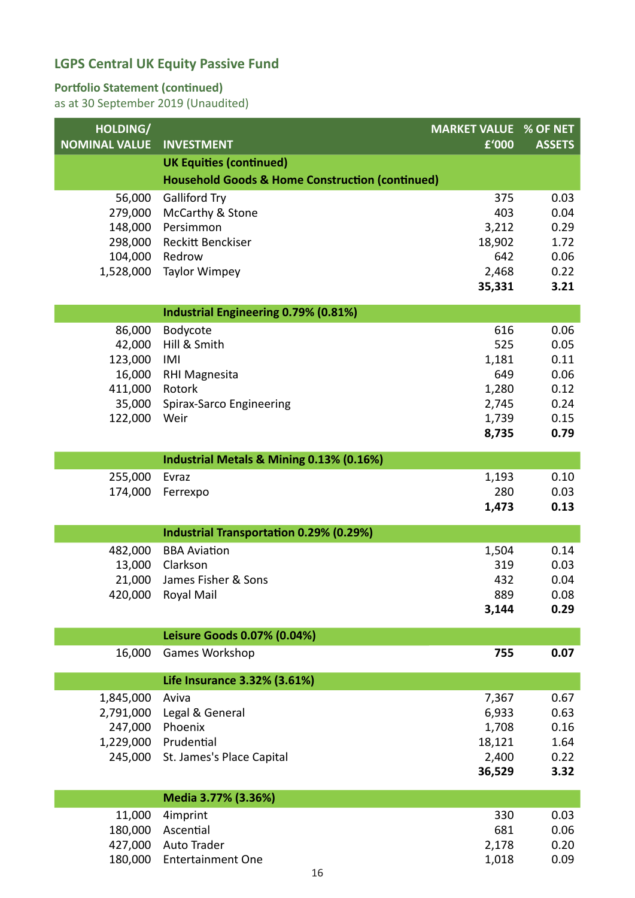## LGPS Central UK Equity Passive Fund

### Portfolio Statement (continued)
as at 30 September 2019 (Unaudited)

| HOLDING/ NOMINAL VALUE | INVESTMENT | MARKET VALUE £'000 | % OF NET ASSETS |
|---|---|---|---|
| | **UK Equities (continued)** | | |
| | **Household Goods & Home Construction (continued)** | | |
| 56,000 | Galliford Try | 375 | 0.03 |
| 279,000 | McCarthy & Stone | 403 | 0.04 |
| 148,000 | Persimmon | 3,212 | 0.29 |
| 298,000 | Reckitt Benckiser | 18,902 | 1.72 |
| 104,000 | Redrow | 642 | 0.06 |
| 1,528,000 | Taylor Wimpey | 2,468 | 0.22 |
| | | **35,331** | **3.21** |
| | **Industrial Engineering 0.79% (0.81%)** | | |
| 86,000 | Bodycote | 616 | 0.06 |
| 42,000 | Hill & Smith | 525 | 0.05 |
| 123,000 | IMI | 1,181 | 0.11 |
| 16,000 | RHI Magnesita | 649 | 0.06 |
| 411,000 | Rotork | 1,280 | 0.12 |
| 35,000 | Spirax-Sarco Engineering | 2,745 | 0.24 |
| 122,000 | Weir | 1,739 | 0.15 |
| | | **8,735** | **0.79** |
| | **Industrial Metals & Mining 0.13% (0.16%)** | | |
| 255,000 | Evraz | 1,193 | 0.10 |
| 174,000 | Ferrexpo | 280 | 0.03 |
| | | **1,473** | **0.13** |
| | **Industrial Transportation 0.29% (0.29%)** | | |
| 482,000 | BBA Aviation | 1,504 | 0.14 |
| 13,000 | Clarkson | 319 | 0.03 |
| 21,000 | James Fisher & Sons | 432 | 0.04 |
| 420,000 | Royal Mail | 889 | 0.08 |
| | | **3,144** | **0.29** |
| | **Leisure Goods 0.07% (0.04%)** | | |
| 16,000 | Games Workshop | **755** | **0.07** |
| | **Life Insurance 3.32% (3.61%)** | | |
| 1,845,000 | Aviva | 7,367 | 0.67 |
| 2,791,000 | Legal & General | 6,933 | 0.63 |
| 247,000 | Phoenix | 1,708 | 0.16 |
| 1,229,000 | Prudential | 18,121 | 1.64 |
| 245,000 | St. James's Place Capital | 2,400 | 0.22 |
| | | **36,529** | **3.32** |
| | **Media 3.77% (3.36%)** | | |
| 11,000 | 4imprint | 330 | 0.03 |
| 180,000 | Ascential | 681 | 0.06 |
| 427,000 | Auto Trader | 2,178 | 0.20 |
| 180,000 | Entertainment One | 1,018 | 0.09 |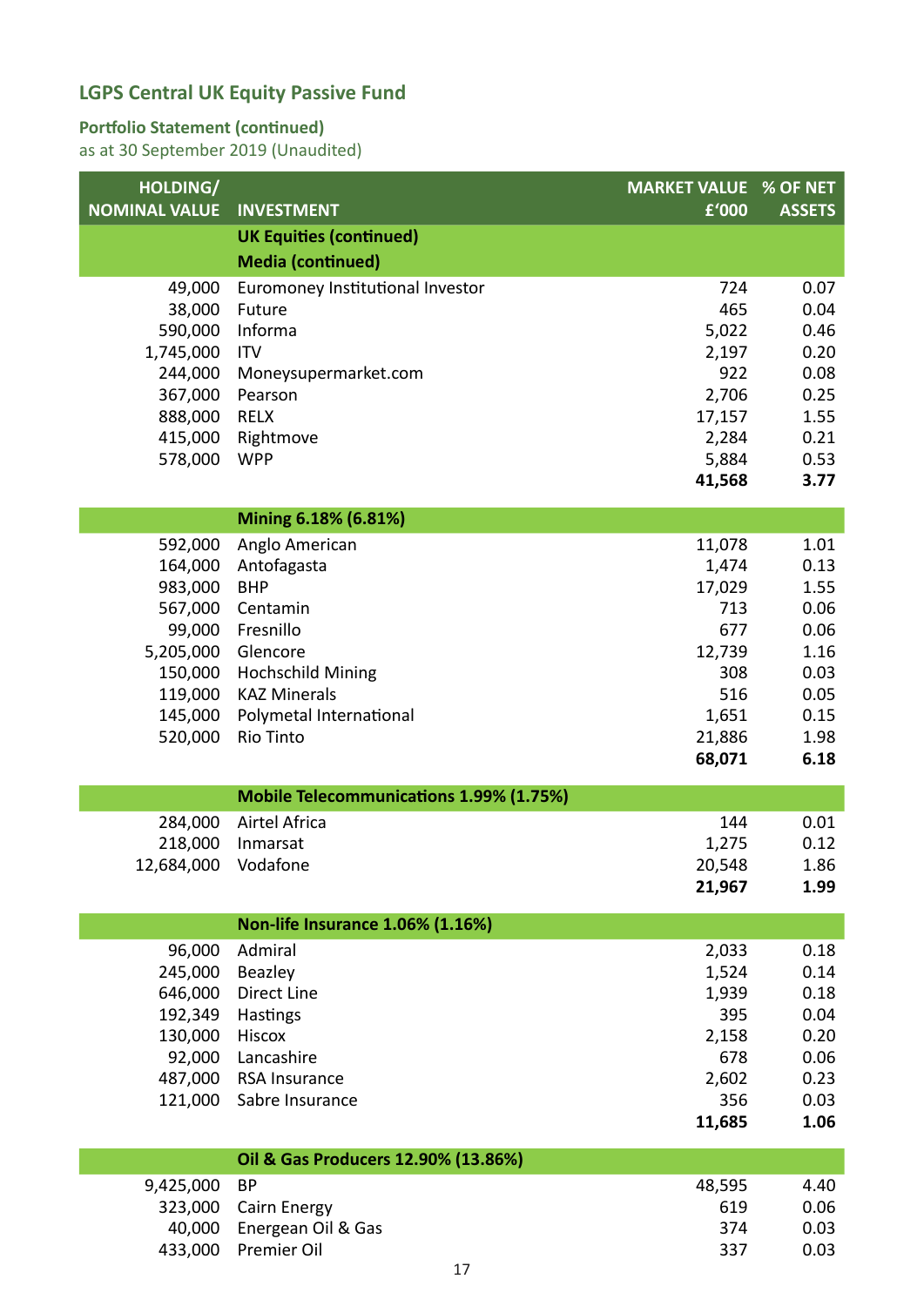## LGPS Central UK Equity Passive Fund

### Portfolio Statement (continued)
as at 30 September 2019 (Unaudited)

| HOLDING/ NOMINAL VALUE | INVESTMENT | MARKET VALUE £'000 | % OF NET ASSETS |
|---|---|---|---|
| | **UK Equities (continued)** | | |
| | **Media (continued)** | | |
| 49,000 | Euromoney Institutional Investor | 724 | 0.07 |
| 38,000 | Future | 465 | 0.04 |
| 590,000 | Informa | 5,022 | 0.46 |
| 1,745,000 | ITV | 2,197 | 0.20 |
| 244,000 | Moneysupermarket.com | 922 | 0.08 |
| 367,000 | Pearson | 2,706 | 0.25 |
| 888,000 | RELX | 17,157 | 1.55 |
| 415,000 | Rightmove | 2,284 | 0.21 |
| 578,000 | WPP | 5,884 | 0.53 |
| | | **41,568** | **3.77** |
| | **Mining 6.18% (6.81%)** | | |
| 592,000 | Anglo American | 11,078 | 1.01 |
| 164,000 | Antofagasta | 1,474 | 0.13 |
| 983,000 | BHP | 17,029 | 1.55 |
| 567,000 | Centamin | 713 | 0.06 |
| 99,000 | Fresnillo | 677 | 0.06 |
| 5,205,000 | Glencore | 12,739 | 1.16 |
| 150,000 | Hochschild Mining | 308 | 0.03 |
| 119,000 | KAZ Minerals | 516 | 0.05 |
| 145,000 | Polymetal International | 1,651 | 0.15 |
| 520,000 | Rio Tinto | 21,886 | 1.98 |
| | | **68,071** | **6.18** |
| | **Mobile Telecommunications 1.99% (1.75%)** | | |
| 284,000 | Airtel Africa | 144 | 0.01 |
| 218,000 | Inmarsat | 1,275 | 0.12 |
| 12,684,000 | Vodafone | 20,548 | 1.86 |
| | | **21,967** | **1.99** |
| | **Non-life Insurance 1.06% (1.16%)** | | |
| 96,000 | Admiral | 2,033 | 0.18 |
| 245,000 | Beazley | 1,524 | 0.14 |
| 646,000 | Direct Line | 1,939 | 0.18 |
| 192,349 | Hastings | 395 | 0.04 |
| 130,000 | Hiscox | 2,158 | 0.20 |
| 92,000 | Lancashire | 678 | 0.06 |
| 487,000 | RSA Insurance | 2,602 | 0.23 |
| 121,000 | Sabre Insurance | 356 | 0.03 |
| | | **11,685** | **1.06** |
| | **Oil & Gas Producers 12.90% (13.86%)** | | |
| 9,425,000 | BP | 48,595 | 4.40 |
| 323,000 | Cairn Energy | 619 | 0.06 |
| 40,000 | Energean Oil & Gas | 374 | 0.03 |
| 433,000 | Premier Oil | 337 | 0.03 |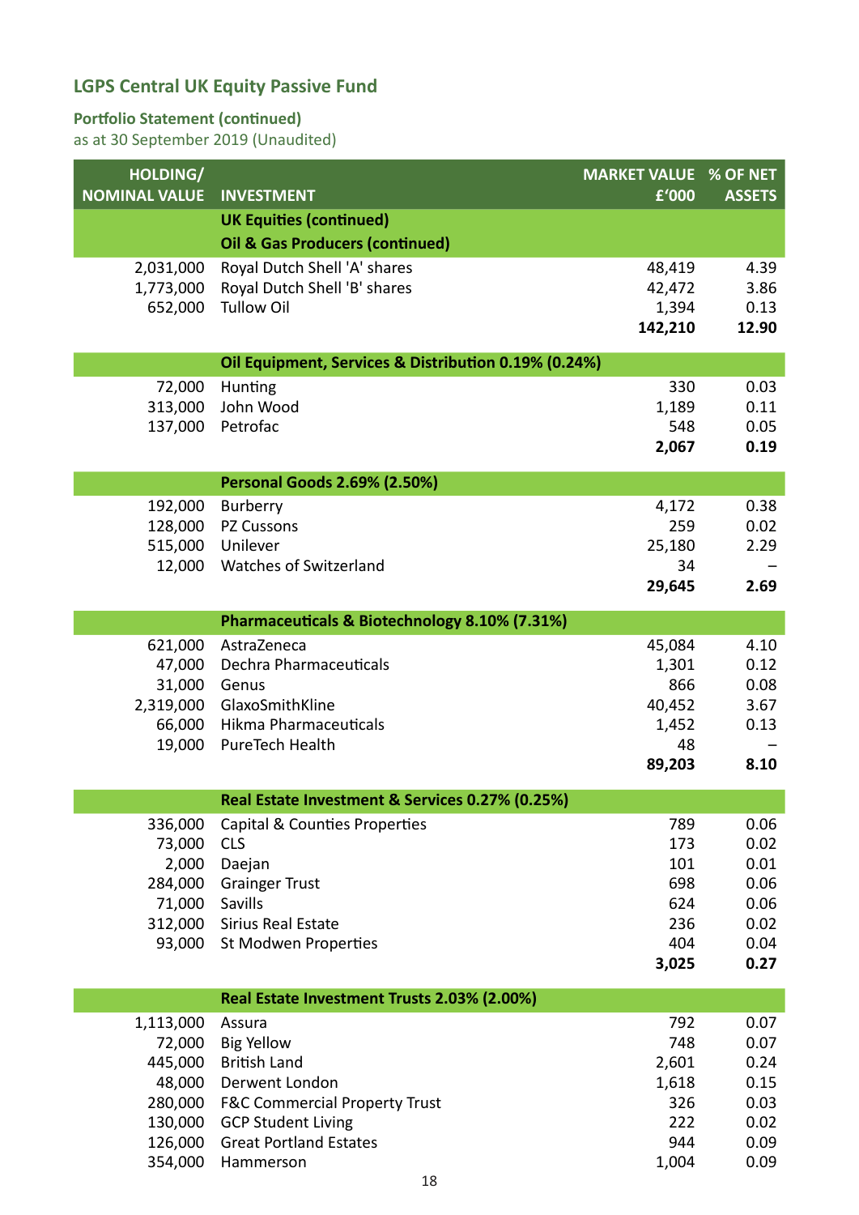## LGPS Central UK Equity Passive Fund

### Portfolio Statement (continued)

as at 30 September 2019 (Unaudited)

| HOLDING/ NOMINAL VALUE | INVESTMENT | MARKET VALUE £'000 | % OF NET ASSETS |
|---|---|---|---|
| | **UK Equities (continued)** | | |
| | **Oil & Gas Producers (continued)** | | |
| 2,031,000 | Royal Dutch Shell 'A' shares | 48,419 | 4.39 |
| 1,773,000 | Royal Dutch Shell 'B' shares | 42,472 | 3.86 |
| 652,000 | Tullow Oil | 1,394 | 0.13 |
| | | **142,210** | **12.90** |
| | **Oil Equipment, Services & Distribution 0.19% (0.24%)** | | |
| 72,000 | Hunting | 330 | 0.03 |
| 313,000 | John Wood | 1,189 | 0.11 |
| 137,000 | Petrofac | 548 | 0.05 |
| | | **2,067** | **0.19** |
| | **Personal Goods 2.69% (2.50%)** | | |
| 192,000 | Burberry | 4,172 | 0.38 |
| 128,000 | PZ Cussons | 259 | 0.02 |
| 515,000 | Unilever | 25,180 | 2.29 |
| 12,000 | Watches of Switzerland | 34 | – |
| | | **29,645** | **2.69** |
| | **Pharmaceuticals & Biotechnology 8.10% (7.31%)** | | |
| 621,000 | AstraZeneca | 45,084 | 4.10 |
| 47,000 | Dechra Pharmaceuticals | 1,301 | 0.12 |
| 31,000 | Genus | 866 | 0.08 |
| 2,319,000 | GlaxoSmithKline | 40,452 | 3.67 |
| 66,000 | Hikma Pharmaceuticals | 1,452 | 0.13 |
| 19,000 | PureTech Health | 48 | – |
| | | **89,203** | **8.10** |
| | **Real Estate Investment & Services 0.27% (0.25%)** | | |
| 336,000 | Capital & Counties Properties | 789 | 0.06 |
| 73,000 | CLS | 173 | 0.02 |
| 2,000 | Daejan | 101 | 0.01 |
| 284,000 | Grainger Trust | 698 | 0.06 |
| 71,000 | Savills | 624 | 0.06 |
| 312,000 | Sirius Real Estate | 236 | 0.02 |
| 93,000 | St Modwen Properties | 404 | 0.04 |
| | | **3,025** | **0.27** |
| | **Real Estate Investment Trusts 2.03% (2.00%)** | | |
| 1,113,000 | Assura | 792 | 0.07 |
| 72,000 | Big Yellow | 748 | 0.07 |
| 445,000 | British Land | 2,601 | 0.24 |
| 48,000 | Derwent London | 1,618 | 0.15 |
| 280,000 | F&C Commercial Property Trust | 326 | 0.03 |
| 130,000 | GCP Student Living | 222 | 0.02 |
| 126,000 | Great Portland Estates | 944 | 0.09 |
| 354,000 | Hammerson | 1,004 | 0.09 |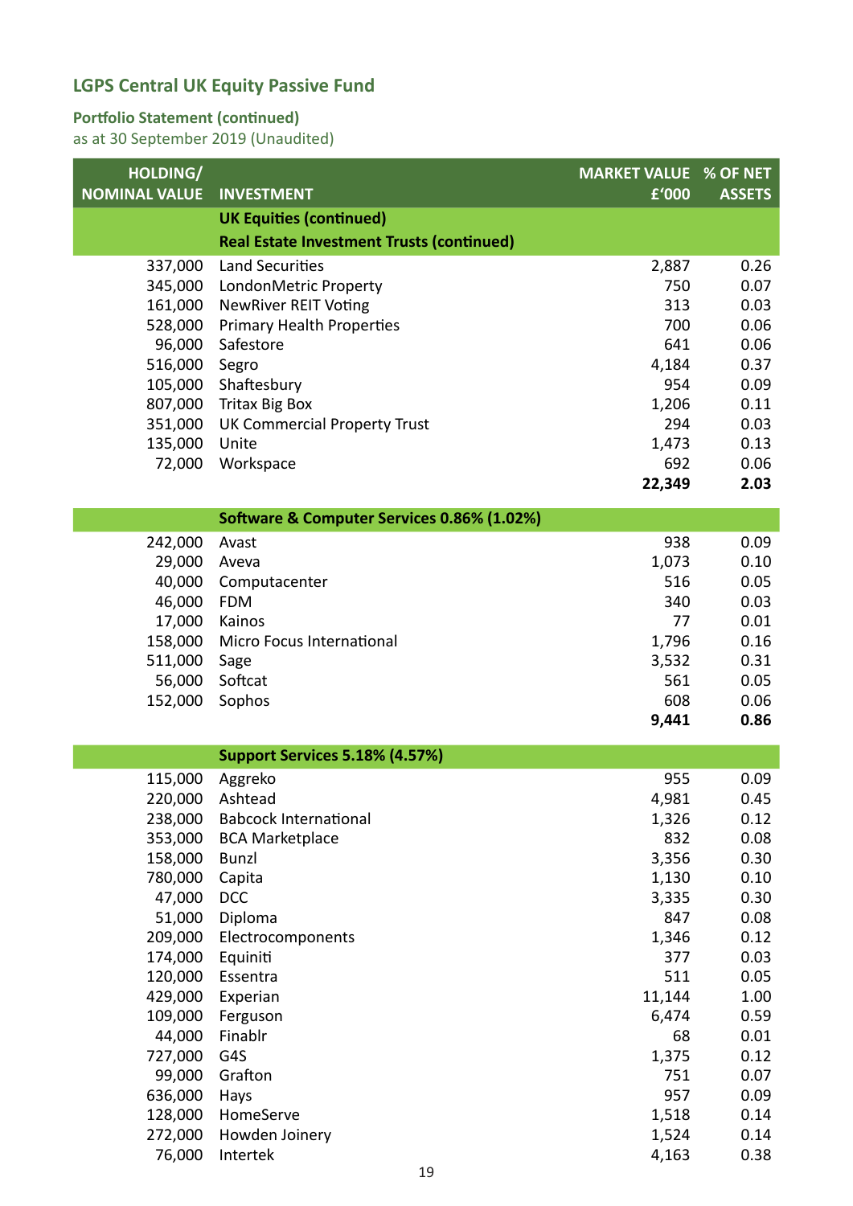## LGPS Central UK Equity Passive Fund

### Portfolio Statement (continued)
as at 30 September 2019 (Unaudited)

| HOLDING/ NOMINAL VALUE | INVESTMENT | MARKET VALUE £'000 | % OF NET ASSETS |
|---|---|---|---|
| | **UK Equities (continued)** | | |
| | **Real Estate Investment Trusts (continued)** | | |
| 337,000 | Land Securities | 2,887 | 0.26 |
| 345,000 | LondonMetric Property | 750 | 0.07 |
| 161,000 | NewRiver REIT Voting | 313 | 0.03 |
| 528,000 | Primary Health Properties | 700 | 0.06 |
| 96,000 | Safestore | 641 | 0.06 |
| 516,000 | Segro | 4,184 | 0.37 |
| 105,000 | Shaftesbury | 954 | 0.09 |
| 807,000 | Tritax Big Box | 1,206 | 0.11 |
| 351,000 | UK Commercial Property Trust | 294 | 0.03 |
| 135,000 | Unite | 1,473 | 0.13 |
| 72,000 | Workspace | 692 | 0.06 |
| | | **22,349** | **2.03** |
| | **Software & Computer Services 0.86% (1.02%)** | | |
| 242,000 | Avast | 938 | 0.09 |
| 29,000 | Aveva | 1,073 | 0.10 |
| 40,000 | Computacenter | 516 | 0.05 |
| 46,000 | FDM | 340 | 0.03 |
| 17,000 | Kainos | 77 | 0.01 |
| 158,000 | Micro Focus International | 1,796 | 0.16 |
| 511,000 | Sage | 3,532 | 0.31 |
| 56,000 | Softcat | 561 | 0.05 |
| 152,000 | Sophos | 608 | 0.06 |
| | | **9,441** | **0.86** |
| | **Support Services 5.18% (4.57%)** | | |
| 115,000 | Aggreko | 955 | 0.09 |
| 220,000 | Ashtead | 4,981 | 0.45 |
| 238,000 | Babcock International | 1,326 | 0.12 |
| 353,000 | BCA Marketplace | 832 | 0.08 |
| 158,000 | Bunzl | 3,356 | 0.30 |
| 780,000 | Capita | 1,130 | 0.10 |
| 47,000 | DCC | 3,335 | 0.30 |
| 51,000 | Diploma | 847 | 0.08 |
| 209,000 | Electrocomponents | 1,346 | 0.12 |
| 174,000 | Equiniti | 377 | 0.03 |
| 120,000 | Essentra | 511 | 0.05 |
| 429,000 | Experian | 11,144 | 1.00 |
| 109,000 | Ferguson | 6,474 | 0.59 |
| 44,000 | Finablr | 68 | 0.01 |
| 727,000 | G4S | 1,375 | 0.12 |
| 99,000 | Grafton | 751 | 0.07 |
| 636,000 | Hays | 957 | 0.09 |
| 128,000 | HomeServe | 1,518 | 0.14 |
| 272,000 | Howden Joinery | 1,524 | 0.14 |
| 76,000 | Intertek | 4,163 | 0.38 |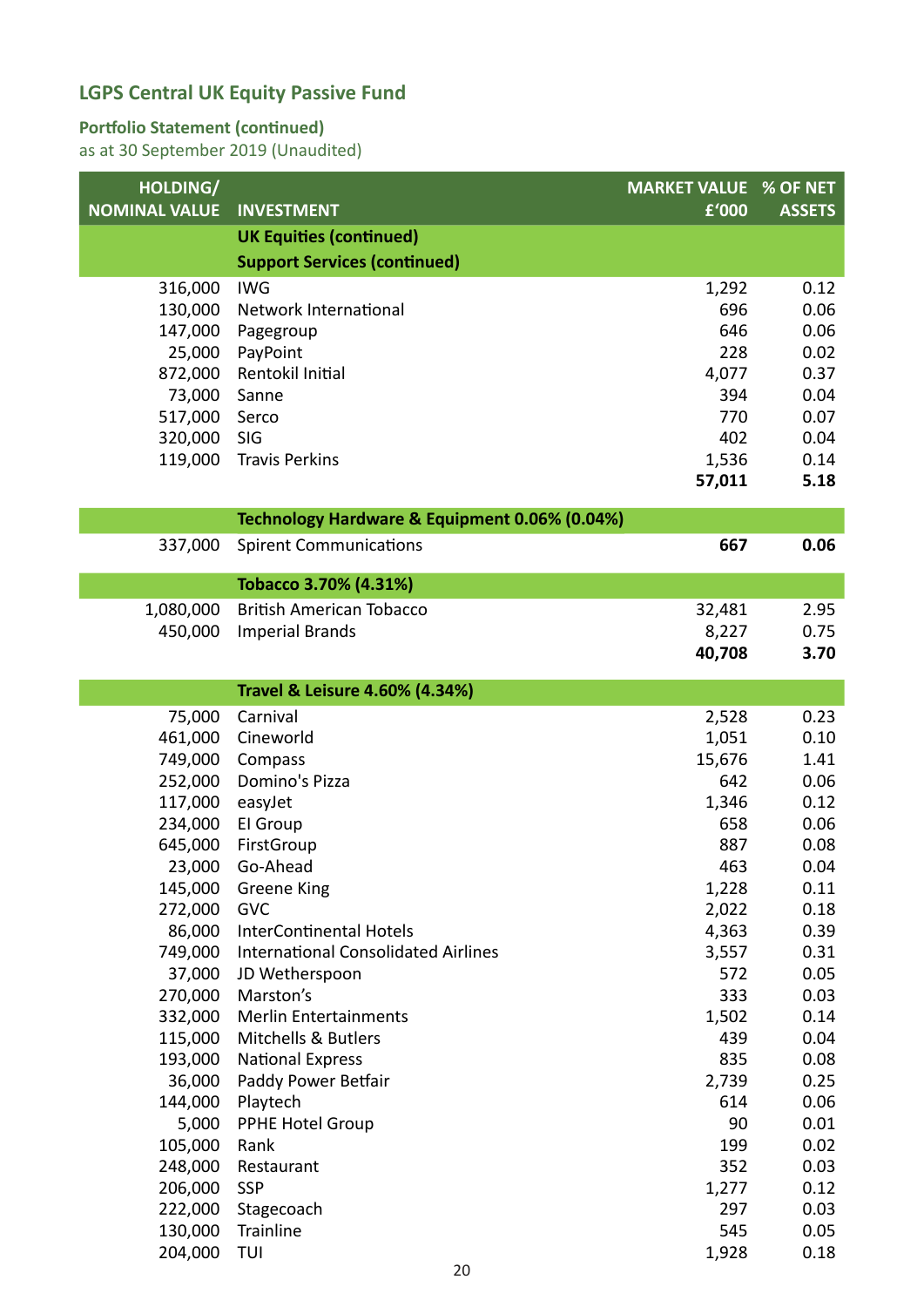# LGPS Central UK Equity Passive Fund

## Portfolio Statement (continued)

as at 30 September 2019 (Unaudited)

| HOLDING/ NOMINAL VALUE | INVESTMENT | MARKET VALUE £'000 | % OF NET ASSETS |
|---|---|---|---|
| | **UK Equities (continued)** | | |
| | **Support Services (continued)** | | |
| 316,000 | IWG | 1,292 | 0.12 |
| 130,000 | Network International | 696 | 0.06 |
| 147,000 | Pagegroup | 646 | 0.06 |
| 25,000 | PayPoint | 228 | 0.02 |
| 872,000 | Rentokil Initial | 4,077 | 0.37 |
| 73,000 | Sanne | 394 | 0.04 |
| 517,000 | Serco | 770 | 0.07 |
| 320,000 | SIG | 402 | 0.04 |
| 119,000 | Travis Perkins | 1,536 | 0.14 |
| | | **57,011** | **5.18** |
| | **Technology Hardware & Equipment 0.06% (0.04%)** | | |
| 337,000 | Spirent Communications | **667** | **0.06** |
| | **Tobacco 3.70% (4.31%)** | | |
| 1,080,000 | British American Tobacco | 32,481 | 2.95 |
| 450,000 | Imperial Brands | 8,227 | 0.75 |
| | | **40,708** | **3.70** |
| | **Travel & Leisure 4.60% (4.34%)** | | |
| 75,000 | Carnival | 2,528 | 0.23 |
| 461,000 | Cineworld | 1,051 | 0.10 |
| 749,000 | Compass | 15,676 | 1.41 |
| 252,000 | Domino's Pizza | 642 | 0.06 |
| 117,000 | easyJet | 1,346 | 0.12 |
| 234,000 | EI Group | 658 | 0.06 |
| 645,000 | FirstGroup | 887 | 0.08 |
| 23,000 | Go-Ahead | 463 | 0.04 |
| 145,000 | Greene King | 1,228 | 0.11 |
| 272,000 | GVC | 2,022 | 0.18 |
| 86,000 | InterContinental Hotels | 4,363 | 0.39 |
| 749,000 | International Consolidated Airlines | 3,557 | 0.31 |
| 37,000 | JD Wetherspoon | 572 | 0.05 |
| 270,000 | Marston's | 333 | 0.03 |
| 332,000 | Merlin Entertainments | 1,502 | 0.14 |
| 115,000 | Mitchells & Butlers | 439 | 0.04 |
| 193,000 | National Express | 835 | 0.08 |
| 36,000 | Paddy Power Betfair | 2,739 | 0.25 |
| 144,000 | Playtech | 614 | 0.06 |
| 5,000 | PPHE Hotel Group | 90 | 0.01 |
| 105,000 | Rank | 199 | 0.02 |
| 248,000 | Restaurant | 352 | 0.03 |
| 206,000 | SSP | 1,277 | 0.12 |
| 222,000 | Stagecoach | 297 | 0.03 |
| 130,000 | Trainline | 545 | 0.05 |
| 204,000 | TUI | 1,928 | 0.18 |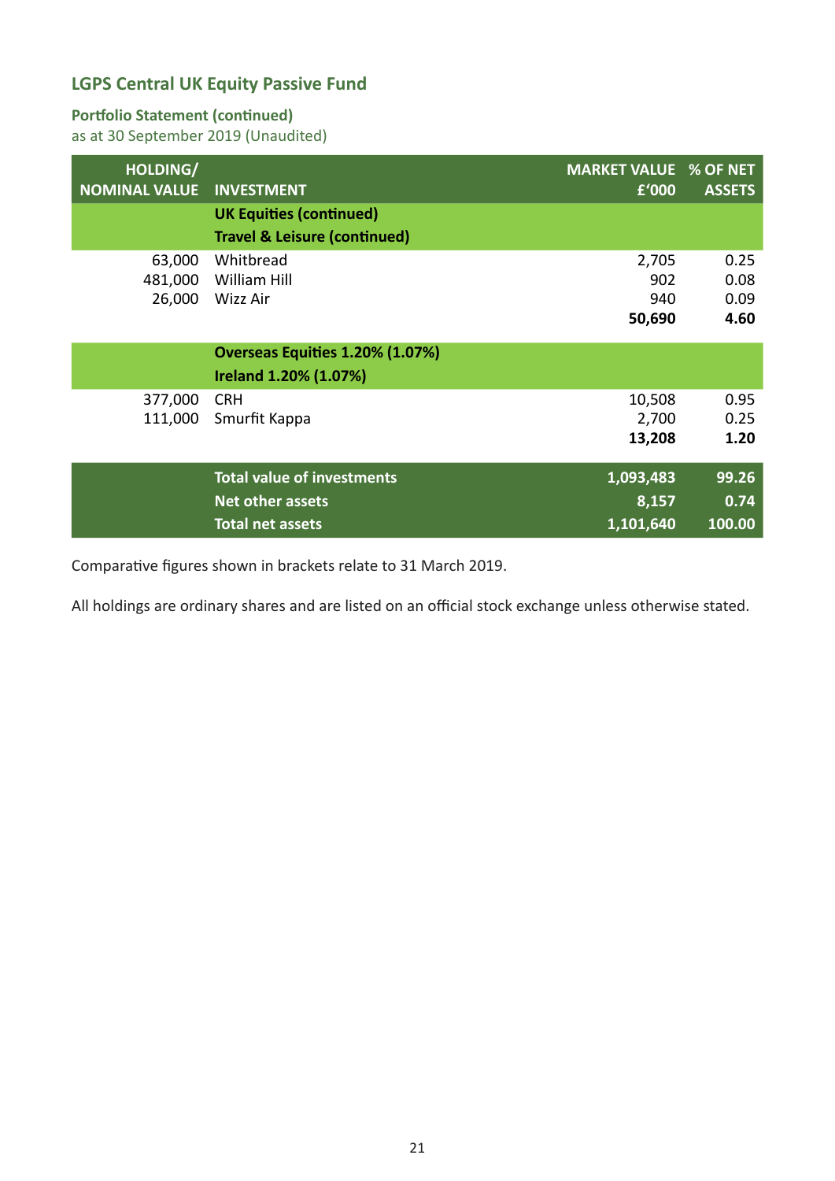## LGPS Central UK Equity Passive Fund

### Portfolio Statement (continued)

as at 30 September 2019 (Unaudited)

| HOLDING/ NOMINAL VALUE | INVESTMENT | MARKET VALUE £'000 | % OF NET ASSETS |
|---|---|---|---|
| | **UK Equities (continued)** | | |
| | **Travel & Leisure (continued)** | | |
| 63,000 | Whitbread | 2,705 | 0.25 |
| 481,000 | William Hill | 902 | 0.08 |
| 26,000 | Wizz Air | 940 | 0.09 |
| | | **50,690** | **4.60** |
| | **Overseas Equities 1.20% (1.07%)** | | |
| | **Ireland 1.20% (1.07%)** | | |
| 377,000 | CRH | 10,508 | 0.95 |
| 111,000 | Smurfit Kappa | 2,700 | 0.25 |
| | | **13,208** | **1.20** |
| | **Total value of investments** | **1,093,483** | **99.26** |
| | **Net other assets** | **8,157** | **0.74** |
| | **Total net assets** | **1,101,640** | **100.00** |

Comparative figures shown in brackets relate to 31 March 2019.

All holdings are ordinary shares and are listed on an official stock exchange unless otherwise stated.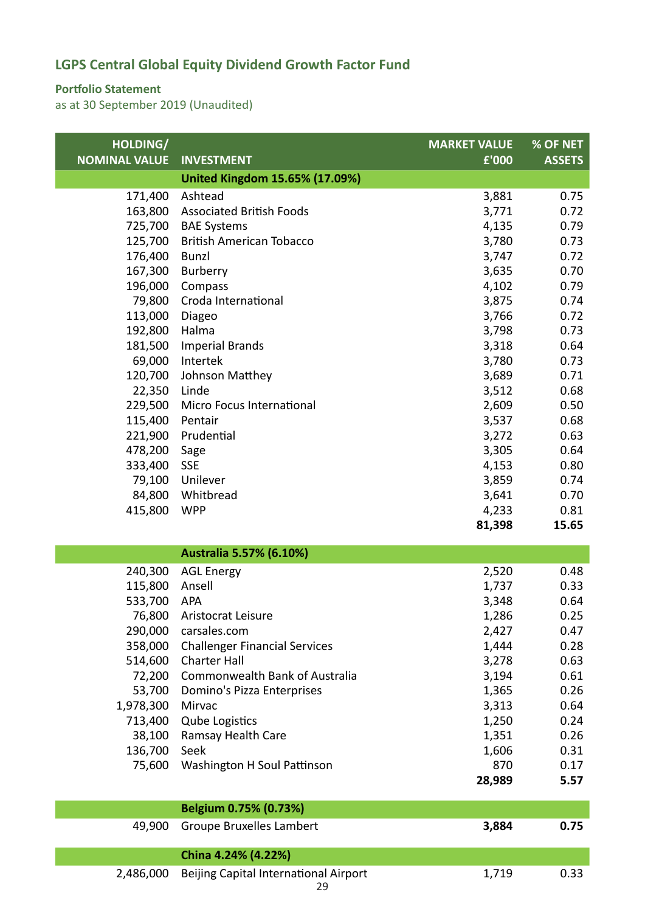# LGPS Central Global Equity Dividend Growth Factor Fund

## Portfolio Statement

as at 30 September 2019 (Unaudited)

| HOLDING/ NOMINAL VALUE | INVESTMENT | MARKET VALUE £'000 | % OF NET ASSETS |
|---|---|---|---|
| | **United Kingdom 15.65% (17.09%)** | | |
| 171,400 | Ashtead | 3,881 | 0.75 |
| 163,800 | Associated British Foods | 3,771 | 0.72 |
| 725,700 | BAE Systems | 4,135 | 0.79 |
| 125,700 | British American Tobacco | 3,780 | 0.73 |
| 176,400 | Bunzl | 3,747 | 0.72 |
| 167,300 | Burberry | 3,635 | 0.70 |
| 196,000 | Compass | 4,102 | 0.79 |
| 79,800 | Croda International | 3,875 | 0.74 |
| 113,000 | Diageo | 3,766 | 0.72 |
| 192,800 | Halma | 3,798 | 0.73 |
| 181,500 | Imperial Brands | 3,318 | 0.64 |
| 69,000 | Intertek | 3,780 | 0.73 |
| 120,700 | Johnson Matthey | 3,689 | 0.71 |
| 22,350 | Linde | 3,512 | 0.68 |
| 229,500 | Micro Focus International | 2,609 | 0.50 |
| 115,400 | Pentair | 3,537 | 0.68 |
| 221,900 | Prudential | 3,272 | 0.63 |
| 478,200 | Sage | 3,305 | 0.64 |
| 333,400 | SSE | 4,153 | 0.80 |
| 79,100 | Unilever | 3,859 | 0.74 |
| 84,800 | Whitbread | 3,641 | 0.70 |
| 415,800 | WPP | 4,233 | 0.81 |
| | | **81,398** | **15.65** |
| | **Australia 5.57% (6.10%)** | | |
| 240,300 | AGL Energy | 2,520 | 0.48 |
| 115,800 | Ansell | 1,737 | 0.33 |
| 533,700 | APA | 3,348 | 0.64 |
| 76,800 | Aristocrat Leisure | 1,286 | 0.25 |
| 290,000 | carsales.com | 2,427 | 0.47 |
| 358,000 | Challenger Financial Services | 1,444 | 0.28 |
| 514,600 | Charter Hall | 3,278 | 0.63 |
| 72,200 | Commonwealth Bank of Australia | 3,194 | 0.61 |
| 53,700 | Domino's Pizza Enterprises | 1,365 | 0.26 |
| 1,978,300 | Mirvac | 3,313 | 0.64 |
| 713,400 | Qube Logistics | 1,250 | 0.24 |
| 38,100 | Ramsay Health Care | 1,351 | 0.26 |
| 136,700 | Seek | 1,606 | 0.31 |
| 75,600 | Washington H Soul Pattinson | 870 | 0.17 |
| | | **28,989** | **5.57** |
| | **Belgium 0.75% (0.73%)** | | |
| 49,900 | Groupe Bruxelles Lambert | **3,884** | **0.75** |
| | **China 4.24% (4.22%)** | | |
| 2,486,000 | Beijing Capital International Airport | 1,719 | 0.33 |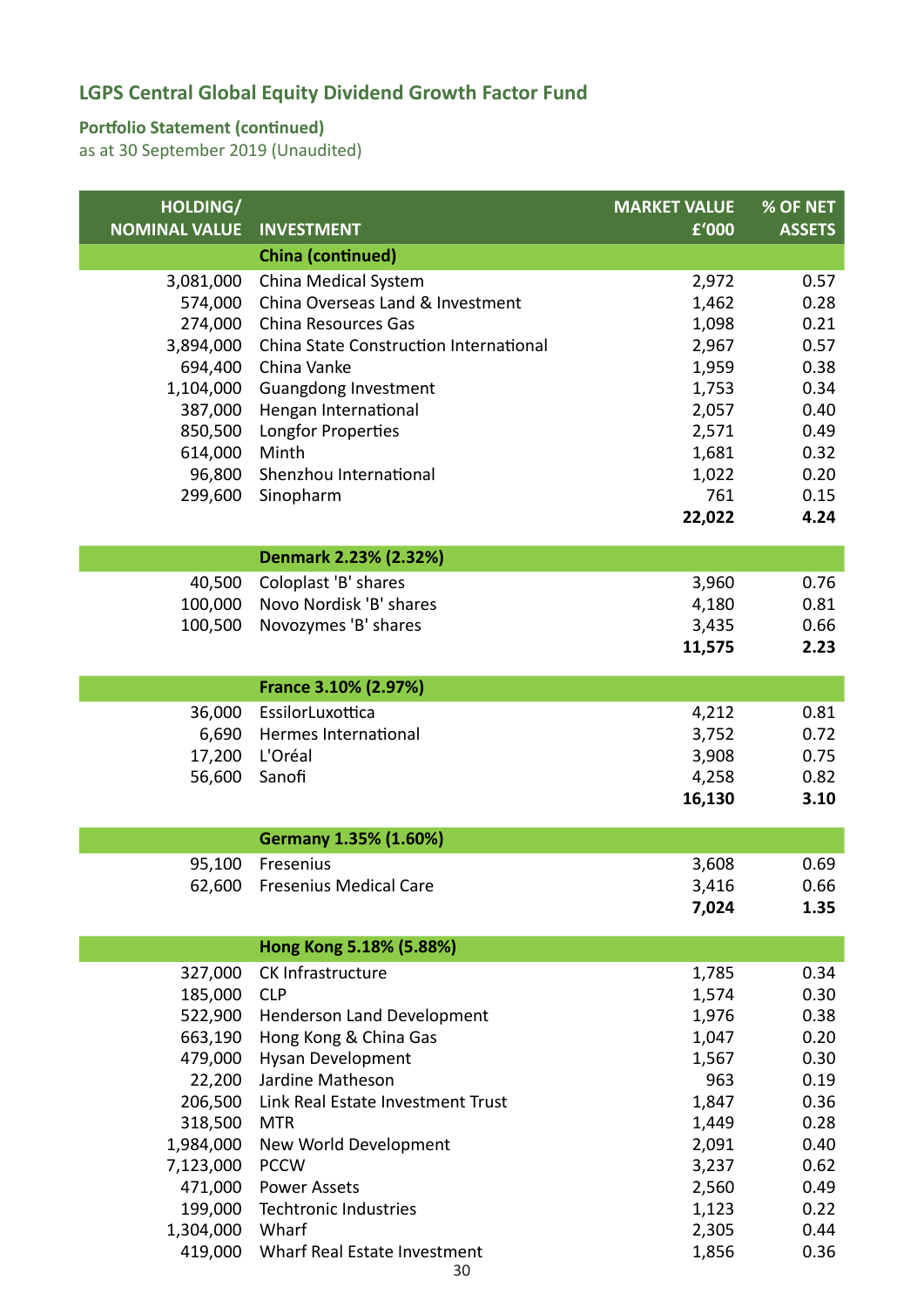## LGPS Central Global Equity Dividend Growth Factor Fund

### Portfolio Statement (continued)
as at 30 September 2019 (Unaudited)

| HOLDING/ NOMINAL VALUE | INVESTMENT | MARKET VALUE £'000 | % OF NET ASSETS |
|---|---|---|---|
| | **China (continued)** | | |
| 3,081,000 | China Medical System | 2,972 | 0.57 |
| 574,000 | China Overseas Land & Investment | 1,462 | 0.28 |
| 274,000 | China Resources Gas | 1,098 | 0.21 |
| 3,894,000 | China State Construction International | 2,967 | 0.57 |
| 694,400 | China Vanke | 1,959 | 0.38 |
| 1,104,000 | Guangdong Investment | 1,753 | 0.34 |
| 387,000 | Hengan International | 2,057 | 0.40 |
| 850,500 | Longfor Properties | 2,571 | 0.49 |
| 614,000 | Minth | 1,681 | 0.32 |
| 96,800 | Shenzhou International | 1,022 | 0.20 |
| 299,600 | Sinopharm | 761 | 0.15 |
| | | **22,022** | **4.24** |
| | **Denmark 2.23% (2.32%)** | | |
| 40,500 | Coloplast 'B' shares | 3,960 | 0.76 |
| 100,000 | Novo Nordisk 'B' shares | 4,180 | 0.81 |
| 100,500 | Novozymes 'B' shares | 3,435 | 0.66 |
| | | **11,575** | **2.23** |
| | **France 3.10% (2.97%)** | | |
| 36,000 | EssilorLuxottica | 4,212 | 0.81 |
| 6,690 | Hermes International | 3,752 | 0.72 |
| 17,200 | L'Oréal | 3,908 | 0.75 |
| 56,600 | Sanofi | 4,258 | 0.82 |
| | | **16,130** | **3.10** |
| | **Germany 1.35% (1.60%)** | | |
| 95,100 | Fresenius | 3,608 | 0.69 |
| 62,600 | Fresenius Medical Care | 3,416 | 0.66 |
| | | **7,024** | **1.35** |
| | **Hong Kong 5.18% (5.88%)** | | |
| 327,000 | CK Infrastructure | 1,785 | 0.34 |
| 185,000 | CLP | 1,574 | 0.30 |
| 522,900 | Henderson Land Development | 1,976 | 0.38 |
| 663,190 | Hong Kong & China Gas | 1,047 | 0.20 |
| 479,000 | Hysan Development | 1,567 | 0.30 |
| 22,200 | Jardine Matheson | 963 | 0.19 |
| 206,500 | Link Real Estate Investment Trust | 1,847 | 0.36 |
| 318,500 | MTR | 1,449 | 0.28 |
| 1,984,000 | New World Development | 2,091 | 0.40 |
| 7,123,000 | PCCW | 3,237 | 0.62 |
| 471,000 | Power Assets | 2,560 | 0.49 |
| 199,000 | Techtronic Industries | 1,123 | 0.22 |
| 1,304,000 | Wharf | 2,305 | 0.44 |
| 419,000 | Wharf Real Estate Investment | 1,856 | 0.36 |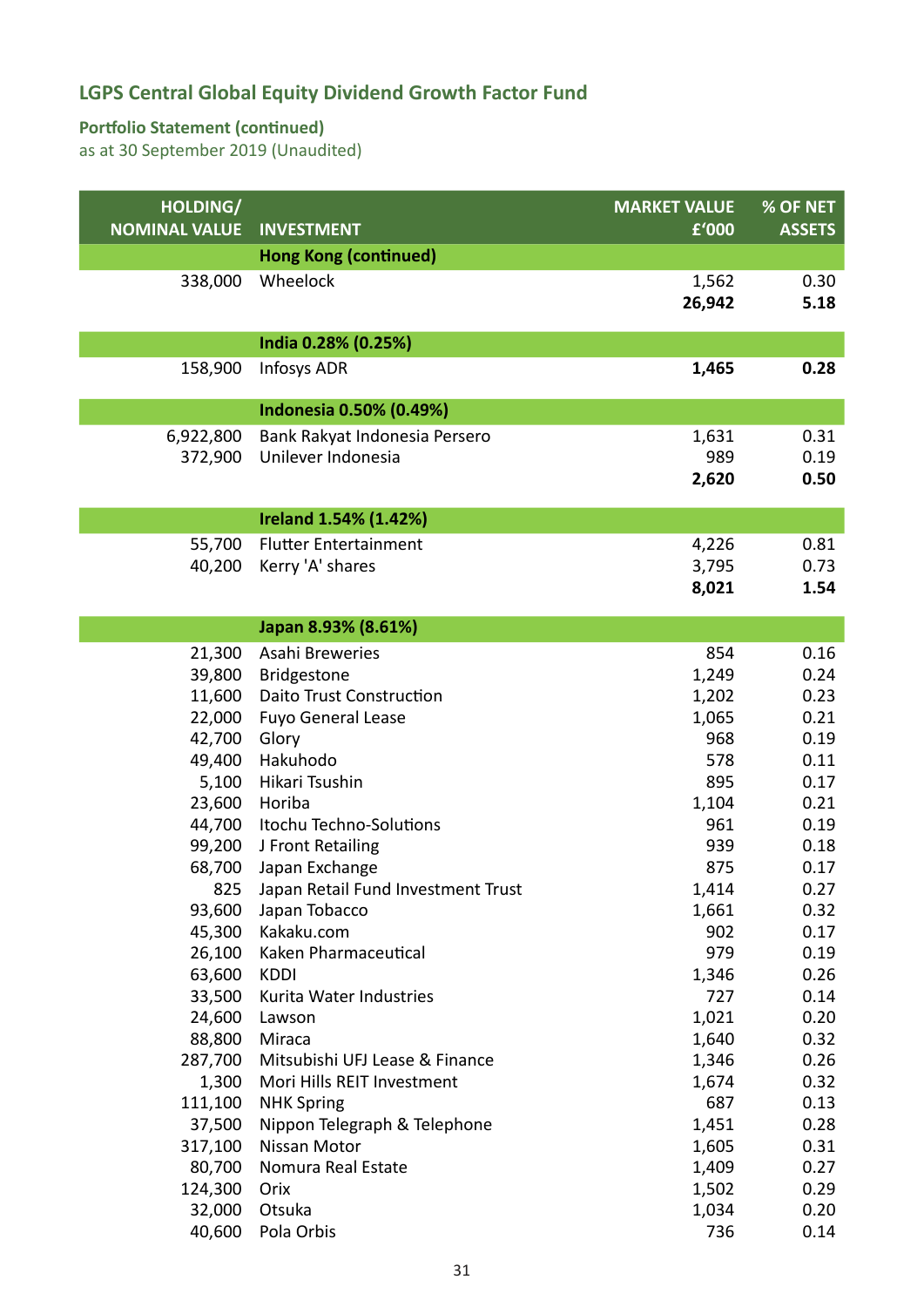## LGPS Central Global Equity Dividend Growth Factor Fund

### Portfolio Statement (continued)

as at 30 September 2019 (Unaudited)

| HOLDING/ NOMINAL VALUE | INVESTMENT | MARKET VALUE £'000 | % OF NET ASSETS |
|---|---|---|---|
| | **Hong Kong (continued)** | | |
| 338,000 | Wheelock | 1,562 | 0.30 |
| | | **26,942** | **5.18** |
| | **India 0.28% (0.25%)** | | |
| 158,900 | Infosys ADR | **1,465** | **0.28** |
| | **Indonesia 0.50% (0.49%)** | | |
| 6,922,800 | Bank Rakyat Indonesia Persero | 1,631 | 0.31 |
| 372,900 | Unilever Indonesia | 989 | 0.19 |
| | | **2,620** | **0.50** |
| | **Ireland 1.54% (1.42%)** | | |
| 55,700 | Flutter Entertainment | 4,226 | 0.81 |
| 40,200 | Kerry 'A' shares | 3,795 | 0.73 |
| | | **8,021** | **1.54** |
| | **Japan 8.93% (8.61%)** | | |
| 21,300 | Asahi Breweries | 854 | 0.16 |
| 39,800 | Bridgestone | 1,249 | 0.24 |
| 11,600 | Daito Trust Construction | 1,202 | 0.23 |
| 22,000 | Fuyo General Lease | 1,065 | 0.21 |
| 42,700 | Glory | 968 | 0.19 |
| 49,400 | Hakuhodo | 578 | 0.11 |
| 5,100 | Hikari Tsushin | 895 | 0.17 |
| 23,600 | Horiba | 1,104 | 0.21 |
| 44,700 | Itochu Techno-Solutions | 961 | 0.19 |
| 99,200 | J Front Retailing | 939 | 0.18 |
| 68,700 | Japan Exchange | 875 | 0.17 |
| 825 | Japan Retail Fund Investment Trust | 1,414 | 0.27 |
| 93,600 | Japan Tobacco | 1,661 | 0.32 |
| 45,300 | Kakaku.com | 902 | 0.17 |
| 26,100 | Kaken Pharmaceutical | 979 | 0.19 |
| 63,600 | KDDI | 1,346 | 0.26 |
| 33,500 | Kurita Water Industries | 727 | 0.14 |
| 24,600 | Lawson | 1,021 | 0.20 |
| 88,800 | Miraca | 1,640 | 0.32 |
| 287,700 | Mitsubishi UFJ Lease & Finance | 1,346 | 0.26 |
| 1,300 | Mori Hills REIT Investment | 1,674 | 0.32 |
| 111,100 | NHK Spring | 687 | 0.13 |
| 37,500 | Nippon Telegraph & Telephone | 1,451 | 0.28 |
| 317,100 | Nissan Motor | 1,605 | 0.31 |
| 80,700 | Nomura Real Estate | 1,409 | 0.27 |
| 124,300 | Orix | 1,502 | 0.29 |
| 32,000 | Otsuka | 1,034 | 0.20 |
| 40,600 | Pola Orbis | 736 | 0.14 |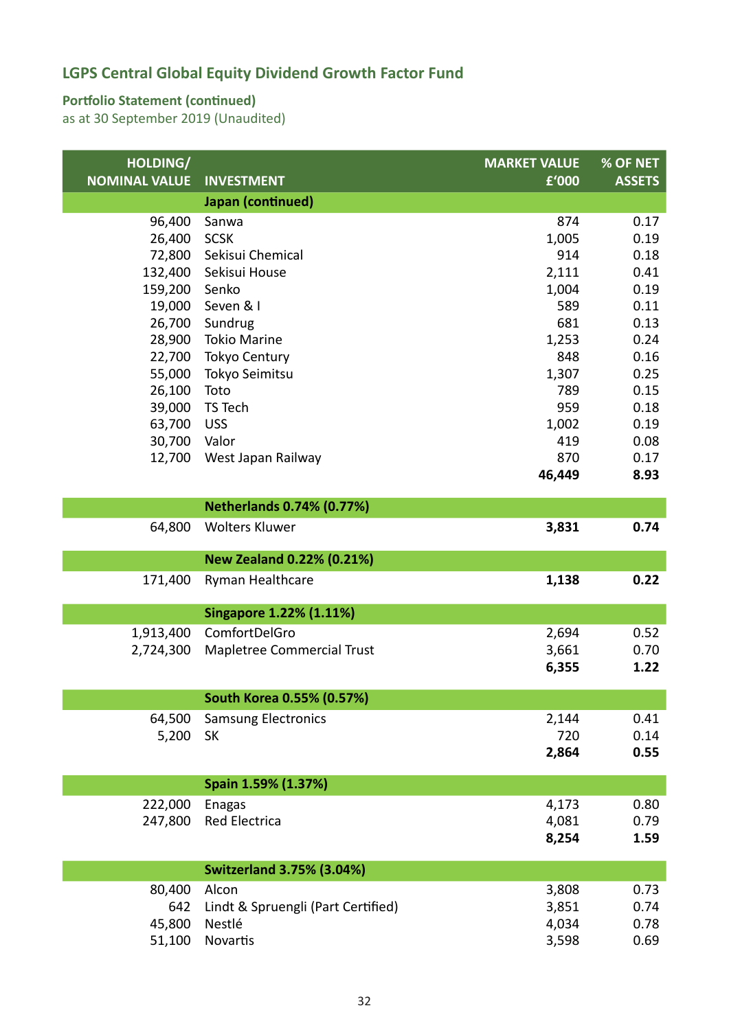## LGPS Central Global Equity Dividend Growth Factor Fund

### Portfolio Statement (continued)

as at 30 September 2019 (Unaudited)

| HOLDING/ NOMINAL VALUE | INVESTMENT | MARKET VALUE £'000 | % OF NET ASSETS |
|---|---|---|---|
| | **Japan (continued)** | | |
| 96,400 | Sanwa | 874 | 0.17 |
| 26,400 | SCSK | 1,005 | 0.19 |
| 72,800 | Sekisui Chemical | 914 | 0.18 |
| 132,400 | Sekisui House | 2,111 | 0.41 |
| 159,200 | Senko | 1,004 | 0.19 |
| 19,000 | Seven & I | 589 | 0.11 |
| 26,700 | Sundrug | 681 | 0.13 |
| 28,900 | Tokio Marine | 1,253 | 0.24 |
| 22,700 | Tokyo Century | 848 | 0.16 |
| 55,000 | Tokyo Seimitsu | 1,307 | 0.25 |
| 26,100 | Toto | 789 | 0.15 |
| 39,000 | TS Tech | 959 | 0.18 |
| 63,700 | USS | 1,002 | 0.19 |
| 30,700 | Valor | 419 | 0.08 |
| 12,700 | West Japan Railway | 870 | 0.17 |
| | | **46,449** | **8.93** |
| | **Netherlands 0.74% (0.77%)** | | |
| 64,800 | Wolters Kluwer | **3,831** | **0.74** |
| | **New Zealand 0.22% (0.21%)** | | |
| 171,400 | Ryman Healthcare | **1,138** | **0.22** |
| | **Singapore 1.22% (1.11%)** | | |
| 1,913,400 | ComfortDelGro | 2,694 | 0.52 |
| 2,724,300 | Mapletree Commercial Trust | 3,661 | 0.70 |
| | | **6,355** | **1.22** |
| | **South Korea 0.55% (0.57%)** | | |
| 64,500 | Samsung Electronics | 2,144 | 0.41 |
| 5,200 | SK | 720 | 0.14 |
| | | **2,864** | **0.55** |
| | **Spain 1.59% (1.37%)** | | |
| 222,000 | Enagas | 4,173 | 0.80 |
| 247,800 | Red Electrica | 4,081 | 0.79 |
| | | **8,254** | **1.59** |
| | **Switzerland 3.75% (3.04%)** | | |
| 80,400 | Alcon | 3,808 | 0.73 |
| 642 | Lindt & Spruengli (Part Certified) | 3,851 | 0.74 |
| 45,800 | Nestlé | 4,034 | 0.78 |
| 51,100 | Novartis | 3,598 | 0.69 |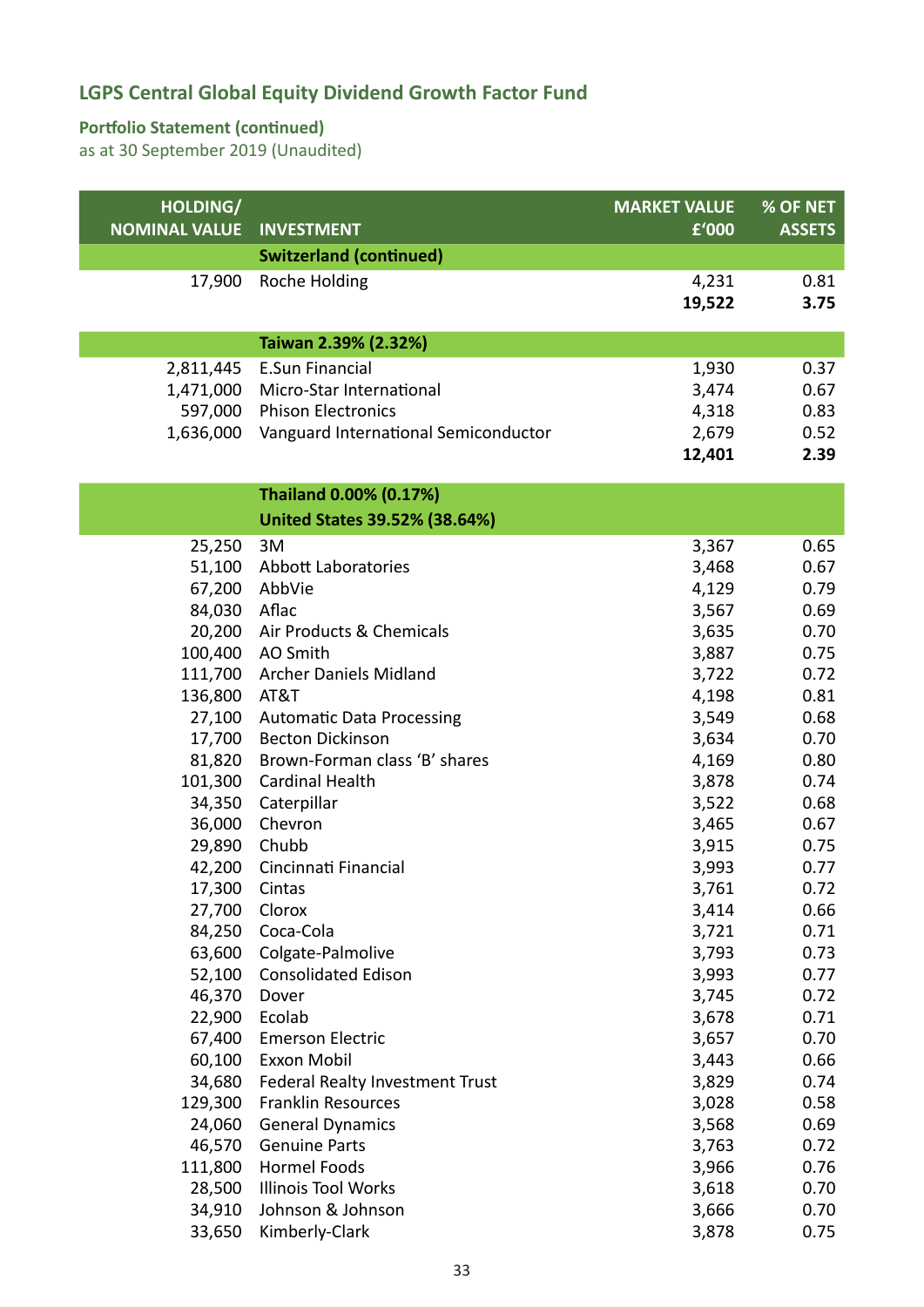## LGPS Central Global Equity Dividend Growth Factor Fund

### Portfolio Statement (continued)

as at 30 September 2019 (Unaudited)

| HOLDING/ NOMINAL VALUE | INVESTMENT | MARKET VALUE £'000 | % OF NET ASSETS |
|---|---|---|---|
| | **Switzerland (continued)** | | |
| 17,900 | Roche Holding | 4,231 | 0.81 |
| | | **19,522** | **3.75** |
| | **Taiwan 2.39% (2.32%)** | | |
| 2,811,445 | E.Sun Financial | 1,930 | 0.37 |
| 1,471,000 | Micro-Star International | 3,474 | 0.67 |
| 597,000 | Phison Electronics | 4,318 | 0.83 |
| 1,636,000 | Vanguard International Semiconductor | 2,679 | 0.52 |
| | | **12,401** | **2.39** |
| | **Thailand 0.00% (0.17%)** | | |
| | **United States 39.52% (38.64%)** | | |
| 25,250 | 3M | 3,367 | 0.65 |
| 51,100 | Abbott Laboratories | 3,468 | 0.67 |
| 67,200 | AbbVie | 4,129 | 0.79 |
| 84,030 | Aflac | 3,567 | 0.69 |
| 20,200 | Air Products & Chemicals | 3,635 | 0.70 |
| 100,400 | AO Smith | 3,887 | 0.75 |
| 111,700 | Archer Daniels Midland | 3,722 | 0.72 |
| 136,800 | AT&T | 4,198 | 0.81 |
| 27,100 | Automatic Data Processing | 3,549 | 0.68 |
| 17,700 | Becton Dickinson | 3,634 | 0.70 |
| 81,820 | Brown-Forman class 'B' shares | 4,169 | 0.80 |
| 101,300 | Cardinal Health | 3,878 | 0.74 |
| 34,350 | Caterpillar | 3,522 | 0.68 |
| 36,000 | Chevron | 3,465 | 0.67 |
| 29,890 | Chubb | 3,915 | 0.75 |
| 42,200 | Cincinnati Financial | 3,993 | 0.77 |
| 17,300 | Cintas | 3,761 | 0.72 |
| 27,700 | Clorox | 3,414 | 0.66 |
| 84,250 | Coca-Cola | 3,721 | 0.71 |
| 63,600 | Colgate-Palmolive | 3,793 | 0.73 |
| 52,100 | Consolidated Edison | 3,993 | 0.77 |
| 46,370 | Dover | 3,745 | 0.72 |
| 22,900 | Ecolab | 3,678 | 0.71 |
| 67,400 | Emerson Electric | 3,657 | 0.70 |
| 60,100 | Exxon Mobil | 3,443 | 0.66 |
| 34,680 | Federal Realty Investment Trust | 3,829 | 0.74 |
| 129,300 | Franklin Resources | 3,028 | 0.58 |
| 24,060 | General Dynamics | 3,568 | 0.69 |
| 46,570 | Genuine Parts | 3,763 | 0.72 |
| 111,800 | Hormel Foods | 3,966 | 0.76 |
| 28,500 | Illinois Tool Works | 3,618 | 0.70 |
| 34,910 | Johnson & Johnson | 3,666 | 0.70 |
| 33,650 | Kimberly-Clark | 3,878 | 0.75 |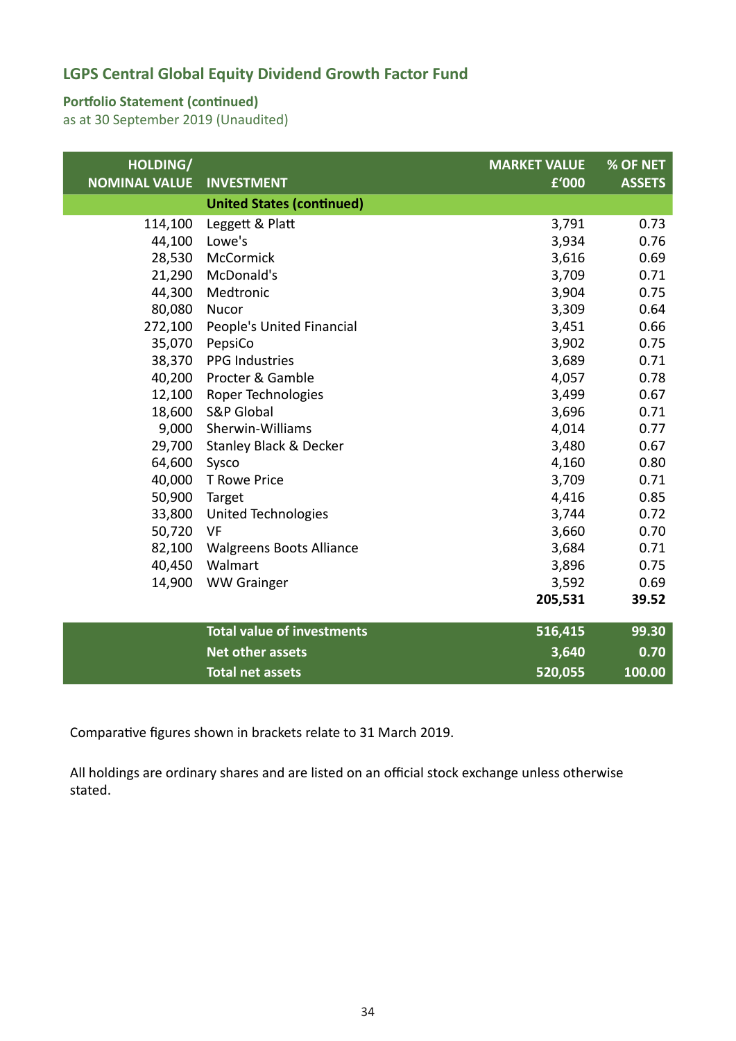## LGPS Central Global Equity Dividend Growth Factor Fund

### Portfolio Statement (continued)

as at 30 September 2019 (Unaudited)

| HOLDING/ NOMINAL VALUE | INVESTMENT | MARKET VALUE £'000 | % OF NET ASSETS |
|---|---|---|---|
| | **United States (continued)** | | |
| 114,100 | Leggett & Platt | 3,791 | 0.73 |
| 44,100 | Lowe's | 3,934 | 0.76 |
| 28,530 | McCormick | 3,616 | 0.69 |
| 21,290 | McDonald's | 3,709 | 0.71 |
| 44,300 | Medtronic | 3,904 | 0.75 |
| 80,080 | Nucor | 3,309 | 0.64 |
| 272,100 | People's United Financial | 3,451 | 0.66 |
| 35,070 | PepsiCo | 3,902 | 0.75 |
| 38,370 | PPG Industries | 3,689 | 0.71 |
| 40,200 | Procter & Gamble | 4,057 | 0.78 |
| 12,100 | Roper Technologies | 3,499 | 0.67 |
| 18,600 | S&P Global | 3,696 | 0.71 |
| 9,000 | Sherwin-Williams | 4,014 | 0.77 |
| 29,700 | Stanley Black & Decker | 3,480 | 0.67 |
| 64,600 | Sysco | 4,160 | 0.80 |
| 40,000 | T Rowe Price | 3,709 | 0.71 |
| 50,900 | Target | 4,416 | 0.85 |
| 33,800 | United Technologies | 3,744 | 0.72 |
| 50,720 | VF | 3,660 | 0.70 |
| 82,100 | Walgreens Boots Alliance | 3,684 | 0.71 |
| 40,450 | Walmart | 3,896 | 0.75 |
| 14,900 | WW Grainger | 3,592 | 0.69 |
| | | **205,531** | **39.52** |
| | **Total value of investments** | **516,415** | **99.30** |
| | **Net other assets** | **3,640** | **0.70** |
| | **Total net assets** | **520,055** | **100.00** |

Comparative figures shown in brackets relate to 31 March 2019.

All holdings are ordinary shares and are listed on an official stock exchange unless otherwise stated.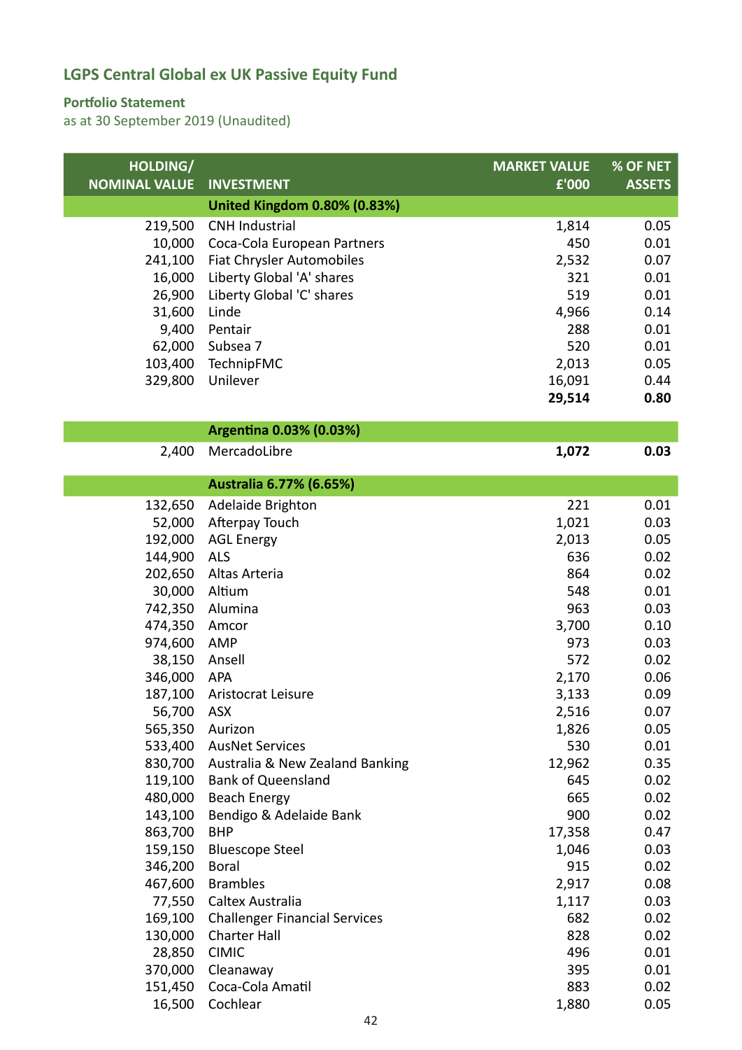# LGPS Central Global ex UK Passive Equity Fund

## Portfolio Statement

as at 30 September 2019 (Unaudited)

| HOLDING/ NOMINAL VALUE | INVESTMENT | MARKET VALUE £'000 | % OF NET ASSETS |
|---|---|---|---|
| | **United Kingdom 0.80% (0.83%)** | | |
| 219,500 | CNH Industrial | 1,814 | 0.05 |
| 10,000 | Coca-Cola European Partners | 450 | 0.01 |
| 241,100 | Fiat Chrysler Automobiles | 2,532 | 0.07 |
| 16,000 | Liberty Global 'A' shares | 321 | 0.01 |
| 26,900 | Liberty Global 'C' shares | 519 | 0.01 |
| 31,600 | Linde | 4,966 | 0.14 |
| 9,400 | Pentair | 288 | 0.01 |
| 62,000 | Subsea 7 | 520 | 0.01 |
| 103,400 | TechnipFMC | 2,013 | 0.05 |
| 329,800 | Unilever | 16,091 | 0.44 |
| | | **29,514** | **0.80** |
| | **Argentina 0.03% (0.03%)** | | |
| 2,400 | MercadoLibre | **1,072** | **0.03** |
| | **Australia 6.77% (6.65%)** | | |
| 132,650 | Adelaide Brighton | 221 | 0.01 |
| 52,000 | Afterpay Touch | 1,021 | 0.03 |
| 192,000 | AGL Energy | 2,013 | 0.05 |
| 144,900 | ALS | 636 | 0.02 |
| 202,650 | Altas Arteria | 864 | 0.02 |
| 30,000 | Altium | 548 | 0.01 |
| 742,350 | Alumina | 963 | 0.03 |
| 474,350 | Amcor | 3,700 | 0.10 |
| 974,600 | AMP | 973 | 0.03 |
| 38,150 | Ansell | 572 | 0.02 |
| 346,000 | APA | 2,170 | 0.06 |
| 187,100 | Aristocrat Leisure | 3,133 | 0.09 |
| 56,700 | ASX | 2,516 | 0.07 |
| 565,350 | Aurizon | 1,826 | 0.05 |
| 533,400 | AusNet Services | 530 | 0.01 |
| 830,700 | Australia & New Zealand Banking | 12,962 | 0.35 |
| 119,100 | Bank of Queensland | 645 | 0.02 |
| 480,000 | Beach Energy | 665 | 0.02 |
| 143,100 | Bendigo & Adelaide Bank | 900 | 0.02 |
| 863,700 | BHP | 17,358 | 0.47 |
| 159,150 | Bluescope Steel | 1,046 | 0.03 |
| 346,200 | Boral | 915 | 0.02 |
| 467,600 | Brambles | 2,917 | 0.08 |
| 77,550 | Caltex Australia | 1,117 | 0.03 |
| 169,100 | Challenger Financial Services | 682 | 0.02 |
| 130,000 | Charter Hall | 828 | 0.02 |
| 28,850 | CIMIC | 496 | 0.01 |
| 370,000 | Cleanaway | 395 | 0.01 |
| 151,450 | Coca-Cola Amatil | 883 | 0.02 |
| 16,500 | Cochlear | 1,880 | 0.05 |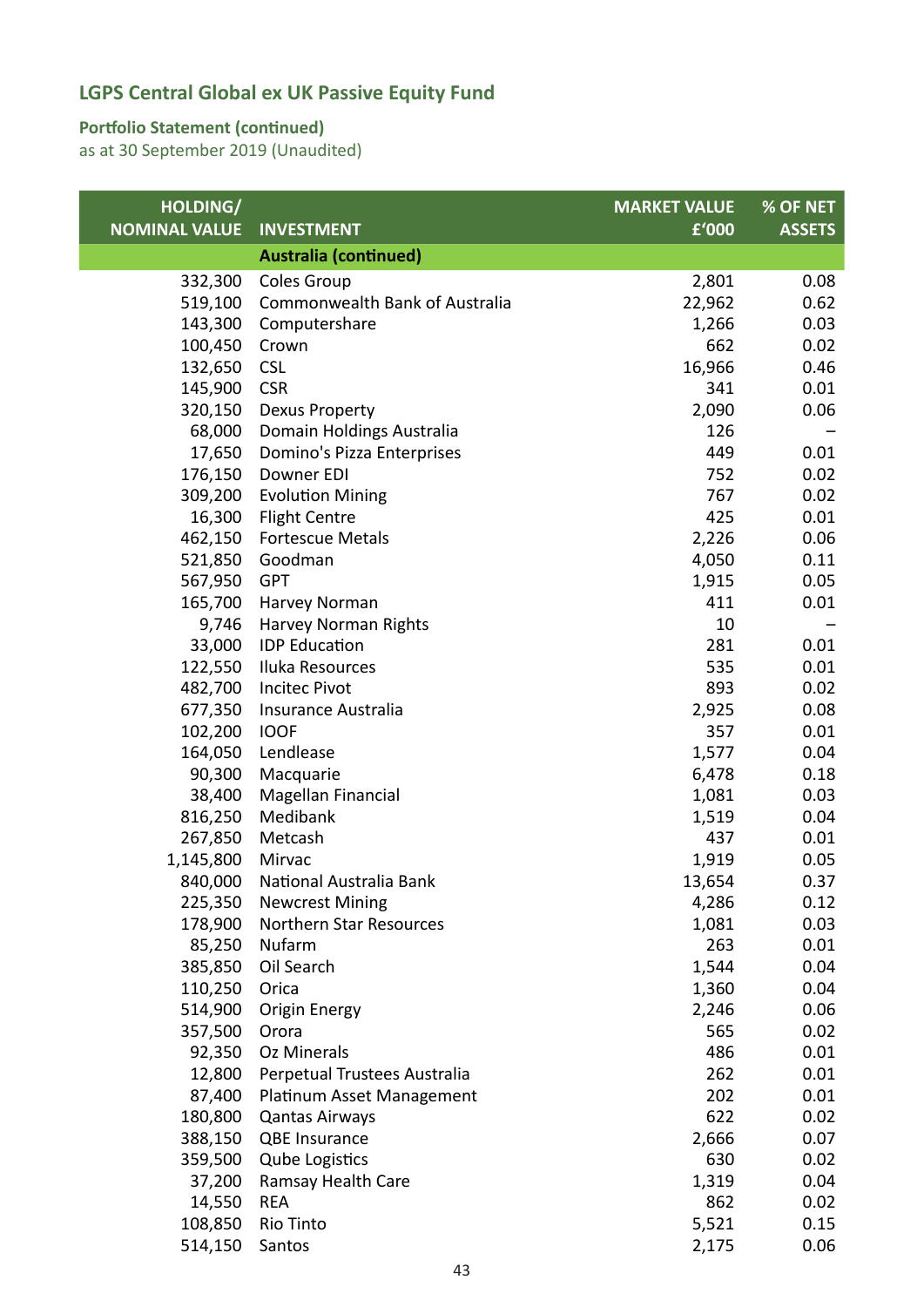## LGPS Central Global ex UK Passive Equity Fund

### Portfolio Statement (continued)

as at 30 September 2019 (Unaudited)

| HOLDING/ NOMINAL VALUE | INVESTMENT | MARKET VALUE £'000 | % OF NET ASSETS |
|---|---|---|---|
| | **Australia (continued)** | | |
| 332,300 | Coles Group | 2,801 | 0.08 |
| 519,100 | Commonwealth Bank of Australia | 22,962 | 0.62 |
| 143,300 | Computershare | 1,266 | 0.03 |
| 100,450 | Crown | 662 | 0.02 |
| 132,650 | CSL | 16,966 | 0.46 |
| 145,900 | CSR | 341 | 0.01 |
| 320,150 | Dexus Property | 2,090 | 0.06 |
| 68,000 | Domain Holdings Australia | 126 | – |
| 17,650 | Domino's Pizza Enterprises | 449 | 0.01 |
| 176,150 | Downer EDI | 752 | 0.02 |
| 309,200 | Evolution Mining | 767 | 0.02 |
| 16,300 | Flight Centre | 425 | 0.01 |
| 462,150 | Fortescue Metals | 2,226 | 0.06 |
| 521,850 | Goodman | 4,050 | 0.11 |
| 567,950 | GPT | 1,915 | 0.05 |
| 165,700 | Harvey Norman | 411 | 0.01 |
| 9,746 | Harvey Norman Rights | 10 | – |
| 33,000 | IDP Education | 281 | 0.01 |
| 122,550 | Iluka Resources | 535 | 0.01 |
| 482,700 | Incitec Pivot | 893 | 0.02 |
| 677,350 | Insurance Australia | 2,925 | 0.08 |
| 102,200 | IOOF | 357 | 0.01 |
| 164,050 | Lendlease | 1,577 | 0.04 |
| 90,300 | Macquarie | 6,478 | 0.18 |
| 38,400 | Magellan Financial | 1,081 | 0.03 |
| 816,250 | Medibank | 1,519 | 0.04 |
| 267,850 | Metcash | 437 | 0.01 |
| 1,145,800 | Mirvac | 1,919 | 0.05 |
| 840,000 | National Australia Bank | 13,654 | 0.37 |
| 225,350 | Newcrest Mining | 4,286 | 0.12 |
| 178,900 | Northern Star Resources | 1,081 | 0.03 |
| 85,250 | Nufarm | 263 | 0.01 |
| 385,850 | Oil Search | 1,544 | 0.04 |
| 110,250 | Orica | 1,360 | 0.04 |
| 514,900 | Origin Energy | 2,246 | 0.06 |
| 357,500 | Orora | 565 | 0.02 |
| 92,350 | Oz Minerals | 486 | 0.01 |
| 12,800 | Perpetual Trustees Australia | 262 | 0.01 |
| 87,400 | Platinum Asset Management | 202 | 0.01 |
| 180,800 | Qantas Airways | 622 | 0.02 |
| 388,150 | QBE Insurance | 2,666 | 0.07 |
| 359,500 | Qube Logistics | 630 | 0.02 |
| 37,200 | Ramsay Health Care | 1,319 | 0.04 |
| 14,550 | REA | 862 | 0.02 |
| 108,850 | Rio Tinto | 5,521 | 0.15 |
| 514,150 | Santos | 2,175 | 0.06 |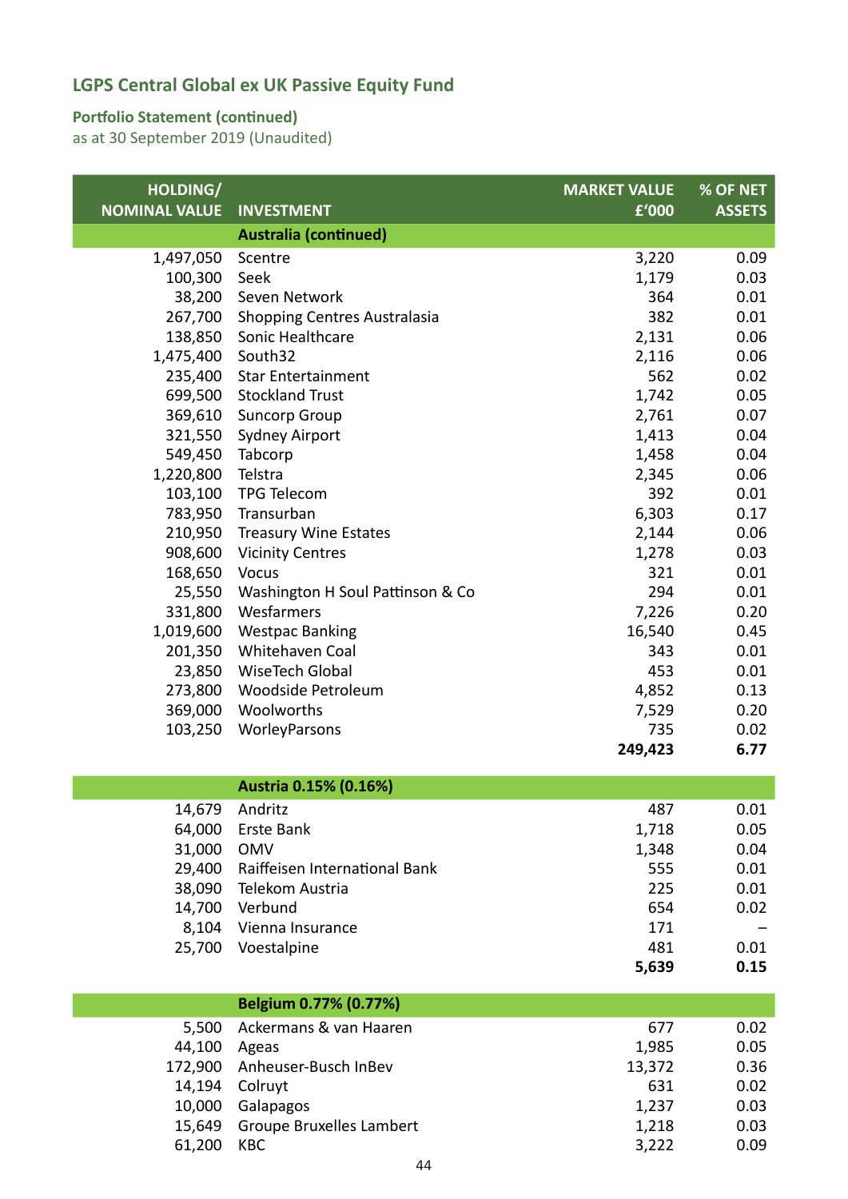## LGPS Central Global ex UK Passive Equity Fund

### Portfolio Statement (continued)

as at 30 September 2019 (Unaudited)

| HOLDING/ NOMINAL VALUE | INVESTMENT | MARKET VALUE £'000 | % OF NET ASSETS |
|---|---|---|---|
| | **Australia (continued)** | | |
| 1,497,050 | Scentre | 3,220 | 0.09 |
| 100,300 | Seek | 1,179 | 0.03 |
| 38,200 | Seven Network | 364 | 0.01 |
| 267,700 | Shopping Centres Australasia | 382 | 0.01 |
| 138,850 | Sonic Healthcare | 2,131 | 0.06 |
| 1,475,400 | South32 | 2,116 | 0.06 |
| 235,400 | Star Entertainment | 562 | 0.02 |
| 699,500 | Stockland Trust | 1,742 | 0.05 |
| 369,610 | Suncorp Group | 2,761 | 0.07 |
| 321,550 | Sydney Airport | 1,413 | 0.04 |
| 549,450 | Tabcorp | 1,458 | 0.04 |
| 1,220,800 | Telstra | 2,345 | 0.06 |
| 103,100 | TPG Telecom | 392 | 0.01 |
| 783,950 | Transurban | 6,303 | 0.17 |
| 210,950 | Treasury Wine Estates | 2,144 | 0.06 |
| 908,600 | Vicinity Centres | 1,278 | 0.03 |
| 168,650 | Vocus | 321 | 0.01 |
| 25,550 | Washington H Soul Pattinson & Co | 294 | 0.01 |
| 331,800 | Wesfarmers | 7,226 | 0.20 |
| 1,019,600 | Westpac Banking | 16,540 | 0.45 |
| 201,350 | Whitehaven Coal | 343 | 0.01 |
| 23,850 | WiseTech Global | 453 | 0.01 |
| 273,800 | Woodside Petroleum | 4,852 | 0.13 |
| 369,000 | Woolworths | 7,529 | 0.20 |
| 103,250 | WorleyParsons | 735 | 0.02 |
| | | **249,423** | **6.77** |
| | **Austria 0.15% (0.16%)** | | |
| 14,679 | Andritz | 487 | 0.01 |
| 64,000 | Erste Bank | 1,718 | 0.05 |
| 31,000 | OMV | 1,348 | 0.04 |
| 29,400 | Raiffeisen International Bank | 555 | 0.01 |
| 38,090 | Telekom Austria | 225 | 0.01 |
| 14,700 | Verbund | 654 | 0.02 |
| 8,104 | Vienna Insurance | 171 | – |
| 25,700 | Voestalpine | 481 | 0.01 |
| | | **5,639** | **0.15** |
| | **Belgium 0.77% (0.77%)** | | |
| 5,500 | Ackermans & van Haaren | 677 | 0.02 |
| 44,100 | Ageas | 1,985 | 0.05 |
| 172,900 | Anheuser-Busch InBev | 13,372 | 0.36 |
| 14,194 | Colruyt | 631 | 0.02 |
| 10,000 | Galapagos | 1,237 | 0.03 |
| 15,649 | Groupe Bruxelles Lambert | 1,218 | 0.03 |
| 61,200 | KBC | 3,222 | 0.09 |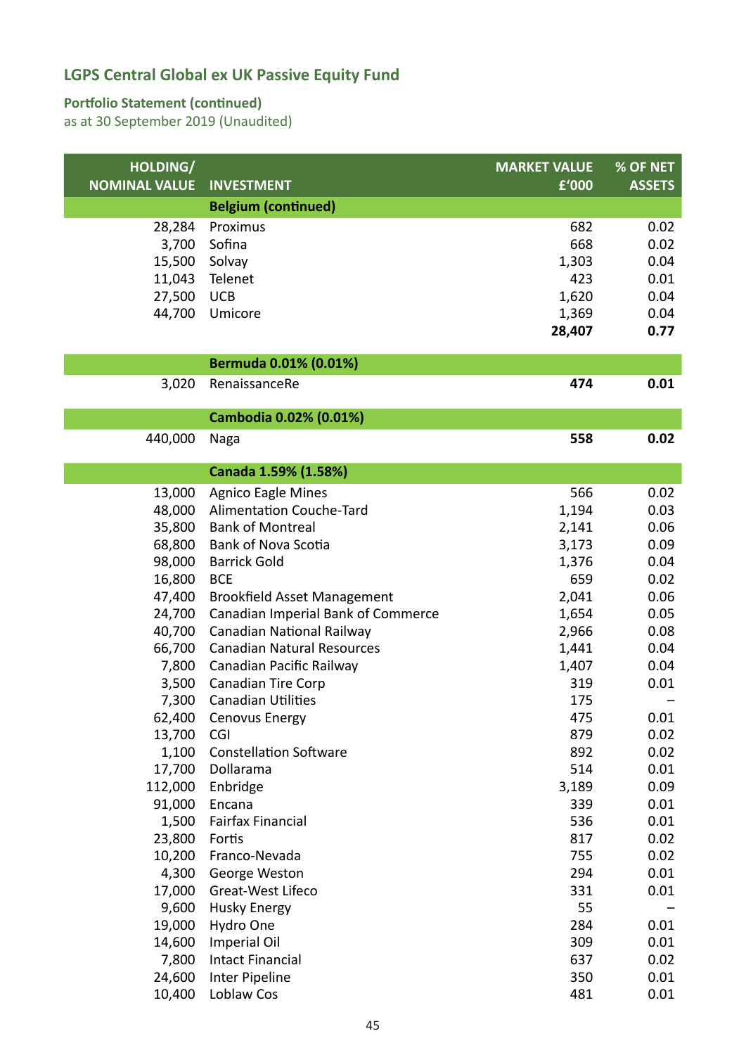## LGPS Central Global ex UK Passive Equity Fund

### Portfolio Statement (continued)

as at 30 September 2019 (Unaudited)

| HOLDING/ NOMINAL VALUE | INVESTMENT | MARKET VALUE £'000 | % OF NET ASSETS |
|---|---|---|---|
| | **Belgium (continued)** | | |
| 28,284 | Proximus | 682 | 0.02 |
| 3,700 | Sofina | 668 | 0.02 |
| 15,500 | Solvay | 1,303 | 0.04 |
| 11,043 | Telenet | 423 | 0.01 |
| 27,500 | UCB | 1,620 | 0.04 |
| 44,700 | Umicore | 1,369 | 0.04 |
| | | **28,407** | **0.77** |
| | **Bermuda 0.01% (0.01%)** | | |
| 3,020 | RenaissanceRe | **474** | **0.01** |
| | **Cambodia 0.02% (0.01%)** | | |
| 440,000 | Naga | **558** | **0.02** |
| | **Canada 1.59% (1.58%)** | | |
| 13,000 | Agnico Eagle Mines | 566 | 0.02 |
| 48,000 | Alimentation Couche-Tard | 1,194 | 0.03 |
| 35,800 | Bank of Montreal | 2,141 | 0.06 |
| 68,800 | Bank of Nova Scotia | 3,173 | 0.09 |
| 98,000 | Barrick Gold | 1,376 | 0.04 |
| 16,800 | BCE | 659 | 0.02 |
| 47,400 | Brookfield Asset Management | 2,041 | 0.06 |
| 24,700 | Canadian Imperial Bank of Commerce | 1,654 | 0.05 |
| 40,700 | Canadian National Railway | 2,966 | 0.08 |
| 66,700 | Canadian Natural Resources | 1,441 | 0.04 |
| 7,800 | Canadian Pacific Railway | 1,407 | 0.04 |
| 3,500 | Canadian Tire Corp | 319 | 0.01 |
| 7,300 | Canadian Utilities | 175 | – |
| 62,400 | Cenovus Energy | 475 | 0.01 |
| 13,700 | CGI | 879 | 0.02 |
| 1,100 | Constellation Software | 892 | 0.02 |
| 17,700 | Dollarama | 514 | 0.01 |
| 112,000 | Enbridge | 3,189 | 0.09 |
| 91,000 | Encana | 339 | 0.01 |
| 1,500 | Fairfax Financial | 536 | 0.01 |
| 23,800 | Fortis | 817 | 0.02 |
| 10,200 | Franco-Nevada | 755 | 0.02 |
| 4,300 | George Weston | 294 | 0.01 |
| 17,000 | Great-West Lifeco | 331 | 0.01 |
| 9,600 | Husky Energy | 55 | – |
| 19,000 | Hydro One | 284 | 0.01 |
| 14,600 | Imperial Oil | 309 | 0.01 |
| 7,800 | Intact Financial | 637 | 0.02 |
| 24,600 | Inter Pipeline | 350 | 0.01 |
| 10,400 | Loblaw Cos | 481 | 0.01 |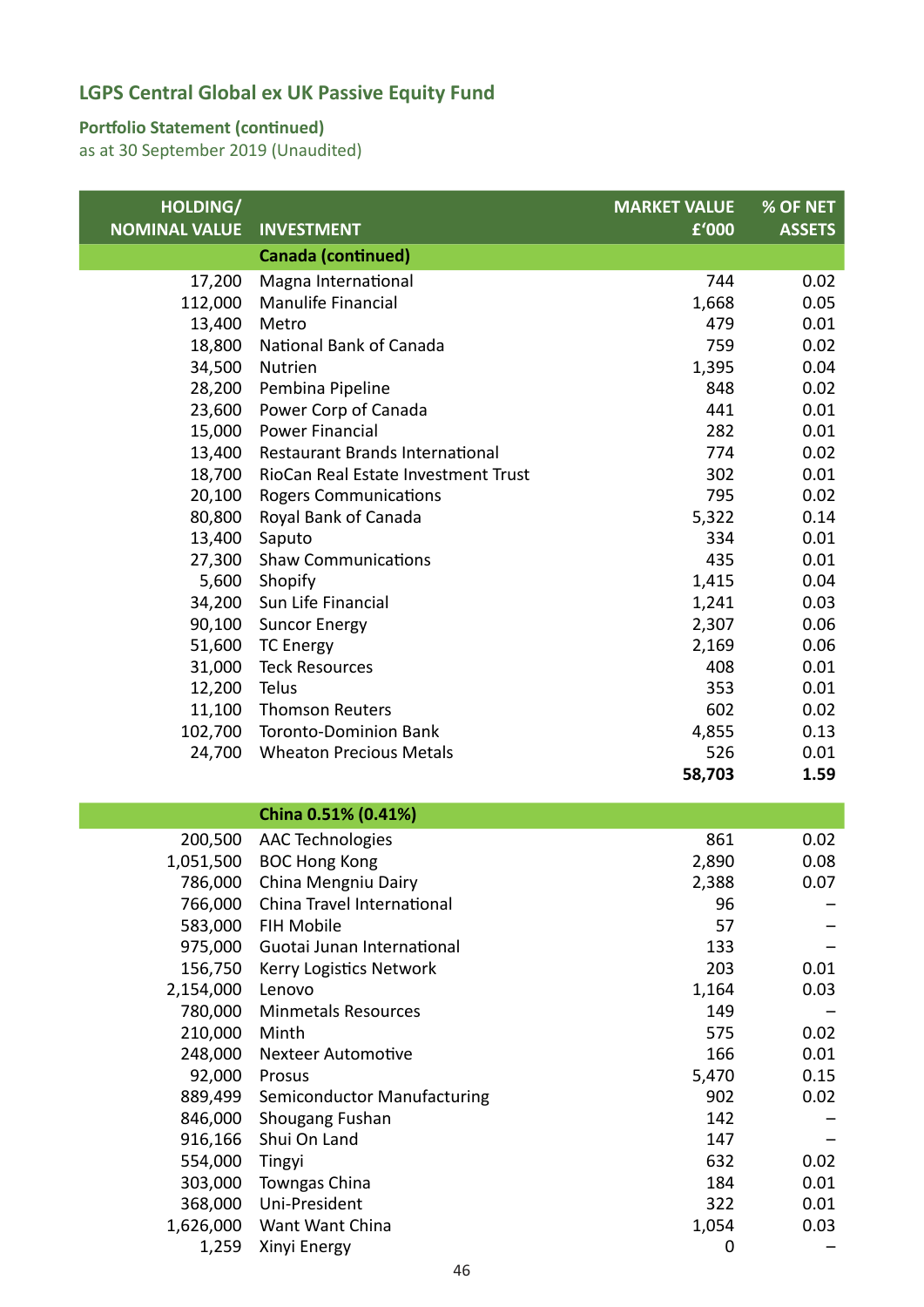## LGPS Central Global ex UK Passive Equity Fund

### Portfolio Statement (continued)

as at 30 September 2019 (Unaudited)

| HOLDING/ NOMINAL VALUE | INVESTMENT | MARKET VALUE £'000 | % OF NET ASSETS |
|---|---|---|---|
| | **Canada (continued)** | | |
| 17,200 | Magna International | 744 | 0.02 |
| 112,000 | Manulife Financial | 1,668 | 0.05 |
| 13,400 | Metro | 479 | 0.01 |
| 18,800 | National Bank of Canada | 759 | 0.02 |
| 34,500 | Nutrien | 1,395 | 0.04 |
| 28,200 | Pembina Pipeline | 848 | 0.02 |
| 23,600 | Power Corp of Canada | 441 | 0.01 |
| 15,000 | Power Financial | 282 | 0.01 |
| 13,400 | Restaurant Brands International | 774 | 0.02 |
| 18,700 | RioCan Real Estate Investment Trust | 302 | 0.01 |
| 20,100 | Rogers Communications | 795 | 0.02 |
| 80,800 | Royal Bank of Canada | 5,322 | 0.14 |
| 13,400 | Saputo | 334 | 0.01 |
| 27,300 | Shaw Communications | 435 | 0.01 |
| 5,600 | Shopify | 1,415 | 0.04 |
| 34,200 | Sun Life Financial | 1,241 | 0.03 |
| 90,100 | Suncor Energy | 2,307 | 0.06 |
| 51,600 | TC Energy | 2,169 | 0.06 |
| 31,000 | Teck Resources | 408 | 0.01 |
| 12,200 | Telus | 353 | 0.01 |
| 11,100 | Thomson Reuters | 602 | 0.02 |
| 102,700 | Toronto-Dominion Bank | 4,855 | 0.13 |
| 24,700 | Wheaton Precious Metals | 526 | 0.01 |
| | | **58,703** | **1.59** |
| | **China 0.51% (0.41%)** | | |
| 200,500 | AAC Technologies | 861 | 0.02 |
| 1,051,500 | BOC Hong Kong | 2,890 | 0.08 |
| 786,000 | China Mengniu Dairy | 2,388 | 0.07 |
| 766,000 | China Travel International | 96 | – |
| 583,000 | FIH Mobile | 57 | – |
| 975,000 | Guotai Junan International | 133 | – |
| 156,750 | Kerry Logistics Network | 203 | 0.01 |
| 2,154,000 | Lenovo | 1,164 | 0.03 |
| 780,000 | Minmetals Resources | 149 | – |
| 210,000 | Minth | 575 | 0.02 |
| 248,000 | Nexteer Automotive | 166 | 0.01 |
| 92,000 | Prosus | 5,470 | 0.15 |
| 889,499 | Semiconductor Manufacturing | 902 | 0.02 |
| 846,000 | Shougang Fushan | 142 | – |
| 916,166 | Shui On Land | 147 | – |
| 554,000 | Tingyi | 632 | 0.02 |
| 303,000 | Towngas China | 184 | 0.01 |
| 368,000 | Uni-President | 322 | 0.01 |
| 1,626,000 | Want Want China | 1,054 | 0.03 |
| 1,259 | Xinyi Energy | 0 | – |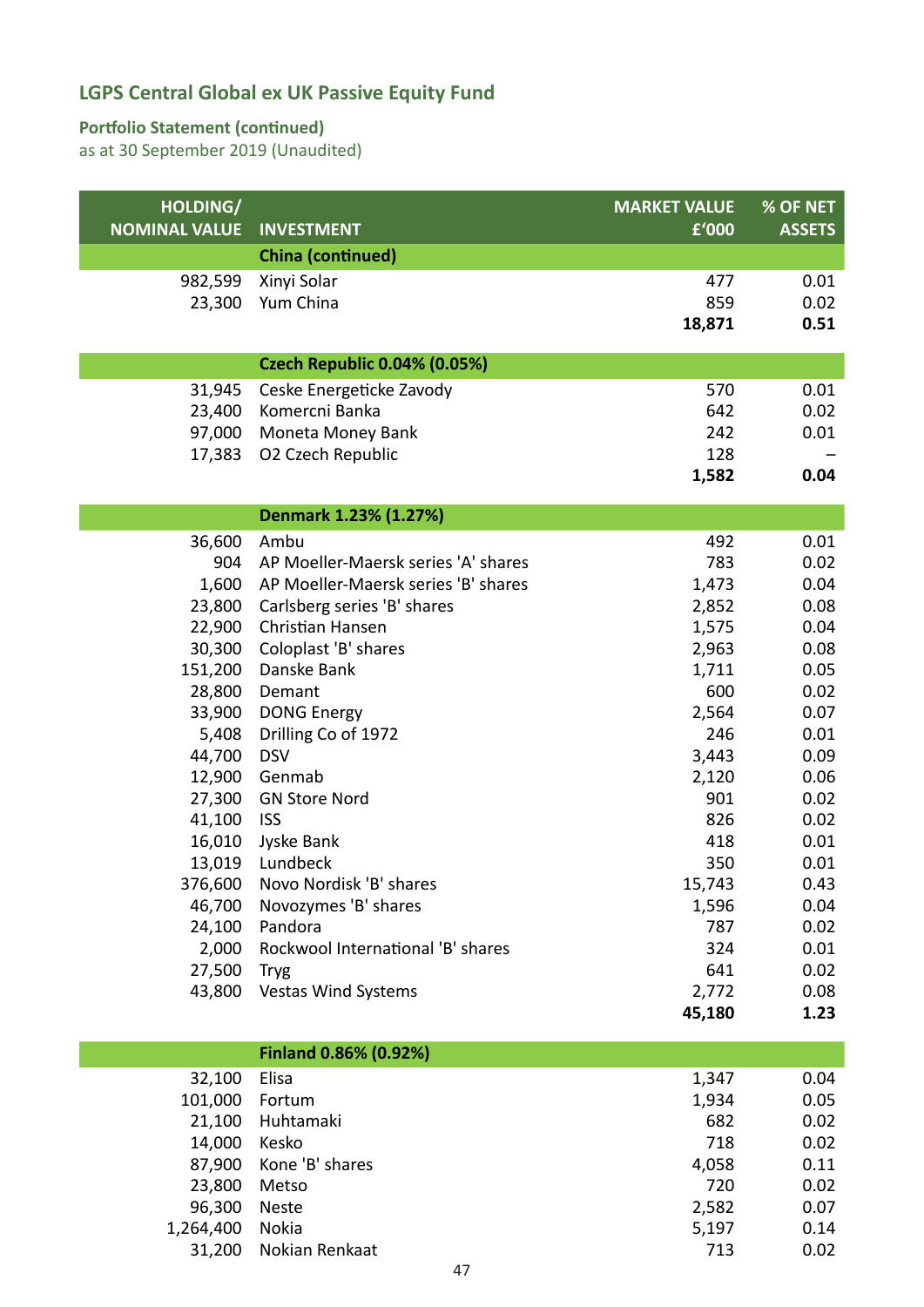## LGPS Central Global ex UK Passive Equity Fund

### Portfolio Statement (continued)
as at 30 September 2019 (Unaudited)

| HOLDING/ NOMINAL VALUE | INVESTMENT | MARKET VALUE £'000 | % OF NET ASSETS |
|---|---|---|---|
| | **China (continued)** | | |
| 982,599 | Xinyi Solar | 477 | 0.01 |
| 23,300 | Yum China | 859 | 0.02 |
| | | **18,871** | **0.51** |
| | **Czech Republic 0.04% (0.05%)** | | |
| 31,945 | Ceske Energeticke Zavody | 570 | 0.01 |
| 23,400 | Komercni Banka | 642 | 0.02 |
| 97,000 | Moneta Money Bank | 242 | 0.01 |
| 17,383 | O2 Czech Republic | 128 | – |
| | | **1,582** | **0.04** |
| | **Denmark 1.23% (1.27%)** | | |
| 36,600 | Ambu | 492 | 0.01 |
| 904 | AP Moeller-Maersk series 'A' shares | 783 | 0.02 |
| 1,600 | AP Moeller-Maersk series 'B' shares | 1,473 | 0.04 |
| 23,800 | Carlsberg series 'B' shares | 2,852 | 0.08 |
| 22,900 | Christian Hansen | 1,575 | 0.04 |
| 30,300 | Coloplast 'B' shares | 2,963 | 0.08 |
| 151,200 | Danske Bank | 1,711 | 0.05 |
| 28,800 | Demant | 600 | 0.02 |
| 33,900 | DONG Energy | 2,564 | 0.07 |
| 5,408 | Drilling Co of 1972 | 246 | 0.01 |
| 44,700 | DSV | 3,443 | 0.09 |
| 12,900 | Genmab | 2,120 | 0.06 |
| 27,300 | GN Store Nord | 901 | 0.02 |
| 41,100 | ISS | 826 | 0.02 |
| 16,010 | Jyske Bank | 418 | 0.01 |
| 13,019 | Lundbeck | 350 | 0.01 |
| 376,600 | Novo Nordisk 'B' shares | 15,743 | 0.43 |
| 46,700 | Novozymes 'B' shares | 1,596 | 0.04 |
| 24,100 | Pandora | 787 | 0.02 |
| 2,000 | Rockwool International 'B' shares | 324 | 0.01 |
| 27,500 | Tryg | 641 | 0.02 |
| 43,800 | Vestas Wind Systems | 2,772 | 0.08 |
| | | **45,180** | **1.23** |
| | **Finland 0.86% (0.92%)** | | |
| 32,100 | Elisa | 1,347 | 0.04 |
| 101,000 | Fortum | 1,934 | 0.05 |
| 21,100 | Huhtamaki | 682 | 0.02 |
| 14,000 | Kesko | 718 | 0.02 |
| 87,900 | Kone 'B' shares | 4,058 | 0.11 |
| 23,800 | Metso | 720 | 0.02 |
| 96,300 | Neste | 2,582 | 0.07 |
| 1,264,400 | Nokia | 5,197 | 0.14 |
| 31,200 | Nokian Renkaat | 713 | 0.02 |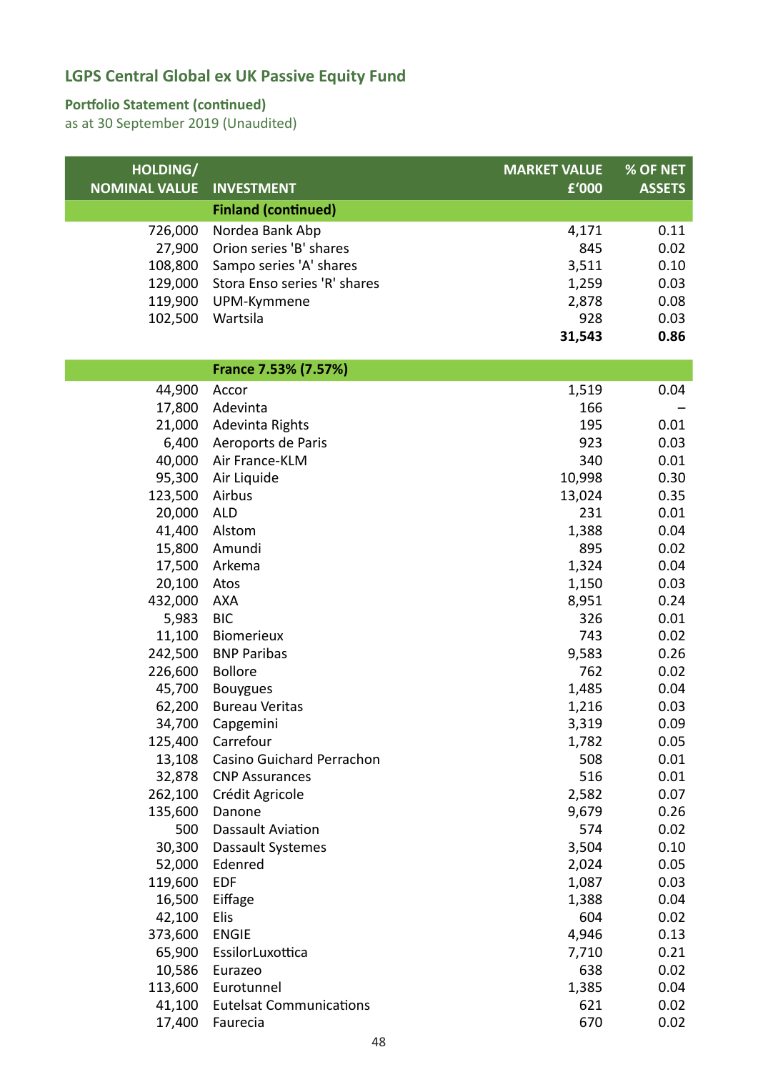## LGPS Central Global ex UK Passive Equity Fund

### Portfolio Statement (continued)

as at 30 September 2019 (Unaudited)

| HOLDING/ NOMINAL VALUE | INVESTMENT | MARKET VALUE £'000 | % OF NET ASSETS |
|---|---|---|---|
| | **Finland (continued)** | | |
| 726,000 | Nordea Bank Abp | 4,171 | 0.11 |
| 27,900 | Orion series 'B' shares | 845 | 0.02 |
| 108,800 | Sampo series 'A' shares | 3,511 | 0.10 |
| 129,000 | Stora Enso series 'R' shares | 1,259 | 0.03 |
| 119,900 | UPM-Kymmene | 2,878 | 0.08 |
| 102,500 | Wartsila | 928 | 0.03 |
| | | **31,543** | **0.86** |
| | **France 7.53% (7.57%)** | | |
| 44,900 | Accor | 1,519 | 0.04 |
| 17,800 | Adevinta | 166 | – |
| 21,000 | Adevinta Rights | 195 | 0.01 |
| 6,400 | Aeroports de Paris | 923 | 0.03 |
| 40,000 | Air France-KLM | 340 | 0.01 |
| 95,300 | Air Liquide | 10,998 | 0.30 |
| 123,500 | Airbus | 13,024 | 0.35 |
| 20,000 | ALD | 231 | 0.01 |
| 41,400 | Alstom | 1,388 | 0.04 |
| 15,800 | Amundi | 895 | 0.02 |
| 17,500 | Arkema | 1,324 | 0.04 |
| 20,100 | Atos | 1,150 | 0.03 |
| 432,000 | AXA | 8,951 | 0.24 |
| 5,983 | BIC | 326 | 0.01 |
| 11,100 | Biomerieux | 743 | 0.02 |
| 242,500 | BNP Paribas | 9,583 | 0.26 |
| 226,600 | Bollore | 762 | 0.02 |
| 45,700 | Bouygues | 1,485 | 0.04 |
| 62,200 | Bureau Veritas | 1,216 | 0.03 |
| 34,700 | Capgemini | 3,319 | 0.09 |
| 125,400 | Carrefour | 1,782 | 0.05 |
| 13,108 | Casino Guichard Perrachon | 508 | 0.01 |
| 32,878 | CNP Assurances | 516 | 0.01 |
| 262,100 | Crédit Agricole | 2,582 | 0.07 |
| 135,600 | Danone | 9,679 | 0.26 |
| 500 | Dassault Aviation | 574 | 0.02 |
| 30,300 | Dassault Systemes | 3,504 | 0.10 |
| 52,000 | Edenred | 2,024 | 0.05 |
| 119,600 | EDF | 1,087 | 0.03 |
| 16,500 | Eiffage | 1,388 | 0.04 |
| 42,100 | Elis | 604 | 0.02 |
| 373,600 | ENGIE | 4,946 | 0.13 |
| 65,900 | EssilorLuxottica | 7,710 | 0.21 |
| 10,586 | Eurazeo | 638 | 0.02 |
| 113,600 | Eurotunnel | 1,385 | 0.04 |
| 41,100 | Eutelsat Communications | 621 | 0.02 |
| 17,400 | Faurecia | 670 | 0.02 |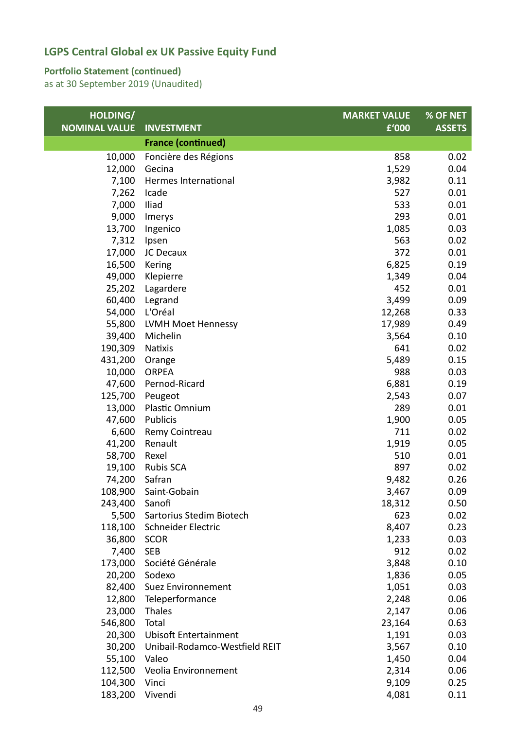## LGPS Central Global ex UK Passive Equity Fund

### Portfolio Statement (continued)

as at 30 September 2019 (Unaudited)

| HOLDING/ NOMINAL VALUE | INVESTMENT | MARKET VALUE £'000 | % OF NET ASSETS |
|---|---|---|---|
| | **France (continued)** | | |
| 10,000 | Foncière des Régions | 858 | 0.02 |
| 12,000 | Gecina | 1,529 | 0.04 |
| 7,100 | Hermes International | 3,982 | 0.11 |
| 7,262 | Icade | 527 | 0.01 |
| 7,000 | Iliad | 533 | 0.01 |
| 9,000 | Imerys | 293 | 0.01 |
| 13,700 | Ingenico | 1,085 | 0.03 |
| 7,312 | Ipsen | 563 | 0.02 |
| 17,000 | JC Decaux | 372 | 0.01 |
| 16,500 | Kering | 6,825 | 0.19 |
| 49,000 | Klepierre | 1,349 | 0.04 |
| 25,202 | Lagardere | 452 | 0.01 |
| 60,400 | Legrand | 3,499 | 0.09 |
| 54,000 | L'Oréal | 12,268 | 0.33 |
| 55,800 | LVMH Moet Hennessy | 17,989 | 0.49 |
| 39,400 | Michelin | 3,564 | 0.10 |
| 190,309 | Natixis | 641 | 0.02 |
| 431,200 | Orange | 5,489 | 0.15 |
| 10,000 | ORPEA | 988 | 0.03 |
| 47,600 | Pernod-Ricard | 6,881 | 0.19 |
| 125,700 | Peugeot | 2,543 | 0.07 |
| 13,000 | Plastic Omnium | 289 | 0.01 |
| 47,600 | Publicis | 1,900 | 0.05 |
| 6,600 | Remy Cointreau | 711 | 0.02 |
| 41,200 | Renault | 1,919 | 0.05 |
| 58,700 | Rexel | 510 | 0.01 |
| 19,100 | Rubis SCA | 897 | 0.02 |
| 74,200 | Safran | 9,482 | 0.26 |
| 108,900 | Saint-Gobain | 3,467 | 0.09 |
| 243,400 | Sanofi | 18,312 | 0.50 |
| 5,500 | Sartorius Stedim Biotech | 623 | 0.02 |
| 118,100 | Schneider Electric | 8,407 | 0.23 |
| 36,800 | SCOR | 1,233 | 0.03 |
| 7,400 | SEB | 912 | 0.02 |
| 173,000 | Société Générale | 3,848 | 0.10 |
| 20,200 | Sodexo | 1,836 | 0.05 |
| 82,400 | Suez Environnement | 1,051 | 0.03 |
| 12,800 | Teleperformance | 2,248 | 0.06 |
| 23,000 | Thales | 2,147 | 0.06 |
| 546,800 | Total | 23,164 | 0.63 |
| 20,300 | Ubisoft Entertainment | 1,191 | 0.03 |
| 30,200 | Unibail-Rodamco-Westfield REIT | 3,567 | 0.10 |
| 55,100 | Valeo | 1,450 | 0.04 |
| 112,500 | Veolia Environnement | 2,314 | 0.06 |
| 104,300 | Vinci | 9,109 | 0.25 |
| 183,200 | Vivendi | 4,081 | 0.11 |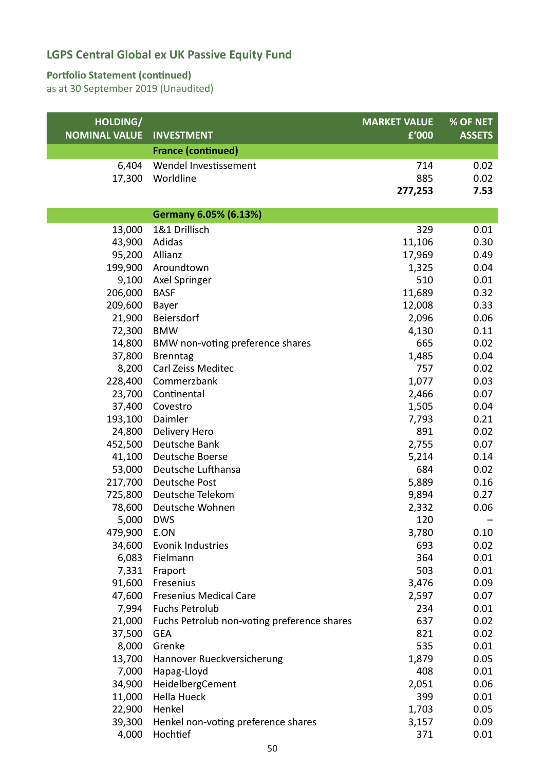## LGPS Central Global ex UK Passive Equity Fund

### Portfolio Statement (continued)

as at 30 September 2019 (Unaudited)

| HOLDING/ NOMINAL VALUE | INVESTMENT | MARKET VALUE £'000 | % OF NET ASSETS |
|---|---|---|---|
| | **France (continued)** | | |
| 6,404 | Wendel Investissement | 714 | 0.02 |
| 17,300 | Worldline | 885 | 0.02 |
| | | **277,253** | **7.53** |
| | **Germany 6.05% (6.13%)** | | |
| 13,000 | 1&1 Drillisch | 329 | 0.01 |
| 43,900 | Adidas | 11,106 | 0.30 |
| 95,200 | Allianz | 17,969 | 0.49 |
| 199,900 | Aroundtown | 1,325 | 0.04 |
| 9,100 | Axel Springer | 510 | 0.01 |
| 206,000 | BASF | 11,689 | 0.32 |
| 209,600 | Bayer | 12,008 | 0.33 |
| 21,900 | Beiersdorf | 2,096 | 0.06 |
| 72,300 | BMW | 4,130 | 0.11 |
| 14,800 | BMW non-voting preference shares | 665 | 0.02 |
| 37,800 | Brenntag | 1,485 | 0.04 |
| 8,200 | Carl Zeiss Meditec | 757 | 0.02 |
| 228,400 | Commerzbank | 1,077 | 0.03 |
| 23,700 | Continental | 2,466 | 0.07 |
| 37,400 | Covestro | 1,505 | 0.04 |
| 193,100 | Daimler | 7,793 | 0.21 |
| 24,800 | Delivery Hero | 891 | 0.02 |
| 452,500 | Deutsche Bank | 2,755 | 0.07 |
| 41,100 | Deutsche Boerse | 5,214 | 0.14 |
| 53,000 | Deutsche Lufthansa | 684 | 0.02 |
| 217,700 | Deutsche Post | 5,889 | 0.16 |
| 725,800 | Deutsche Telekom | 9,894 | 0.27 |
| 78,600 | Deutsche Wohnen | 2,332 | 0.06 |
| 5,000 | DWS | 120 | – |
| 479,900 | E.ON | 3,780 | 0.10 |
| 34,600 | Evonik Industries | 693 | 0.02 |
| 6,083 | Fielmann | 364 | 0.01 |
| 7,331 | Fraport | 503 | 0.01 |
| 91,600 | Fresenius | 3,476 | 0.09 |
| 47,600 | Fresenius Medical Care | 2,597 | 0.07 |
| 7,994 | Fuchs Petrolub | 234 | 0.01 |
| 21,000 | Fuchs Petrolub non-voting preference shares | 637 | 0.02 |
| 37,500 | GEA | 821 | 0.02 |
| 8,000 | Grenke | 535 | 0.01 |
| 13,700 | Hannover Rueckversicherung | 1,879 | 0.05 |
| 7,000 | Hapag-Lloyd | 408 | 0.01 |
| 34,900 | HeidelbergCement | 2,051 | 0.06 |
| 11,000 | Hella Hueck | 399 | 0.01 |
| 22,900 | Henkel | 1,703 | 0.05 |
| 39,300 | Henkel non-voting preference shares | 3,157 | 0.09 |
| 4,000 | Hochtief | 371 | 0.01 |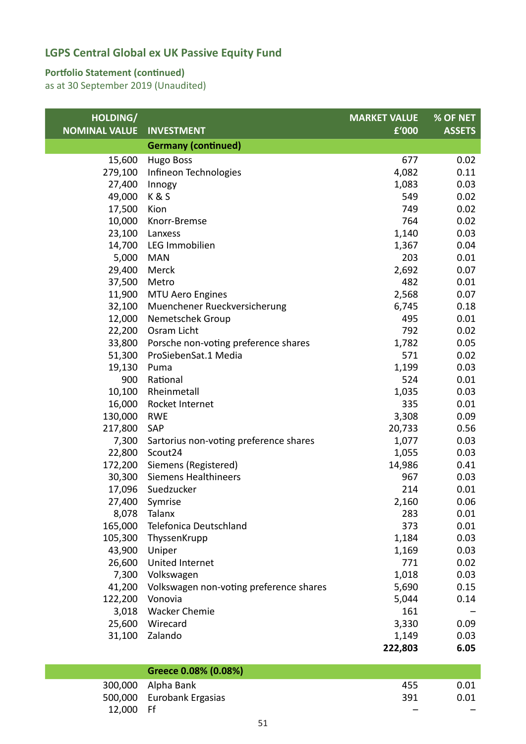## LGPS Central Global ex UK Passive Equity Fund

### Portfolio Statement (continued)

as at 30 September 2019 (Unaudited)

| HOLDING/ NOMINAL VALUE | INVESTMENT | MARKET VALUE £'000 | % OF NET ASSETS |
|---|---|---|---|
| | **Germany (continued)** | | |
| 15,600 | Hugo Boss | 677 | 0.02 |
| 279,100 | Infineon Technologies | 4,082 | 0.11 |
| 27,400 | Innogy | 1,083 | 0.03 |
| 49,000 | K & S | 549 | 0.02 |
| 17,500 | Kion | 749 | 0.02 |
| 10,000 | Knorr-Bremse | 764 | 0.02 |
| 23,100 | Lanxess | 1,140 | 0.03 |
| 14,700 | LEG Immobilien | 1,367 | 0.04 |
| 5,000 | MAN | 203 | 0.01 |
| 29,400 | Merck | 2,692 | 0.07 |
| 37,500 | Metro | 482 | 0.01 |
| 11,900 | MTU Aero Engines | 2,568 | 0.07 |
| 32,100 | Muenchener Rueckversicherung | 6,745 | 0.18 |
| 12,000 | Nemetschek Group | 495 | 0.01 |
| 22,200 | Osram Licht | 792 | 0.02 |
| 33,800 | Porsche non-voting preference shares | 1,782 | 0.05 |
| 51,300 | ProSiebenSat.1 Media | 571 | 0.02 |
| 19,130 | Puma | 1,199 | 0.03 |
| 900 | Rational | 524 | 0.01 |
| 10,100 | Rheinmetall | 1,035 | 0.03 |
| 16,000 | Rocket Internet | 335 | 0.01 |
| 130,000 | RWE | 3,308 | 0.09 |
| 217,800 | SAP | 20,733 | 0.56 |
| 7,300 | Sartorius non-voting preference shares | 1,077 | 0.03 |
| 22,800 | Scout24 | 1,055 | 0.03 |
| 172,200 | Siemens (Registered) | 14,986 | 0.41 |
| 30,300 | Siemens Healthineers | 967 | 0.03 |
| 17,096 | Suedzucker | 214 | 0.01 |
| 27,400 | Symrise | 2,160 | 0.06 |
| 8,078 | Talanx | 283 | 0.01 |
| 165,000 | Telefonica Deutschland | 373 | 0.01 |
| 105,300 | ThyssenKrupp | 1,184 | 0.03 |
| 43,900 | Uniper | 1,169 | 0.03 |
| 26,600 | United Internet | 771 | 0.02 |
| 7,300 | Volkswagen | 1,018 | 0.03 |
| 41,200 | Volkswagen non-voting preference shares | 5,690 | 0.15 |
| 122,200 | Vonovia | 5,044 | 0.14 |
| 3,018 | Wacker Chemie | 161 | – |
| 25,600 | Wirecard | 3,330 | 0.09 |
| 31,100 | Zalando | 1,149 | 0.03 |
| | | **222,803** | **6.05** |
| | **Greece 0.08% (0.08%)** | | |
| 300,000 | Alpha Bank | 455 | 0.01 |
| 500,000 | Eurobank Ergasias | 391 | 0.01 |
| 12,000 | Ff | – | – |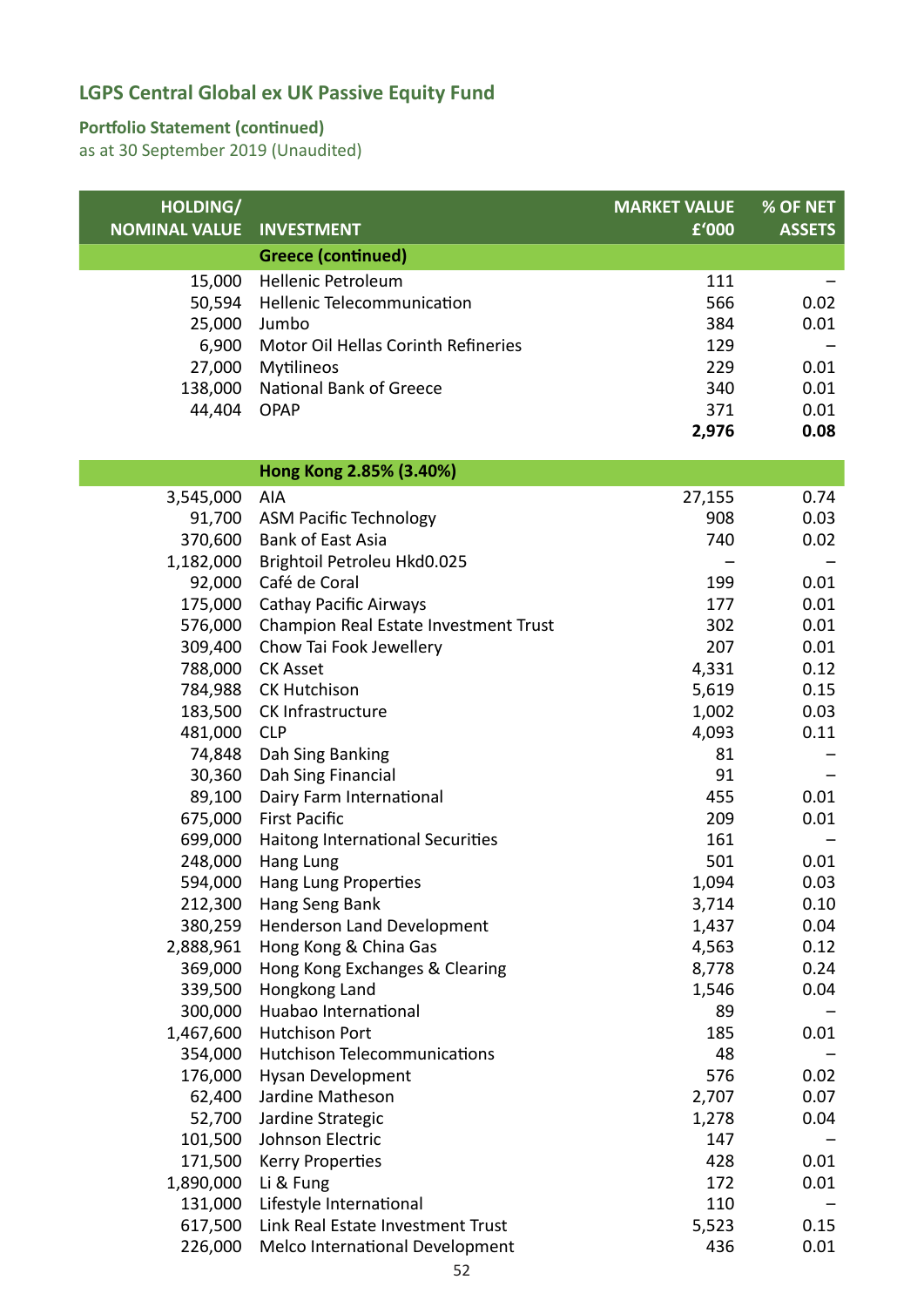## LGPS Central Global ex UK Passive Equity Fund

### Portfolio Statement (continued)
as at 30 September 2019 (Unaudited)

| HOLDING/ NOMINAL VALUE | INVESTMENT | MARKET VALUE £'000 | % OF NET ASSETS |
|---|---|---|---|
| | **Greece (continued)** | | |
| 15,000 | Hellenic Petroleum | 111 | – |
| 50,594 | Hellenic Telecommunication | 566 | 0.02 |
| 25,000 | Jumbo | 384 | 0.01 |
| 6,900 | Motor Oil Hellas Corinth Refineries | 129 | – |
| 27,000 | Mytilineos | 229 | 0.01 |
| 138,000 | National Bank of Greece | 340 | 0.01 |
| 44,404 | OPAP | 371 | 0.01 |
| | | **2,976** | **0.08** |
| | **Hong Kong 2.85% (3.40%)** | | |
| 3,545,000 | AIA | 27,155 | 0.74 |
| 91,700 | ASM Pacific Technology | 908 | 0.03 |
| 370,600 | Bank of East Asia | 740 | 0.02 |
| 1,182,000 | Brightoil Petroleu Hkd0.025 | – | – |
| 92,000 | Café de Coral | 199 | 0.01 |
| 175,000 | Cathay Pacific Airways | 177 | 0.01 |
| 576,000 | Champion Real Estate Investment Trust | 302 | 0.01 |
| 309,400 | Chow Tai Fook Jewellery | 207 | 0.01 |
| 788,000 | CK Asset | 4,331 | 0.12 |
| 784,988 | CK Hutchison | 5,619 | 0.15 |
| 183,500 | CK Infrastructure | 1,002 | 0.03 |
| 481,000 | CLP | 4,093 | 0.11 |
| 74,848 | Dah Sing Banking | 81 | – |
| 30,360 | Dah Sing Financial | 91 | – |
| 89,100 | Dairy Farm International | 455 | 0.01 |
| 675,000 | First Pacific | 209 | 0.01 |
| 699,000 | Haitong International Securities | 161 | – |
| 248,000 | Hang Lung | 501 | 0.01 |
| 594,000 | Hang Lung Properties | 1,094 | 0.03 |
| 212,300 | Hang Seng Bank | 3,714 | 0.10 |
| 380,259 | Henderson Land Development | 1,437 | 0.04 |
| 2,888,961 | Hong Kong & China Gas | 4,563 | 0.12 |
| 369,000 | Hong Kong Exchanges & Clearing | 8,778 | 0.24 |
| 339,500 | Hongkong Land | 1,546 | 0.04 |
| 300,000 | Huabao International | 89 | – |
| 1,467,600 | Hutchison Port | 185 | 0.01 |
| 354,000 | Hutchison Telecommunications | 48 | – |
| 176,000 | Hysan Development | 576 | 0.02 |
| 62,400 | Jardine Matheson | 2,707 | 0.07 |
| 52,700 | Jardine Strategic | 1,278 | 0.04 |
| 101,500 | Johnson Electric | 147 | – |
| 171,500 | Kerry Properties | 428 | 0.01 |
| 1,890,000 | Li & Fung | 172 | 0.01 |
| 131,000 | Lifestyle International | 110 | – |
| 617,500 | Link Real Estate Investment Trust | 5,523 | 0.15 |
| 226,000 | Melco International Development | 436 | 0.01 |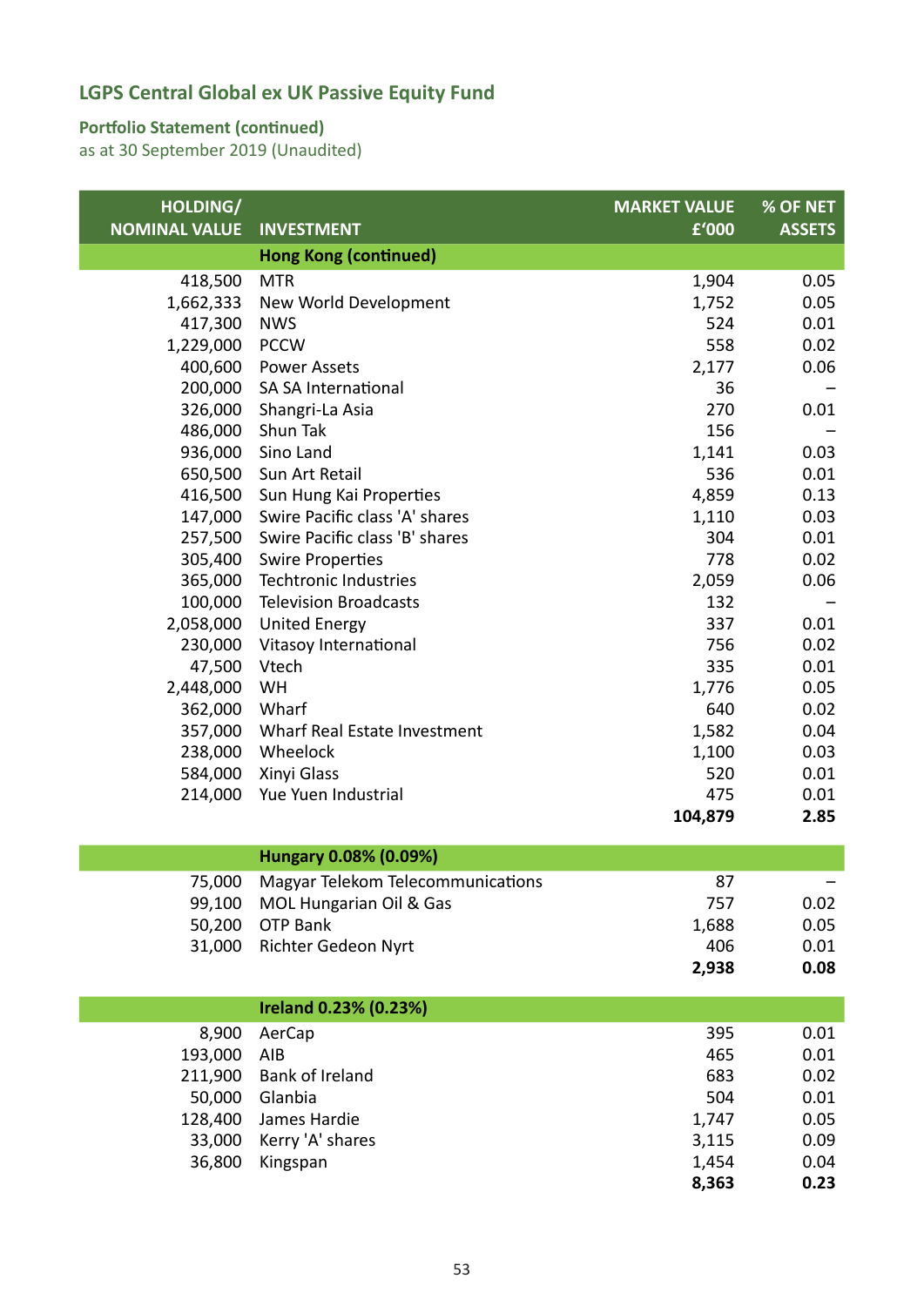## LGPS Central Global ex UK Passive Equity Fund

### Portfolio Statement (continued)
as at 30 September 2019 (Unaudited)

| HOLDING/ NOMINAL VALUE | INVESTMENT | MARKET VALUE £'000 | % OF NET ASSETS |
|---|---|---|---|
| | **Hong Kong (continued)** | | |
| 418,500 | MTR | 1,904 | 0.05 |
| 1,662,333 | New World Development | 1,752 | 0.05 |
| 417,300 | NWS | 524 | 0.01 |
| 1,229,000 | PCCW | 558 | 0.02 |
| 400,600 | Power Assets | 2,177 | 0.06 |
| 200,000 | SA SA International | 36 | – |
| 326,000 | Shangri-La Asia | 270 | 0.01 |
| 486,000 | Shun Tak | 156 | – |
| 936,000 | Sino Land | 1,141 | 0.03 |
| 650,500 | Sun Art Retail | 536 | 0.01 |
| 416,500 | Sun Hung Kai Properties | 4,859 | 0.13 |
| 147,000 | Swire Pacific class 'A' shares | 1,110 | 0.03 |
| 257,500 | Swire Pacific class 'B' shares | 304 | 0.01 |
| 305,400 | Swire Properties | 778 | 0.02 |
| 365,000 | Techtronic Industries | 2,059 | 0.06 |
| 100,000 | Television Broadcasts | 132 | – |
| 2,058,000 | United Energy | 337 | 0.01 |
| 230,000 | Vitasoy International | 756 | 0.02 |
| 47,500 | Vtech | 335 | 0.01 |
| 2,448,000 | WH | 1,776 | 0.05 |
| 362,000 | Wharf | 640 | 0.02 |
| 357,000 | Wharf Real Estate Investment | 1,582 | 0.04 |
| 238,000 | Wheelock | 1,100 | 0.03 |
| 584,000 | Xinyi Glass | 520 | 0.01 |
| 214,000 | Yue Yuen Industrial | 475 | 0.01 |
| | | **104,879** | **2.85** |
| | **Hungary 0.08% (0.09%)** | | |
| 75,000 | Magyar Telekom Telecommunications | 87 | – |
| 99,100 | MOL Hungarian Oil & Gas | 757 | 0.02 |
| 50,200 | OTP Bank | 1,688 | 0.05 |
| 31,000 | Richter Gedeon Nyrt | 406 | 0.01 |
| | | **2,938** | **0.08** |
| | **Ireland 0.23% (0.23%)** | | |
| 8,900 | AerCap | 395 | 0.01 |
| 193,000 | AIB | 465 | 0.01 |
| 211,900 | Bank of Ireland | 683 | 0.02 |
| 50,000 | Glanbia | 504 | 0.01 |
| 128,400 | James Hardie | 1,747 | 0.05 |
| 33,000 | Kerry 'A' shares | 3,115 | 0.09 |
| 36,800 | Kingspan | 1,454 | 0.04 |
| | | **8,363** | **0.23** |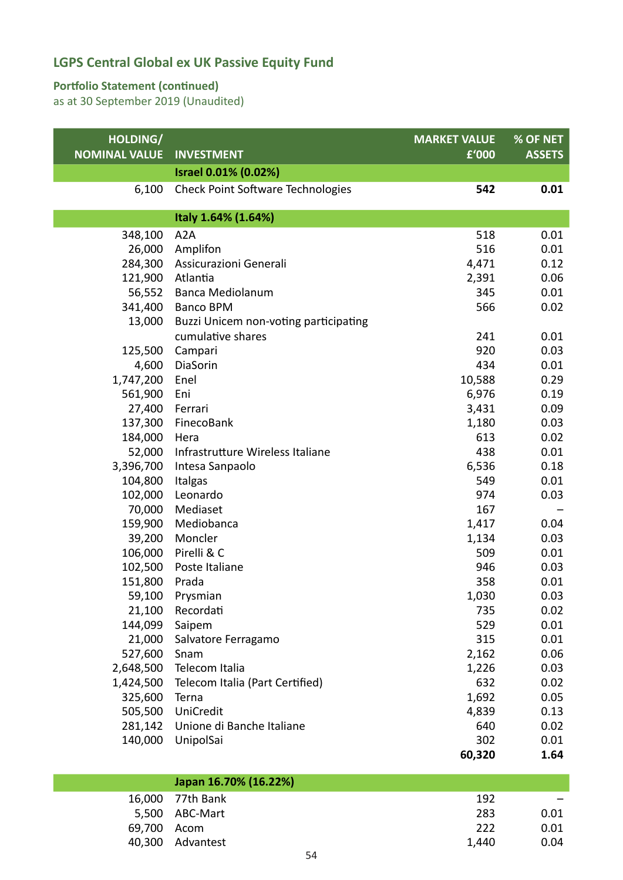# LGPS Central Global ex UK Passive Equity Fund

## Portfolio Statement (continued)

as at 30 September 2019 (Unaudited)

| HOLDING/ NOMINAL VALUE | INVESTMENT | MARKET VALUE £'000 | % OF NET ASSETS |
|---|---|---|---|
| | **Israel 0.01% (0.02%)** | | |
| 6,100 | Check Point Software Technologies | **542** | **0.01** |
| | **Italy 1.64% (1.64%)** | | |
| 348,100 | A2A | 518 | 0.01 |
| 26,000 | Amplifon | 516 | 0.01 |
| 284,300 | Assicurazioni Generali | 4,471 | 0.12 |
| 121,900 | Atlantia | 2,391 | 0.06 |
| 56,552 | Banca Mediolanum | 345 | 0.01 |
| 341,400 | Banco BPM | 566 | 0.02 |
| 13,000 | Buzzi Unicem non-voting participating cumulative shares | 241 | 0.01 |
| 125,500 | Campari | 920 | 0.03 |
| 4,600 | DiaSorin | 434 | 0.01 |
| 1,747,200 | Enel | 10,588 | 0.29 |
| 561,900 | Eni | 6,976 | 0.19 |
| 27,400 | Ferrari | 3,431 | 0.09 |
| 137,300 | FinecoBank | 1,180 | 0.03 |
| 184,000 | Hera | 613 | 0.02 |
| 52,000 | Infrastrutture Wireless Italiane | 438 | 0.01 |
| 3,396,700 | Intesa Sanpaolo | 6,536 | 0.18 |
| 104,800 | Italgas | 549 | 0.01 |
| 102,000 | Leonardo | 974 | 0.03 |
| 70,000 | Mediaset | 167 | – |
| 159,900 | Mediobanca | 1,417 | 0.04 |
| 39,200 | Moncler | 1,134 | 0.03 |
| 106,000 | Pirelli & C | 509 | 0.01 |
| 102,500 | Poste Italiane | 946 | 0.03 |
| 151,800 | Prada | 358 | 0.01 |
| 59,100 | Prysmian | 1,030 | 0.03 |
| 21,100 | Recordati | 735 | 0.02 |
| 144,099 | Saipem | 529 | 0.01 |
| 21,000 | Salvatore Ferragamo | 315 | 0.01 |
| 527,600 | Snam | 2,162 | 0.06 |
| 2,648,500 | Telecom Italia | 1,226 | 0.03 |
| 1,424,500 | Telecom Italia (Part Certified) | 632 | 0.02 |
| 325,600 | Terna | 1,692 | 0.05 |
| 505,500 | UniCredit | 4,839 | 0.13 |
| 281,142 | Unione di Banche Italiane | 640 | 0.02 |
| 140,000 | UnipolSai | 302 | 0.01 |
| | | **60,320** | **1.64** |
| | **Japan 16.70% (16.22%)** | | |
| 16,000 | 77th Bank | 192 | – |
| 5,500 | ABC-Mart | 283 | 0.01 |
| 69,700 | Acom | 222 | 0.01 |
| 40,300 | Advantest | 1,440 | 0.04 |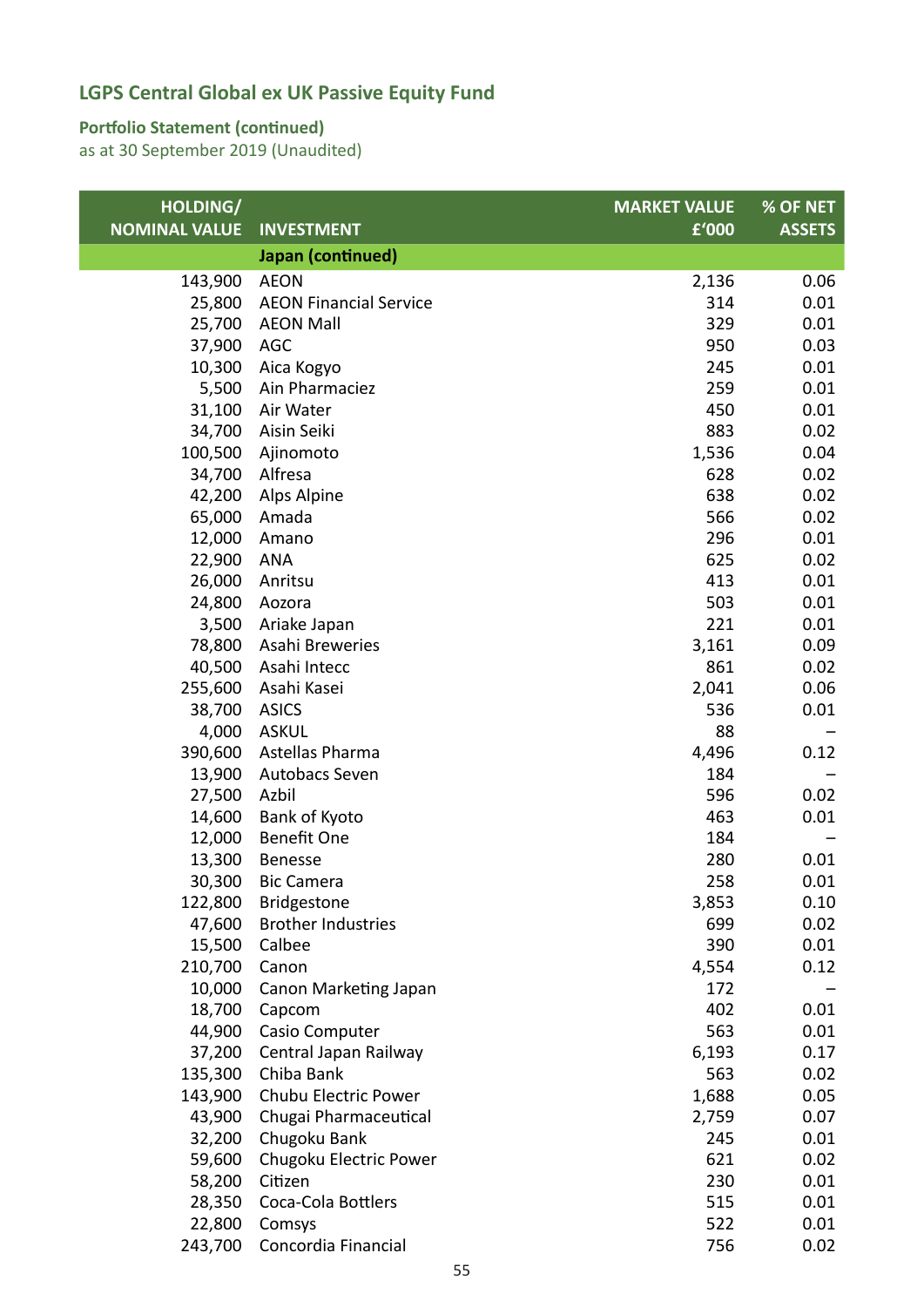## LGPS Central Global ex UK Passive Equity Fund

### Portfolio Statement (continued)
as at 30 September 2019 (Unaudited)

| HOLDING/ NOMINAL VALUE | INVESTMENT | MARKET VALUE £'000 | % OF NET ASSETS |
|---|---|---|---|
| | **Japan (continued)** | | |
| 143,900 | AEON | 2,136 | 0.06 |
| 25,800 | AEON Financial Service | 314 | 0.01 |
| 25,700 | AEON Mall | 329 | 0.01 |
| 37,900 | AGC | 950 | 0.03 |
| 10,300 | Aica Kogyo | 245 | 0.01 |
| 5,500 | Ain Pharmaciez | 259 | 0.01 |
| 31,100 | Air Water | 450 | 0.01 |
| 34,700 | Aisin Seiki | 883 | 0.02 |
| 100,500 | Ajinomoto | 1,536 | 0.04 |
| 34,700 | Alfresa | 628 | 0.02 |
| 42,200 | Alps Alpine | 638 | 0.02 |
| 65,000 | Amada | 566 | 0.02 |
| 12,000 | Amano | 296 | 0.01 |
| 22,900 | ANA | 625 | 0.02 |
| 26,000 | Anritsu | 413 | 0.01 |
| 24,800 | Aozora | 503 | 0.01 |
| 3,500 | Ariake Japan | 221 | 0.01 |
| 78,800 | Asahi Breweries | 3,161 | 0.09 |
| 40,500 | Asahi Intecc | 861 | 0.02 |
| 255,600 | Asahi Kasei | 2,041 | 0.06 |
| 38,700 | ASICS | 536 | 0.01 |
| 4,000 | ASKUL | 88 | – |
| 390,600 | Astellas Pharma | 4,496 | 0.12 |
| 13,900 | Autobacs Seven | 184 | – |
| 27,500 | Azbil | 596 | 0.02 |
| 14,600 | Bank of Kyoto | 463 | 0.01 |
| 12,000 | Benefit One | 184 | – |
| 13,300 | Benesse | 280 | 0.01 |
| 30,300 | Bic Camera | 258 | 0.01 |
| 122,800 | Bridgestone | 3,853 | 0.10 |
| 47,600 | Brother Industries | 699 | 0.02 |
| 15,500 | Calbee | 390 | 0.01 |
| 210,700 | Canon | 4,554 | 0.12 |
| 10,000 | Canon Marketing Japan | 172 | – |
| 18,700 | Capcom | 402 | 0.01 |
| 44,900 | Casio Computer | 563 | 0.01 |
| 37,200 | Central Japan Railway | 6,193 | 0.17 |
| 135,300 | Chiba Bank | 563 | 0.02 |
| 143,900 | Chubu Electric Power | 1,688 | 0.05 |
| 43,900 | Chugai Pharmaceutical | 2,759 | 0.07 |
| 32,200 | Chugoku Bank | 245 | 0.01 |
| 59,600 | Chugoku Electric Power | 621 | 0.02 |
| 58,200 | Citizen | 230 | 0.01 |
| 28,350 | Coca-Cola Bottlers | 515 | 0.01 |
| 22,800 | Comsys | 522 | 0.01 |
| 243,700 | Concordia Financial | 756 | 0.02 |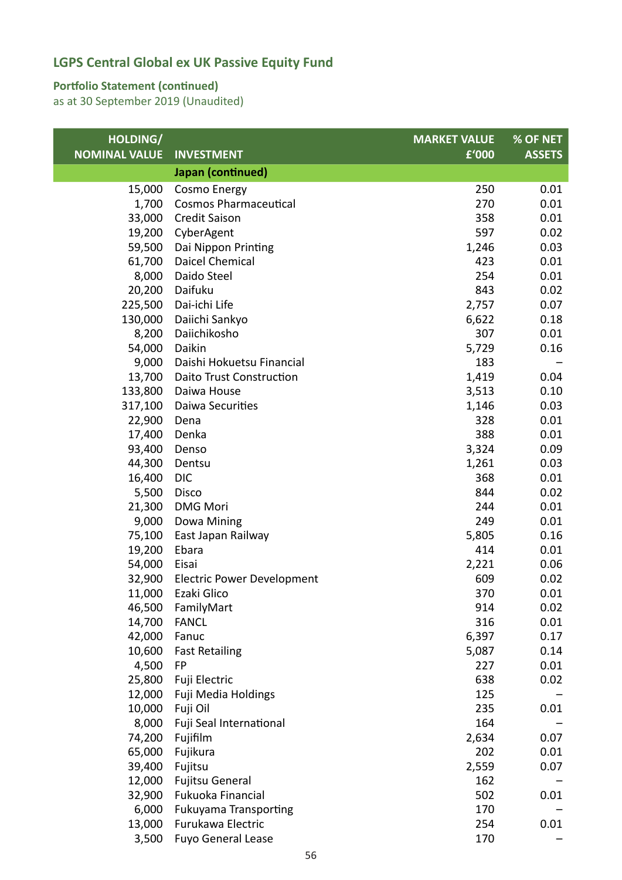## LGPS Central Global ex UK Passive Equity Fund

### Portfolio Statement (continued)
as at 30 September 2019 (Unaudited)

| HOLDING/ NOMINAL VALUE | INVESTMENT | MARKET VALUE £'000 | % OF NET ASSETS |
|---|---|---|---|
| | **Japan (continued)** | | |
| 15,000 | Cosmo Energy | 250 | 0.01 |
| 1,700 | Cosmos Pharmaceutical | 270 | 0.01 |
| 33,000 | Credit Saison | 358 | 0.01 |
| 19,200 | CyberAgent | 597 | 0.02 |
| 59,500 | Dai Nippon Printing | 1,246 | 0.03 |
| 61,700 | Daicel Chemical | 423 | 0.01 |
| 8,000 | Daido Steel | 254 | 0.01 |
| 20,200 | Daifuku | 843 | 0.02 |
| 225,500 | Dai-ichi Life | 2,757 | 0.07 |
| 130,000 | Daiichi Sankyo | 6,622 | 0.18 |
| 8,200 | Daiichikosho | 307 | 0.01 |
| 54,000 | Daikin | 5,729 | 0.16 |
| 9,000 | Daishi Hokuetsu Financial | 183 | – |
| 13,700 | Daito Trust Construction | 1,419 | 0.04 |
| 133,800 | Daiwa House | 3,513 | 0.10 |
| 317,100 | Daiwa Securities | 1,146 | 0.03 |
| 22,900 | Dena | 328 | 0.01 |
| 17,400 | Denka | 388 | 0.01 |
| 93,400 | Denso | 3,324 | 0.09 |
| 44,300 | Dentsu | 1,261 | 0.03 |
| 16,400 | DIC | 368 | 0.01 |
| 5,500 | Disco | 844 | 0.02 |
| 21,300 | DMG Mori | 244 | 0.01 |
| 9,000 | Dowa Mining | 249 | 0.01 |
| 75,100 | East Japan Railway | 5,805 | 0.16 |
| 19,200 | Ebara | 414 | 0.01 |
| 54,000 | Eisai | 2,221 | 0.06 |
| 32,900 | Electric Power Development | 609 | 0.02 |
| 11,000 | Ezaki Glico | 370 | 0.01 |
| 46,500 | FamilyMart | 914 | 0.02 |
| 14,700 | FANCL | 316 | 0.01 |
| 42,000 | Fanuc | 6,397 | 0.17 |
| 10,600 | Fast Retailing | 5,087 | 0.14 |
| 4,500 | FP | 227 | 0.01 |
| 25,800 | Fuji Electric | 638 | 0.02 |
| 12,000 | Fuji Media Holdings | 125 | – |
| 10,000 | Fuji Oil | 235 | 0.01 |
| 8,000 | Fuji Seal International | 164 | – |
| 74,200 | Fujifilm | 2,634 | 0.07 |
| 65,000 | Fujikura | 202 | 0.01 |
| 39,400 | Fujitsu | 2,559 | 0.07 |
| 12,000 | Fujitsu General | 162 | – |
| 32,900 | Fukuoka Financial | 502 | 0.01 |
| 6,000 | Fukuyama Transporting | 170 | – |
| 13,000 | Furukawa Electric | 254 | 0.01 |
| 3,500 | Fuyo General Lease | 170 | – |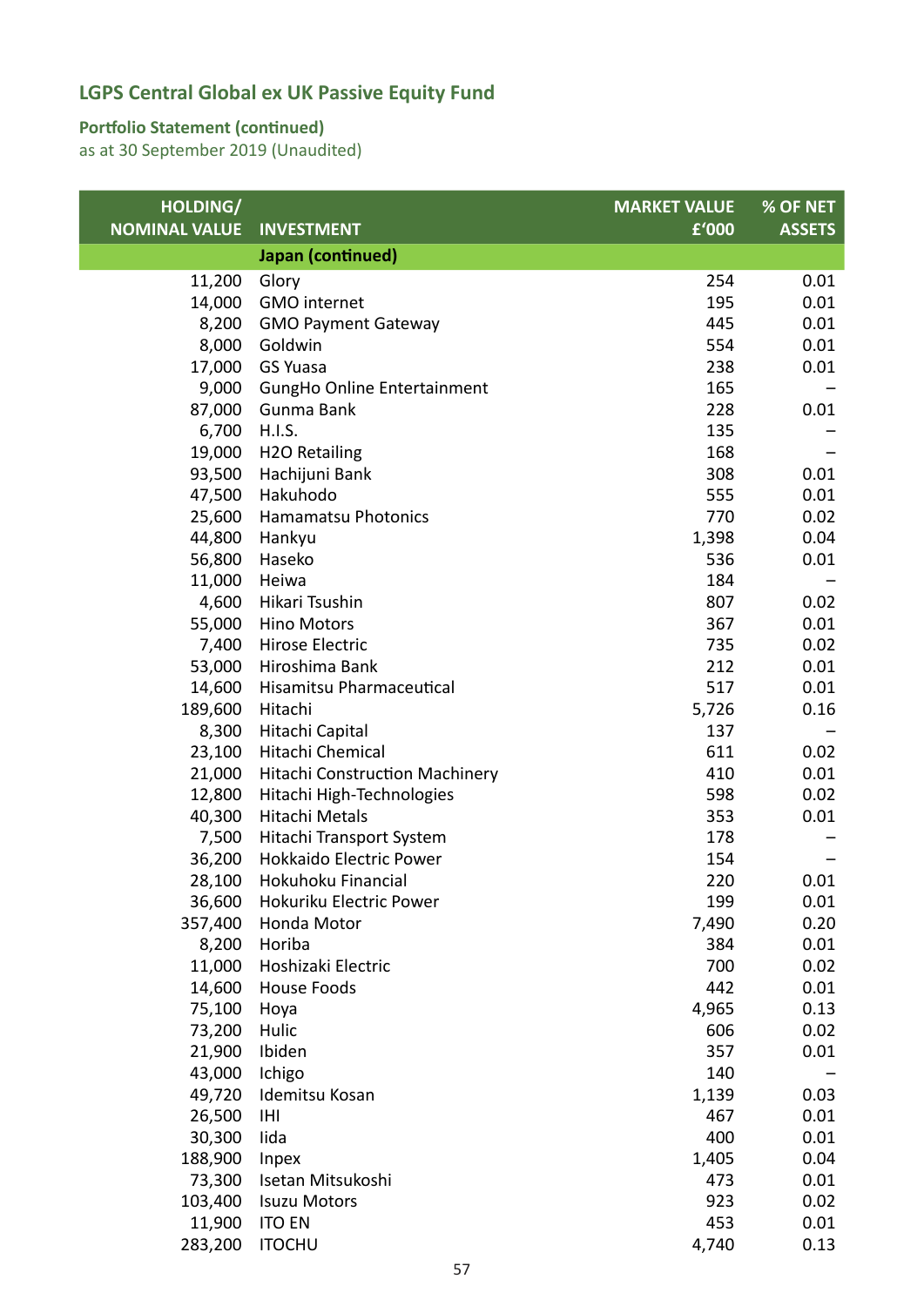## LGPS Central Global ex UK Passive Equity Fund

### Portfolio Statement (continued)
as at 30 September 2019 (Unaudited)

| HOLDING/ NOMINAL VALUE | INVESTMENT | MARKET VALUE £'000 | % OF NET ASSETS |
|---|---|---|---|
| | **Japan (continued)** | | |
| 11,200 | Glory | 254 | 0.01 |
| 14,000 | GMO internet | 195 | 0.01 |
| 8,200 | GMO Payment Gateway | 445 | 0.01 |
| 8,000 | Goldwin | 554 | 0.01 |
| 17,000 | GS Yuasa | 238 | 0.01 |
| 9,000 | GungHo Online Entertainment | 165 | – |
| 87,000 | Gunma Bank | 228 | 0.01 |
| 6,700 | H.I.S. | 135 | – |
| 19,000 | H2O Retailing | 168 | – |
| 93,500 | Hachijuni Bank | 308 | 0.01 |
| 47,500 | Hakuhodo | 555 | 0.01 |
| 25,600 | Hamamatsu Photonics | 770 | 0.02 |
| 44,800 | Hankyu | 1,398 | 0.04 |
| 56,800 | Haseko | 536 | 0.01 |
| 11,000 | Heiwa | 184 | – |
| 4,600 | Hikari Tsushin | 807 | 0.02 |
| 55,000 | Hino Motors | 367 | 0.01 |
| 7,400 | Hirose Electric | 735 | 0.02 |
| 53,000 | Hiroshima Bank | 212 | 0.01 |
| 14,600 | Hisamitsu Pharmaceutical | 517 | 0.01 |
| 189,600 | Hitachi | 5,726 | 0.16 |
| 8,300 | Hitachi Capital | 137 | – |
| 23,100 | Hitachi Chemical | 611 | 0.02 |
| 21,000 | Hitachi Construction Machinery | 410 | 0.01 |
| 12,800 | Hitachi High-Technologies | 598 | 0.02 |
| 40,300 | Hitachi Metals | 353 | 0.01 |
| 7,500 | Hitachi Transport System | 178 | – |
| 36,200 | Hokkaido Electric Power | 154 | – |
| 28,100 | Hokuhoku Financial | 220 | 0.01 |
| 36,600 | Hokuriku Electric Power | 199 | 0.01 |
| 357,400 | Honda Motor | 7,490 | 0.20 |
| 8,200 | Horiba | 384 | 0.01 |
| 11,000 | Hoshizaki Electric | 700 | 0.02 |
| 14,600 | House Foods | 442 | 0.01 |
| 75,100 | Hoya | 4,965 | 0.13 |
| 73,200 | Hulic | 606 | 0.02 |
| 21,900 | Ibiden | 357 | 0.01 |
| 43,000 | Ichigo | 140 | – |
| 49,720 | Idemitsu Kosan | 1,139 | 0.03 |
| 26,500 | IHI | 467 | 0.01 |
| 30,300 | Iida | 400 | 0.01 |
| 188,900 | Inpex | 1,405 | 0.04 |
| 73,300 | Isetan Mitsukoshi | 473 | 0.01 |
| 103,400 | Isuzu Motors | 923 | 0.02 |
| 11,900 | ITO EN | 453 | 0.01 |
| 283,200 | ITOCHU | 4,740 | 0.13 |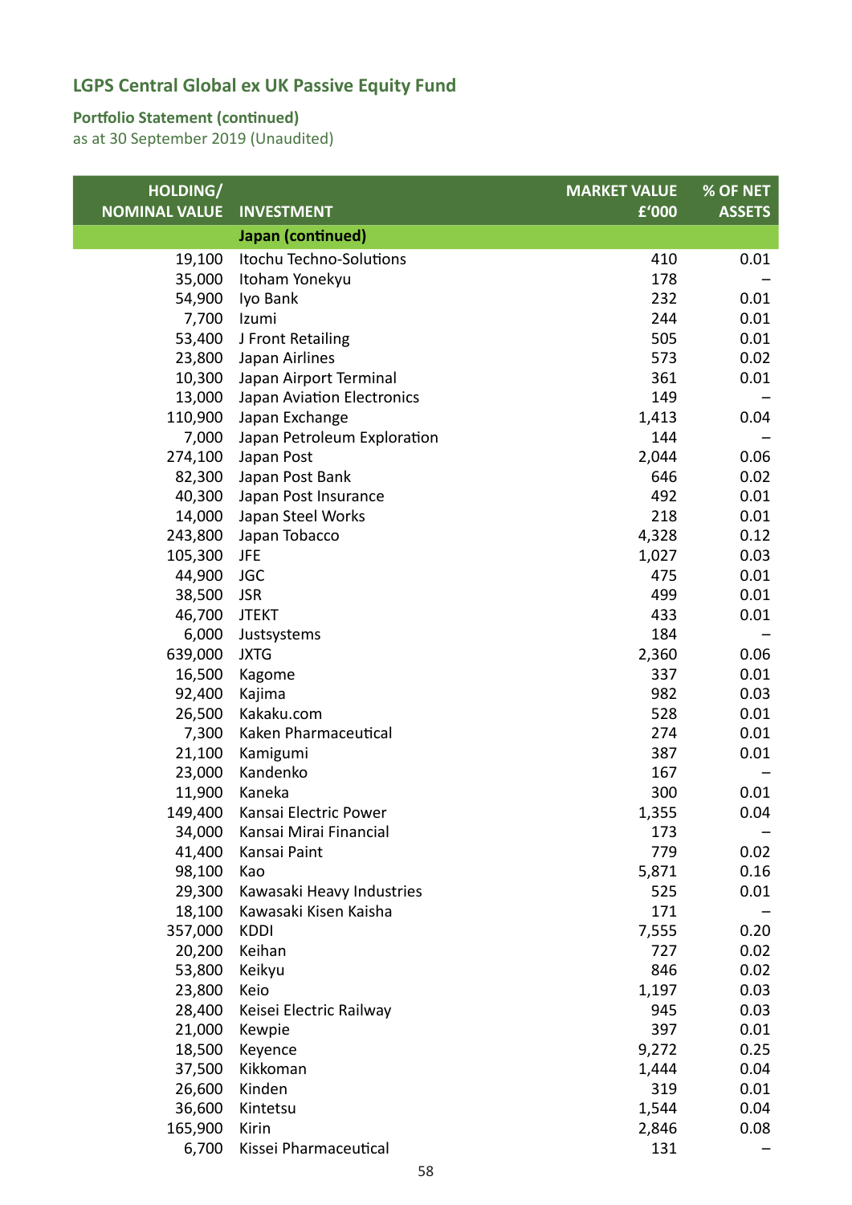## LGPS Central Global ex UK Passive Equity Fund

### Portfolio Statement (continued)

as at 30 September 2019 (Unaudited)

| HOLDING/ NOMINAL VALUE | INVESTMENT | MARKET VALUE £'000 | % OF NET ASSETS |
|---|---|---|---|
| | **Japan (continued)** | | |
| 19,100 | Itochu Techno-Solutions | 410 | 0.01 |
| 35,000 | Itoham Yonekyu | 178 | – |
| 54,900 | Iyo Bank | 232 | 0.01 |
| 7,700 | Izumi | 244 | 0.01 |
| 53,400 | J Front Retailing | 505 | 0.01 |
| 23,800 | Japan Airlines | 573 | 0.02 |
| 10,300 | Japan Airport Terminal | 361 | 0.01 |
| 13,000 | Japan Aviation Electronics | 149 | – |
| 110,900 | Japan Exchange | 1,413 | 0.04 |
| 7,000 | Japan Petroleum Exploration | 144 | – |
| 274,100 | Japan Post | 2,044 | 0.06 |
| 82,300 | Japan Post Bank | 646 | 0.02 |
| 40,300 | Japan Post Insurance | 492 | 0.01 |
| 14,000 | Japan Steel Works | 218 | 0.01 |
| 243,800 | Japan Tobacco | 4,328 | 0.12 |
| 105,300 | JFE | 1,027 | 0.03 |
| 44,900 | JGC | 475 | 0.01 |
| 38,500 | JSR | 499 | 0.01 |
| 46,700 | JTEKT | 433 | 0.01 |
| 6,000 | Justsystems | 184 | – |
| 639,000 | JXTG | 2,360 | 0.06 |
| 16,500 | Kagome | 337 | 0.01 |
| 92,400 | Kajima | 982 | 0.03 |
| 26,500 | Kakaku.com | 528 | 0.01 |
| 7,300 | Kaken Pharmaceutical | 274 | 0.01 |
| 21,100 | Kamigumi | 387 | 0.01 |
| 23,000 | Kandenko | 167 | – |
| 11,900 | Kaneka | 300 | 0.01 |
| 149,400 | Kansai Electric Power | 1,355 | 0.04 |
| 34,000 | Kansai Mirai Financial | 173 | – |
| 41,400 | Kansai Paint | 779 | 0.02 |
| 98,100 | Kao | 5,871 | 0.16 |
| 29,300 | Kawasaki Heavy Industries | 525 | 0.01 |
| 18,100 | Kawasaki Kisen Kaisha | 171 | – |
| 357,000 | KDDI | 7,555 | 0.20 |
| 20,200 | Keihan | 727 | 0.02 |
| 53,800 | Keikyu | 846 | 0.02 |
| 23,800 | Keio | 1,197 | 0.03 |
| 28,400 | Keisei Electric Railway | 945 | 0.03 |
| 21,000 | Kewpie | 397 | 0.01 |
| 18,500 | Keyence | 9,272 | 0.25 |
| 37,500 | Kikkoman | 1,444 | 0.04 |
| 26,600 | Kinden | 319 | 0.01 |
| 36,600 | Kintetsu | 1,544 | 0.04 |
| 165,900 | Kirin | 2,846 | 0.08 |
| 6,700 | Kissei Pharmaceutical | 131 | – |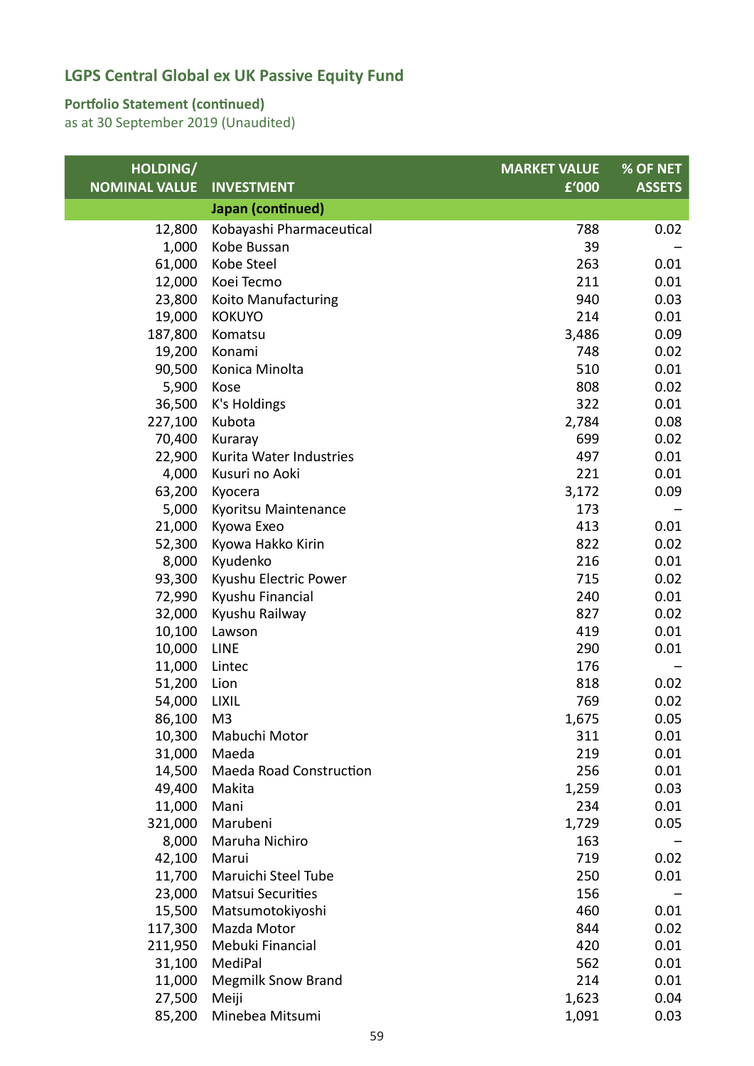## LGPS Central Global ex UK Passive Equity Fund

### Portfolio Statement (continued)
as at 30 September 2019 (Unaudited)

| HOLDING/ NOMINAL VALUE | INVESTMENT | MARKET VALUE £'000 | % OF NET ASSETS |
|---|---|---|---|
| | **Japan (continued)** | | |
| 12,800 | Kobayashi Pharmaceutical | 788 | 0.02 |
| 1,000 | Kobe Bussan | 39 | – |
| 61,000 | Kobe Steel | 263 | 0.01 |
| 12,000 | Koei Tecmo | 211 | 0.01 |
| 23,800 | Koito Manufacturing | 940 | 0.03 |
| 19,000 | KOKUYO | 214 | 0.01 |
| 187,800 | Komatsu | 3,486 | 0.09 |
| 19,200 | Konami | 748 | 0.02 |
| 90,500 | Konica Minolta | 510 | 0.01 |
| 5,900 | Kose | 808 | 0.02 |
| 36,500 | K's Holdings | 322 | 0.01 |
| 227,100 | Kubota | 2,784 | 0.08 |
| 70,400 | Kuraray | 699 | 0.02 |
| 22,900 | Kurita Water Industries | 497 | 0.01 |
| 4,000 | Kusuri no Aoki | 221 | 0.01 |
| 63,200 | Kyocera | 3,172 | 0.09 |
| 5,000 | Kyoritsu Maintenance | 173 | – |
| 21,000 | Kyowa Exeo | 413 | 0.01 |
| 52,300 | Kyowa Hakko Kirin | 822 | 0.02 |
| 8,000 | Kyudenko | 216 | 0.01 |
| 93,300 | Kyushu Electric Power | 715 | 0.02 |
| 72,990 | Kyushu Financial | 240 | 0.01 |
| 32,000 | Kyushu Railway | 827 | 0.02 |
| 10,100 | Lawson | 419 | 0.01 |
| 10,000 | LINE | 290 | 0.01 |
| 11,000 | Lintec | 176 | – |
| 51,200 | Lion | 818 | 0.02 |
| 54,000 | LIXIL | 769 | 0.02 |
| 86,100 | M3 | 1,675 | 0.05 |
| 10,300 | Mabuchi Motor | 311 | 0.01 |
| 31,000 | Maeda | 219 | 0.01 |
| 14,500 | Maeda Road Construction | 256 | 0.01 |
| 49,400 | Makita | 1,259 | 0.03 |
| 11,000 | Mani | 234 | 0.01 |
| 321,000 | Marubeni | 1,729 | 0.05 |
| 8,000 | Maruha Nichiro | 163 | – |
| 42,100 | Marui | 719 | 0.02 |
| 11,700 | Maruichi Steel Tube | 250 | 0.01 |
| 23,000 | Matsui Securities | 156 | – |
| 15,500 | Matsumotokiyoshi | 460 | 0.01 |
| 117,300 | Mazda Motor | 844 | 0.02 |
| 211,950 | Mebuki Financial | 420 | 0.01 |
| 31,100 | MediPal | 562 | 0.01 |
| 11,000 | Megmilk Snow Brand | 214 | 0.01 |
| 27,500 | Meiji | 1,623 | 0.04 |
| 85,200 | Minebea Mitsumi | 1,091 | 0.03 |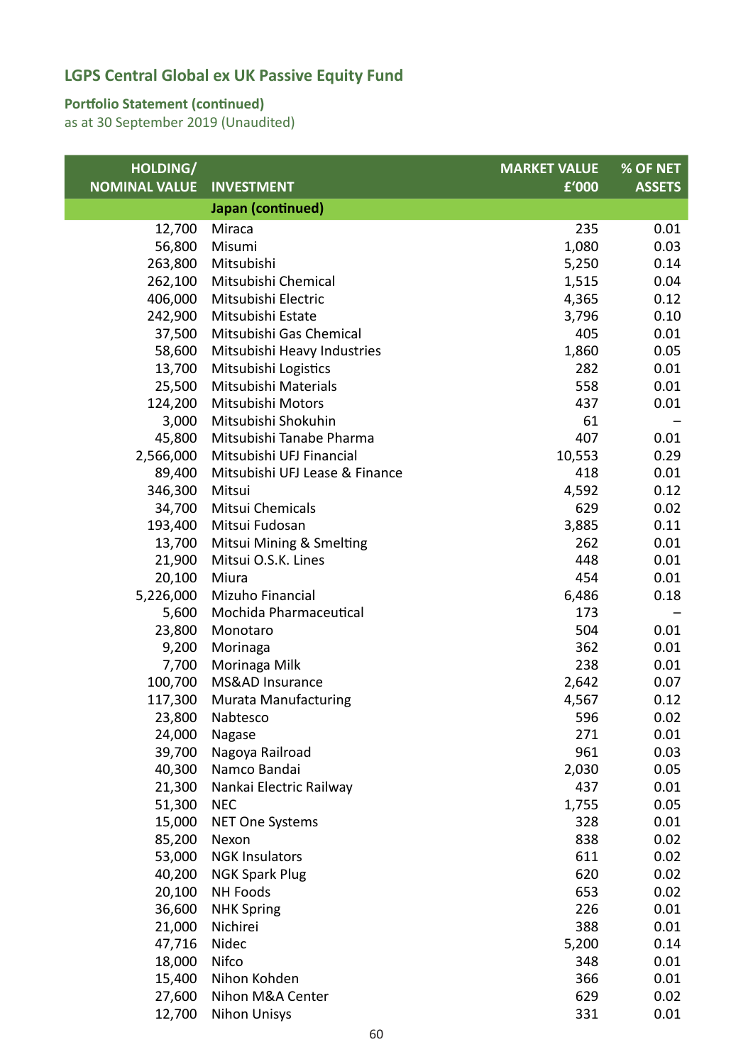## LGPS Central Global ex UK Passive Equity Fund

### Portfolio Statement (continued)
as at 30 September 2019 (Unaudited)

| HOLDING/ NOMINAL VALUE | INVESTMENT | MARKET VALUE £'000 | % OF NET ASSETS |
|---|---|---|---|
| | **Japan (continued)** | | |
| 12,700 | Miraca | 235 | 0.01 |
| 56,800 | Misumi | 1,080 | 0.03 |
| 263,800 | Mitsubishi | 5,250 | 0.14 |
| 262,100 | Mitsubishi Chemical | 1,515 | 0.04 |
| 406,000 | Mitsubishi Electric | 4,365 | 0.12 |
| 242,900 | Mitsubishi Estate | 3,796 | 0.10 |
| 37,500 | Mitsubishi Gas Chemical | 405 | 0.01 |
| 58,600 | Mitsubishi Heavy Industries | 1,860 | 0.05 |
| 13,700 | Mitsubishi Logistics | 282 | 0.01 |
| 25,500 | Mitsubishi Materials | 558 | 0.01 |
| 124,200 | Mitsubishi Motors | 437 | 0.01 |
| 3,000 | Mitsubishi Shokuhin | 61 | – |
| 45,800 | Mitsubishi Tanabe Pharma | 407 | 0.01 |
| 2,566,000 | Mitsubishi UFJ Financial | 10,553 | 0.29 |
| 89,400 | Mitsubishi UFJ Lease & Finance | 418 | 0.01 |
| 346,300 | Mitsui | 4,592 | 0.12 |
| 34,700 | Mitsui Chemicals | 629 | 0.02 |
| 193,400 | Mitsui Fudosan | 3,885 | 0.11 |
| 13,700 | Mitsui Mining & Smelting | 262 | 0.01 |
| 21,900 | Mitsui O.S.K. Lines | 448 | 0.01 |
| 20,100 | Miura | 454 | 0.01 |
| 5,226,000 | Mizuho Financial | 6,486 | 0.18 |
| 5,600 | Mochida Pharmaceutical | 173 | – |
| 23,800 | Monotaro | 504 | 0.01 |
| 9,200 | Morinaga | 362 | 0.01 |
| 7,700 | Morinaga Milk | 238 | 0.01 |
| 100,700 | MS&AD Insurance | 2,642 | 0.07 |
| 117,300 | Murata Manufacturing | 4,567 | 0.12 |
| 23,800 | Nabtesco | 596 | 0.02 |
| 24,000 | Nagase | 271 | 0.01 |
| 39,700 | Nagoya Railroad | 961 | 0.03 |
| 40,300 | Namco Bandai | 2,030 | 0.05 |
| 21,300 | Nankai Electric Railway | 437 | 0.01 |
| 51,300 | NEC | 1,755 | 0.05 |
| 15,000 | NET One Systems | 328 | 0.01 |
| 85,200 | Nexon | 838 | 0.02 |
| 53,000 | NGK Insulators | 611 | 0.02 |
| 40,200 | NGK Spark Plug | 620 | 0.02 |
| 20,100 | NH Foods | 653 | 0.02 |
| 36,600 | NHK Spring | 226 | 0.01 |
| 21,000 | Nichirei | 388 | 0.01 |
| 47,716 | Nidec | 5,200 | 0.14 |
| 18,000 | Nifco | 348 | 0.01 |
| 15,400 | Nihon Kohden | 366 | 0.01 |
| 27,600 | Nihon M&A Center | 629 | 0.02 |
| 12,700 | Nihon Unisys | 331 | 0.01 |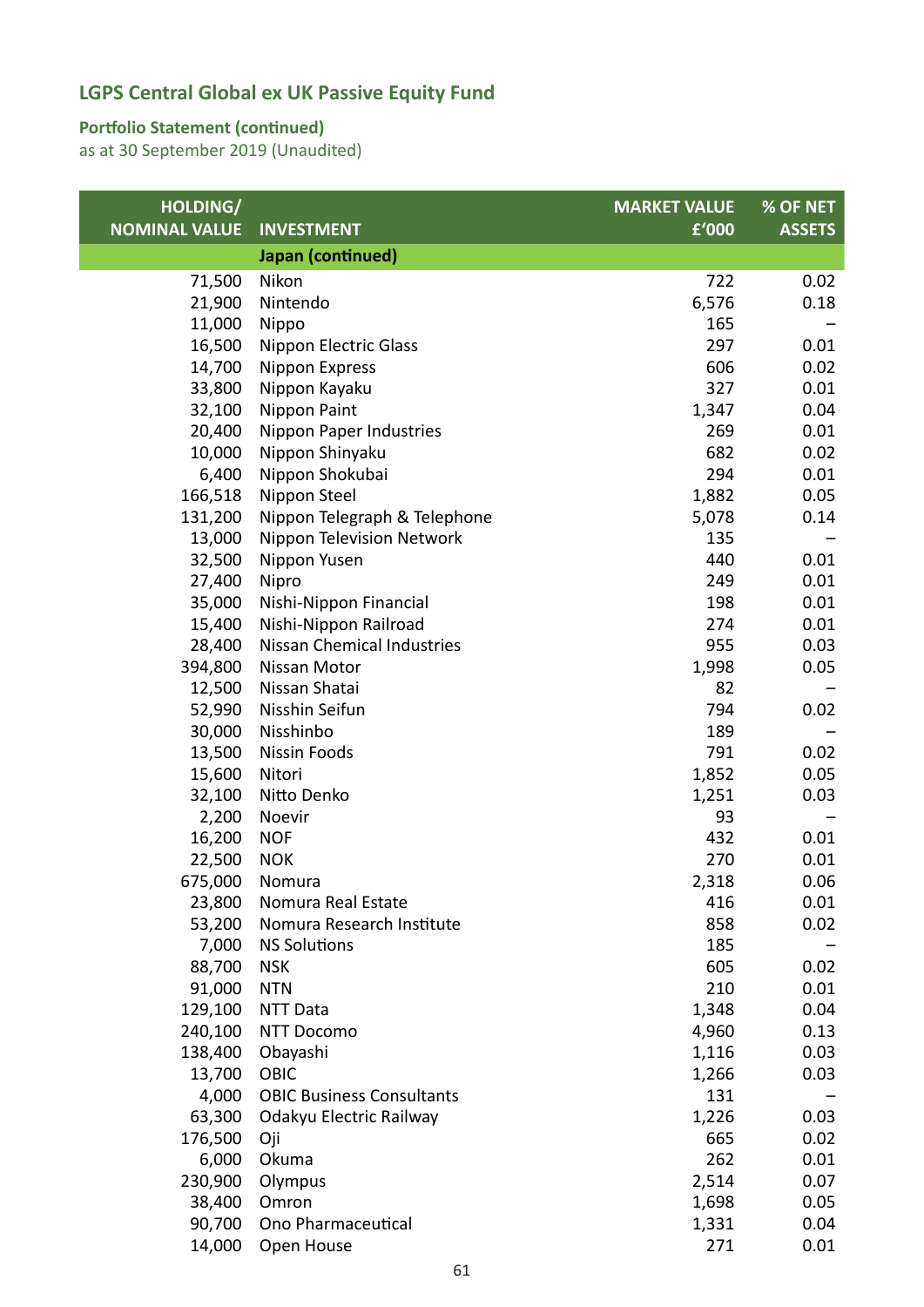## LGPS Central Global ex UK Passive Equity Fund

### Portfolio Statement (continued)

as at 30 September 2019 (Unaudited)

| HOLDING/ NOMINAL VALUE | INVESTMENT | MARKET VALUE £'000 | % OF NET ASSETS |
|---|---|---|---|
| | **Japan (continued)** | | |
| 71,500 | Nikon | 722 | 0.02 |
| 21,900 | Nintendo | 6,576 | 0.18 |
| 11,000 | Nippo | 165 | – |
| 16,500 | Nippon Electric Glass | 297 | 0.01 |
| 14,700 | Nippon Express | 606 | 0.02 |
| 33,800 | Nippon Kayaku | 327 | 0.01 |
| 32,100 | Nippon Paint | 1,347 | 0.04 |
| 20,400 | Nippon Paper Industries | 269 | 0.01 |
| 10,000 | Nippon Shinyaku | 682 | 0.02 |
| 6,400 | Nippon Shokubai | 294 | 0.01 |
| 166,518 | Nippon Steel | 1,882 | 0.05 |
| 131,200 | Nippon Telegraph & Telephone | 5,078 | 0.14 |
| 13,000 | Nippon Television Network | 135 | – |
| 32,500 | Nippon Yusen | 440 | 0.01 |
| 27,400 | Nipro | 249 | 0.01 |
| 35,000 | Nishi-Nippon Financial | 198 | 0.01 |
| 15,400 | Nishi-Nippon Railroad | 274 | 0.01 |
| 28,400 | Nissan Chemical Industries | 955 | 0.03 |
| 394,800 | Nissan Motor | 1,998 | 0.05 |
| 12,500 | Nissan Shatai | 82 | – |
| 52,990 | Nisshin Seifun | 794 | 0.02 |
| 30,000 | Nisshinbo | 189 | – |
| 13,500 | Nissin Foods | 791 | 0.02 |
| 15,600 | Nitori | 1,852 | 0.05 |
| 32,100 | Nitto Denko | 1,251 | 0.03 |
| 2,200 | Noevir | 93 | – |
| 16,200 | NOF | 432 | 0.01 |
| 22,500 | NOK | 270 | 0.01 |
| 675,000 | Nomura | 2,318 | 0.06 |
| 23,800 | Nomura Real Estate | 416 | 0.01 |
| 53,200 | Nomura Research Institute | 858 | 0.02 |
| 7,000 | NS Solutions | 185 | – |
| 88,700 | NSK | 605 | 0.02 |
| 91,000 | NTN | 210 | 0.01 |
| 129,100 | NTT Data | 1,348 | 0.04 |
| 240,100 | NTT Docomo | 4,960 | 0.13 |
| 138,400 | Obayashi | 1,116 | 0.03 |
| 13,700 | OBIC | 1,266 | 0.03 |
| 4,000 | OBIC Business Consultants | 131 | – |
| 63,300 | Odakyu Electric Railway | 1,226 | 0.03 |
| 176,500 | Oji | 665 | 0.02 |
| 6,000 | Okuma | 262 | 0.01 |
| 230,900 | Olympus | 2,514 | 0.07 |
| 38,400 | Omron | 1,698 | 0.05 |
| 90,700 | Ono Pharmaceutical | 1,331 | 0.04 |
| 14,000 | Open House | 271 | 0.01 |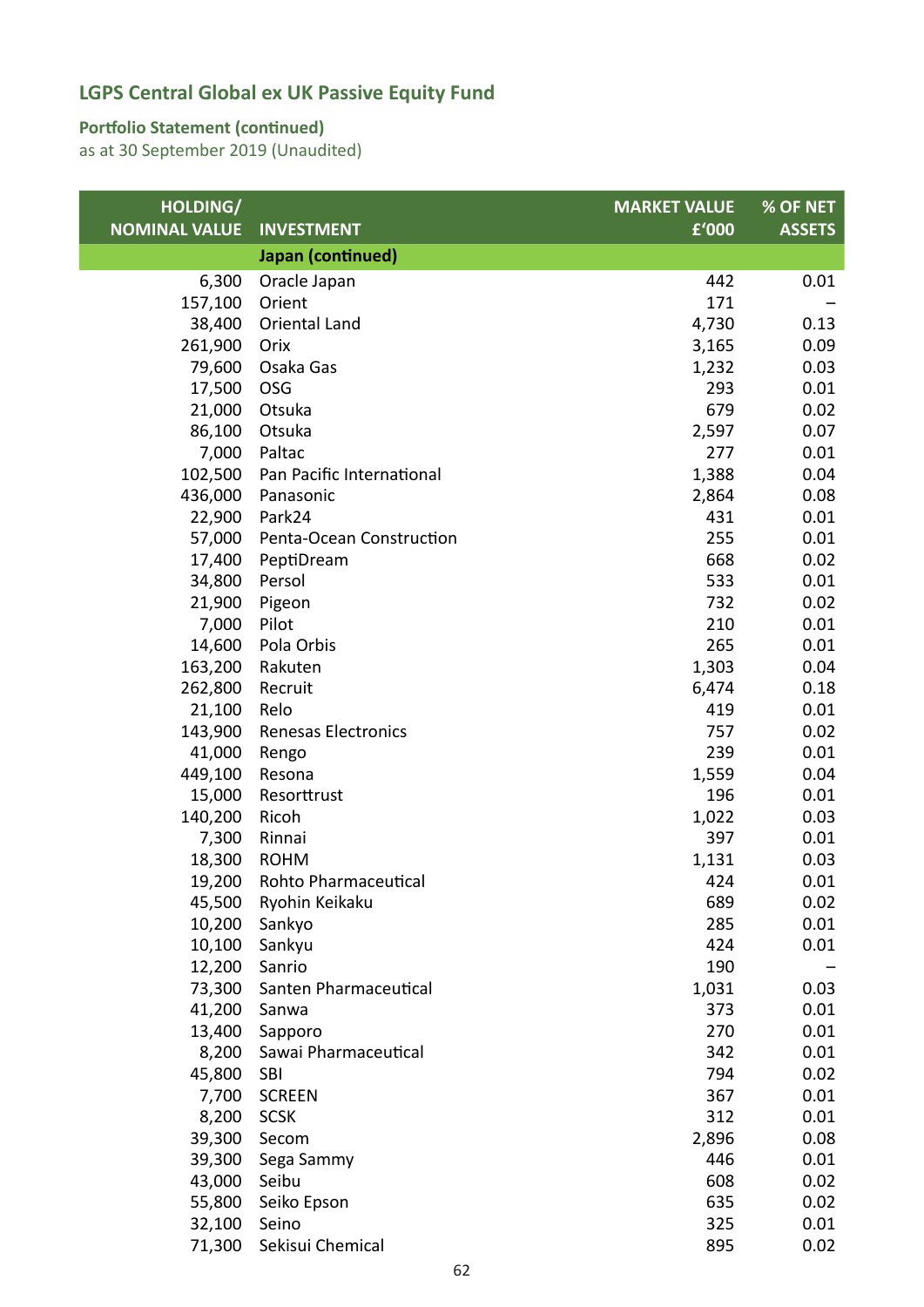## LGPS Central Global ex UK Passive Equity Fund

### Portfolio Statement (continued)

as at 30 September 2019 (Unaudited)

| HOLDING/ NOMINAL VALUE | INVESTMENT | MARKET VALUE £'000 | % OF NET ASSETS |
|---|---|---|---|
| | **Japan (continued)** | | |
| 6,300 | Oracle Japan | 442 | 0.01 |
| 157,100 | Orient | 171 | – |
| 38,400 | Oriental Land | 4,730 | 0.13 |
| 261,900 | Orix | 3,165 | 0.09 |
| 79,600 | Osaka Gas | 1,232 | 0.03 |
| 17,500 | OSG | 293 | 0.01 |
| 21,000 | Otsuka | 679 | 0.02 |
| 86,100 | Otsuka | 2,597 | 0.07 |
| 7,000 | Paltac | 277 | 0.01 |
| 102,500 | Pan Pacific International | 1,388 | 0.04 |
| 436,000 | Panasonic | 2,864 | 0.08 |
| 22,900 | Park24 | 431 | 0.01 |
| 57,000 | Penta-Ocean Construction | 255 | 0.01 |
| 17,400 | PeptiDream | 668 | 0.02 |
| 34,800 | Persol | 533 | 0.01 |
| 21,900 | Pigeon | 732 | 0.02 |
| 7,000 | Pilot | 210 | 0.01 |
| 14,600 | Pola Orbis | 265 | 0.01 |
| 163,200 | Rakuten | 1,303 | 0.04 |
| 262,800 | Recruit | 6,474 | 0.18 |
| 21,100 | Relo | 419 | 0.01 |
| 143,900 | Renesas Electronics | 757 | 0.02 |
| 41,000 | Rengo | 239 | 0.01 |
| 449,100 | Resona | 1,559 | 0.04 |
| 15,000 | Resorttrust | 196 | 0.01 |
| 140,200 | Ricoh | 1,022 | 0.03 |
| 7,300 | Rinnai | 397 | 0.01 |
| 18,300 | ROHM | 1,131 | 0.03 |
| 19,200 | Rohto Pharmaceutical | 424 | 0.01 |
| 45,500 | Ryohin Keikaku | 689 | 0.02 |
| 10,200 | Sankyo | 285 | 0.01 |
| 10,100 | Sankyu | 424 | 0.01 |
| 12,200 | Sanrio | 190 | – |
| 73,300 | Santen Pharmaceutical | 1,031 | 0.03 |
| 41,200 | Sanwa | 373 | 0.01 |
| 13,400 | Sapporo | 270 | 0.01 |
| 8,200 | Sawai Pharmaceutical | 342 | 0.01 |
| 45,800 | SBI | 794 | 0.02 |
| 7,700 | SCREEN | 367 | 0.01 |
| 8,200 | SCSK | 312 | 0.01 |
| 39,300 | Secom | 2,896 | 0.08 |
| 39,300 | Sega Sammy | 446 | 0.01 |
| 43,000 | Seibu | 608 | 0.02 |
| 55,800 | Seiko Epson | 635 | 0.02 |
| 32,100 | Seino | 325 | 0.01 |
| 71,300 | Sekisui Chemical | 895 | 0.02 |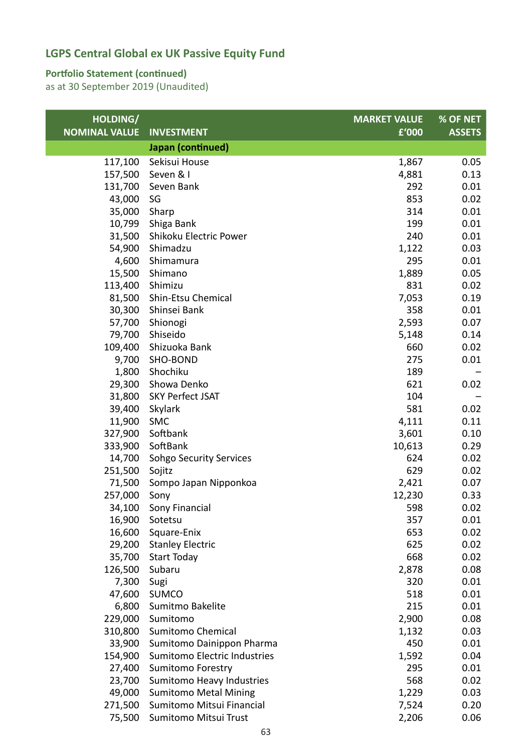## LGPS Central Global ex UK Passive Equity Fund

### Portfolio Statement (continued)
as at 30 September 2019 (Unaudited)

| HOLDING/ NOMINAL VALUE | INVESTMENT | MARKET VALUE £'000 | % OF NET ASSETS |
|---|---|---|---|
| | **Japan (continued)** | | |
| 117,100 | Sekisui House | 1,867 | 0.05 |
| 157,500 | Seven & I | 4,881 | 0.13 |
| 131,700 | Seven Bank | 292 | 0.01 |
| 43,000 | SG | 853 | 0.02 |
| 35,000 | Sharp | 314 | 0.01 |
| 10,799 | Shiga Bank | 199 | 0.01 |
| 31,500 | Shikoku Electric Power | 240 | 0.01 |
| 54,900 | Shimadzu | 1,122 | 0.03 |
| 4,600 | Shimamura | 295 | 0.01 |
| 15,500 | Shimano | 1,889 | 0.05 |
| 113,400 | Shimizu | 831 | 0.02 |
| 81,500 | Shin-Etsu Chemical | 7,053 | 0.19 |
| 30,300 | Shinsei Bank | 358 | 0.01 |
| 57,700 | Shionogi | 2,593 | 0.07 |
| 79,700 | Shiseido | 5,148 | 0.14 |
| 109,400 | Shizuoka Bank | 660 | 0.02 |
| 9,700 | SHO-BOND | 275 | 0.01 |
| 1,800 | Shochiku | 189 | – |
| 29,300 | Showa Denko | 621 | 0.02 |
| 31,800 | SKY Perfect JSAT | 104 | – |
| 39,400 | Skylark | 581 | 0.02 |
| 11,900 | SMC | 4,111 | 0.11 |
| 327,900 | Softbank | 3,601 | 0.10 |
| 333,900 | SoftBank | 10,613 | 0.29 |
| 14,700 | Sohgo Security Services | 624 | 0.02 |
| 251,500 | Sojitz | 629 | 0.02 |
| 71,500 | Sompo Japan Nipponkoa | 2,421 | 0.07 |
| 257,000 | Sony | 12,230 | 0.33 |
| 34,100 | Sony Financial | 598 | 0.02 |
| 16,900 | Sotetsu | 357 | 0.01 |
| 16,600 | Square-Enix | 653 | 0.02 |
| 29,200 | Stanley Electric | 625 | 0.02 |
| 35,700 | Start Today | 668 | 0.02 |
| 126,500 | Subaru | 2,878 | 0.08 |
| 7,300 | Sugi | 320 | 0.01 |
| 47,600 | SUMCO | 518 | 0.01 |
| 6,800 | Sumitmo Bakelite | 215 | 0.01 |
| 229,000 | Sumitomo | 2,900 | 0.08 |
| 310,800 | Sumitomo Chemical | 1,132 | 0.03 |
| 33,900 | Sumitomo Dainippon Pharma | 450 | 0.01 |
| 154,900 | Sumitomo Electric Industries | 1,592 | 0.04 |
| 27,400 | Sumitomo Forestry | 295 | 0.01 |
| 23,700 | Sumitomo Heavy Industries | 568 | 0.02 |
| 49,000 | Sumitomo Metal Mining | 1,229 | 0.03 |
| 271,500 | Sumitomo Mitsui Financial | 7,524 | 0.20 |
| 75,500 | Sumitomo Mitsui Trust | 2,206 | 0.06 |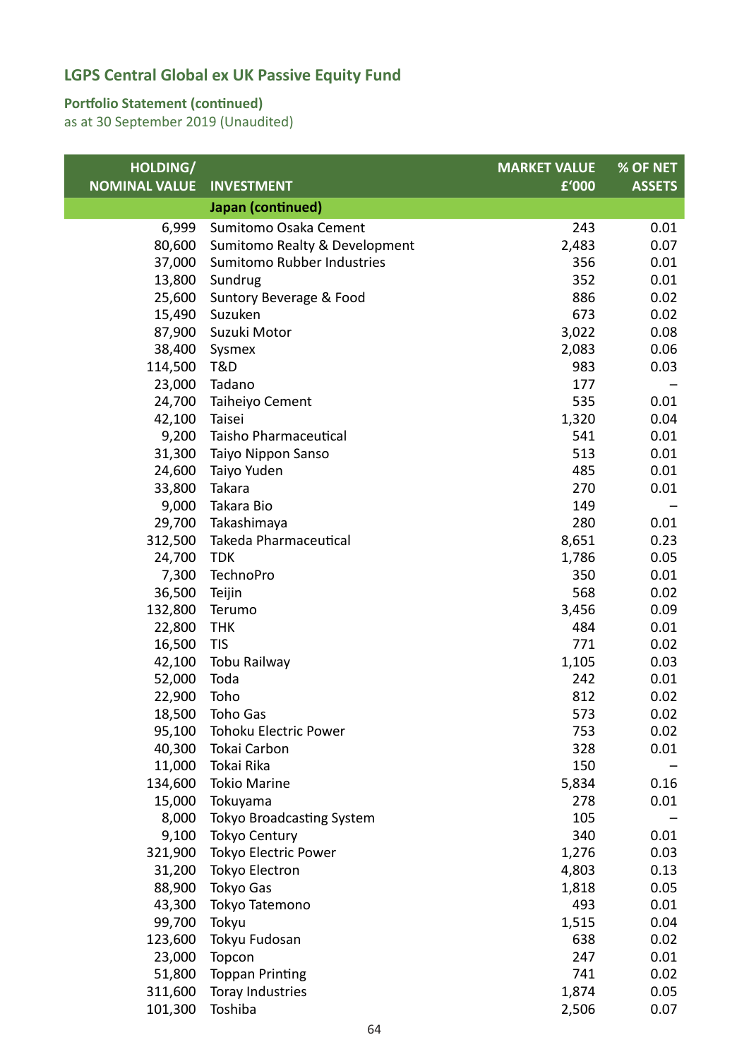## LGPS Central Global ex UK Passive Equity Fund

**Portfolio Statement (continued)**
as at 30 September 2019 (Unaudited)

| HOLDING/ NOMINAL VALUE | INVESTMENT | MARKET VALUE £'000 | % OF NET ASSETS |
|---|---|---|---|
| | **Japan (continued)** | | |
| 6,999 | Sumitomo Osaka Cement | 243 | 0.01 |
| 80,600 | Sumitomo Realty & Development | 2,483 | 0.07 |
| 37,000 | Sumitomo Rubber Industries | 356 | 0.01 |
| 13,800 | Sundrug | 352 | 0.01 |
| 25,600 | Suntory Beverage & Food | 886 | 0.02 |
| 15,490 | Suzuken | 673 | 0.02 |
| 87,900 | Suzuki Motor | 3,022 | 0.08 |
| 38,400 | Sysmex | 2,083 | 0.06 |
| 114,500 | T&D | 983 | 0.03 |
| 23,000 | Tadano | 177 | – |
| 24,700 | Taiheiyo Cement | 535 | 0.01 |
| 42,100 | Taisei | 1,320 | 0.04 |
| 9,200 | Taisho Pharmaceutical | 541 | 0.01 |
| 31,300 | Taiyo Nippon Sanso | 513 | 0.01 |
| 24,600 | Taiyo Yuden | 485 | 0.01 |
| 33,800 | Takara | 270 | 0.01 |
| 9,000 | Takara Bio | 149 | – |
| 29,700 | Takashimaya | 280 | 0.01 |
| 312,500 | Takeda Pharmaceutical | 8,651 | 0.23 |
| 24,700 | TDK | 1,786 | 0.05 |
| 7,300 | TechnoPro | 350 | 0.01 |
| 36,500 | Teijin | 568 | 0.02 |
| 132,800 | Terumo | 3,456 | 0.09 |
| 22,800 | THK | 484 | 0.01 |
| 16,500 | TIS | 771 | 0.02 |
| 42,100 | Tobu Railway | 1,105 | 0.03 |
| 52,000 | Toda | 242 | 0.01 |
| 22,900 | Toho | 812 | 0.02 |
| 18,500 | Toho Gas | 573 | 0.02 |
| 95,100 | Tohoku Electric Power | 753 | 0.02 |
| 40,300 | Tokai Carbon | 328 | 0.01 |
| 11,000 | Tokai Rika | 150 | – |
| 134,600 | Tokio Marine | 5,834 | 0.16 |
| 15,000 | Tokuyama | 278 | 0.01 |
| 8,000 | Tokyo Broadcasting System | 105 | – |
| 9,100 | Tokyo Century | 340 | 0.01 |
| 321,900 | Tokyo Electric Power | 1,276 | 0.03 |
| 31,200 | Tokyo Electron | 4,803 | 0.13 |
| 88,900 | Tokyo Gas | 1,818 | 0.05 |
| 43,300 | Tokyo Tatemono | 493 | 0.01 |
| 99,700 | Tokyu | 1,515 | 0.04 |
| 123,600 | Tokyu Fudosan | 638 | 0.02 |
| 23,000 | Topcon | 247 | 0.01 |
| 51,800 | Toppan Printing | 741 | 0.02 |
| 311,600 | Toray Industries | 1,874 | 0.05 |
| 101,300 | Toshiba | 2,506 | 0.07 |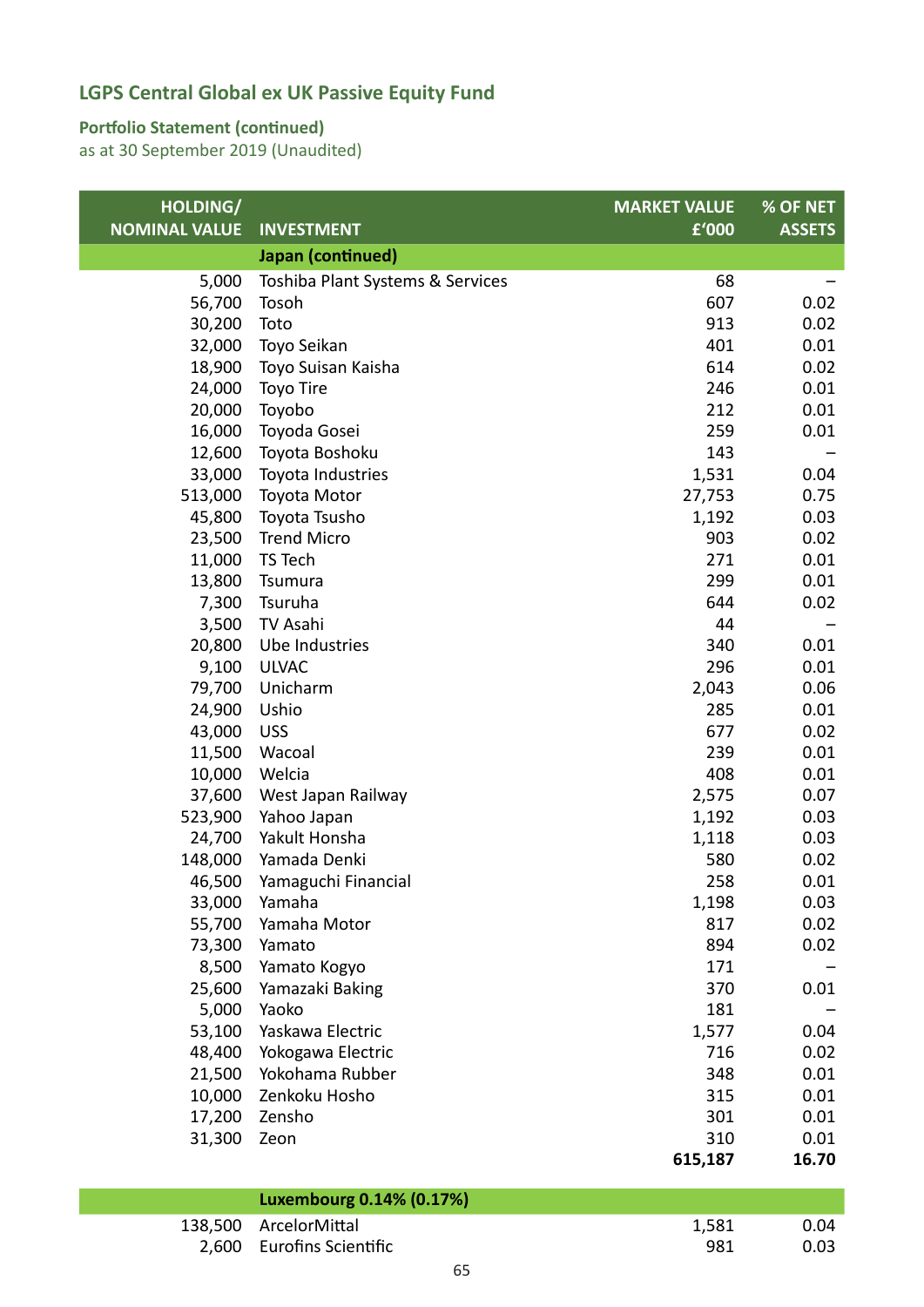## LGPS Central Global ex UK Passive Equity Fund

### Portfolio Statement (continued)

as at 30 September 2019 (Unaudited)

| HOLDING/ NOMINAL VALUE | INVESTMENT | MARKET VALUE £'000 | % OF NET ASSETS |
|---|---|---|---|
| | **Japan (continued)** | | |
| 5,000 | Toshiba Plant Systems & Services | 68 | – |
| 56,700 | Tosoh | 607 | 0.02 |
| 30,200 | Toto | 913 | 0.02 |
| 32,000 | Toyo Seikan | 401 | 0.01 |
| 18,900 | Toyo Suisan Kaisha | 614 | 0.02 |
| 24,000 | Toyo Tire | 246 | 0.01 |
| 20,000 | Toyobo | 212 | 0.01 |
| 16,000 | Toyoda Gosei | 259 | 0.01 |
| 12,600 | Toyota Boshoku | 143 | – |
| 33,000 | Toyota Industries | 1,531 | 0.04 |
| 513,000 | Toyota Motor | 27,753 | 0.75 |
| 45,800 | Toyota Tsusho | 1,192 | 0.03 |
| 23,500 | Trend Micro | 903 | 0.02 |
| 11,000 | TS Tech | 271 | 0.01 |
| 13,800 | Tsumura | 299 | 0.01 |
| 7,300 | Tsuruha | 644 | 0.02 |
| 3,500 | TV Asahi | 44 | – |
| 20,800 | Ube Industries | 340 | 0.01 |
| 9,100 | ULVAC | 296 | 0.01 |
| 79,700 | Unicharm | 2,043 | 0.06 |
| 24,900 | Ushio | 285 | 0.01 |
| 43,000 | USS | 677 | 0.02 |
| 11,500 | Wacoal | 239 | 0.01 |
| 10,000 | Welcia | 408 | 0.01 |
| 37,600 | West Japan Railway | 2,575 | 0.07 |
| 523,900 | Yahoo Japan | 1,192 | 0.03 |
| 24,700 | Yakult Honsha | 1,118 | 0.03 |
| 148,000 | Yamada Denki | 580 | 0.02 |
| 46,500 | Yamaguchi Financial | 258 | 0.01 |
| 33,000 | Yamaha | 1,198 | 0.03 |
| 55,700 | Yamaha Motor | 817 | 0.02 |
| 73,300 | Yamato | 894 | 0.02 |
| 8,500 | Yamato Kogyo | 171 | – |
| 25,600 | Yamazaki Baking | 370 | 0.01 |
| 5,000 | Yaoko | 181 | – |
| 53,100 | Yaskawa Electric | 1,577 | 0.04 |
| 48,400 | Yokogawa Electric | 716 | 0.02 |
| 21,500 | Yokohama Rubber | 348 | 0.01 |
| 10,000 | Zenkoku Hosho | 315 | 0.01 |
| 17,200 | Zensho | 301 | 0.01 |
| 31,300 | Zeon | 310 | 0.01 |
| | | **615,187** | **16.70** |
| | **Luxembourg 0.14% (0.17%)** | | |
| 138,500 | ArcelorMittal | 1,581 | 0.04 |
| 2,600 | Eurofins Scientific | 981 | 0.03 |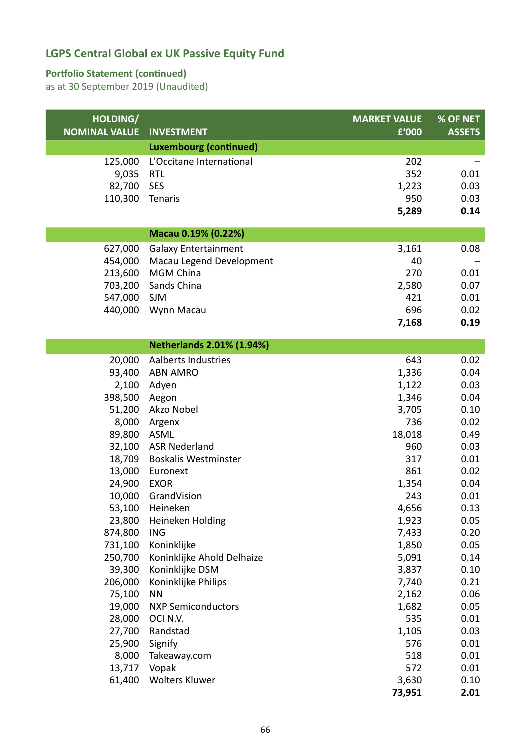## LGPS Central Global ex UK Passive Equity Fund

### Portfolio Statement (continued)

as at 30 September 2019 (Unaudited)

| HOLDING/ NOMINAL VALUE | INVESTMENT | MARKET VALUE £'000 | % OF NET ASSETS |
|---|---|---|---|
| | **Luxembourg (continued)** | | |
| 125,000 | L'Occitane International | 202 | – |
| 9,035 | RTL | 352 | 0.01 |
| 82,700 | SES | 1,223 | 0.03 |
| 110,300 | Tenaris | 950 | 0.03 |
| | | **5,289** | **0.14** |
| | **Macau 0.19% (0.22%)** | | |
| 627,000 | Galaxy Entertainment | 3,161 | 0.08 |
| 454,000 | Macau Legend Development | 40 | – |
| 213,600 | MGM China | 270 | 0.01 |
| 703,200 | Sands China | 2,580 | 0.07 |
| 547,000 | SJM | 421 | 0.01 |
| 440,000 | Wynn Macau | 696 | 0.02 |
| | | **7,168** | **0.19** |
| | **Netherlands 2.01% (1.94%)** | | |
| 20,000 | Aalberts Industries | 643 | 0.02 |
| 93,400 | ABN AMRO | 1,336 | 0.04 |
| 2,100 | Adyen | 1,122 | 0.03 |
| 398,500 | Aegon | 1,346 | 0.04 |
| 51,200 | Akzo Nobel | 3,705 | 0.10 |
| 8,000 | Argenx | 736 | 0.02 |
| 89,800 | ASML | 18,018 | 0.49 |
| 32,100 | ASR Nederland | 960 | 0.03 |
| 18,709 | Boskalis Westminster | 317 | 0.01 |
| 13,000 | Euronext | 861 | 0.02 |
| 24,900 | EXOR | 1,354 | 0.04 |
| 10,000 | GrandVision | 243 | 0.01 |
| 53,100 | Heineken | 4,656 | 0.13 |
| 23,800 | Heineken Holding | 1,923 | 0.05 |
| 874,800 | ING | 7,433 | 0.20 |
| 731,100 | Koninklijke | 1,850 | 0.05 |
| 250,700 | Koninklijke Ahold Delhaize | 5,091 | 0.14 |
| 39,300 | Koninklijke DSM | 3,837 | 0.10 |
| 206,000 | Koninklijke Philips | 7,740 | 0.21 |
| 75,100 | NN | 2,162 | 0.06 |
| 19,000 | NXP Semiconductors | 1,682 | 0.05 |
| 28,000 | OCI N.V. | 535 | 0.01 |
| 27,700 | Randstad | 1,105 | 0.03 |
| 25,900 | Signify | 576 | 0.01 |
| 8,000 | Takeaway.com | 518 | 0.01 |
| 13,717 | Vopak | 572 | 0.01 |
| 61,400 | Wolters Kluwer | 3,630 | 0.10 |
| | | **73,951** | **2.01** |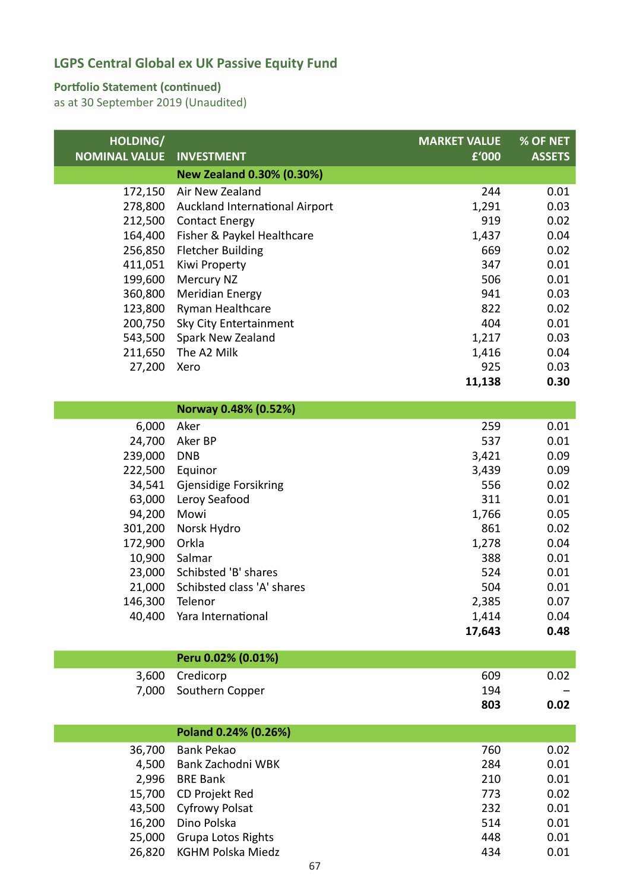## LGPS Central Global ex UK Passive Equity Fund

### Portfolio Statement (continued)

as at 30 September 2019 (Unaudited)

| HOLDING/ NOMINAL VALUE | INVESTMENT | MARKET VALUE £'000 | % OF NET ASSETS |
|---|---|---|---|
| | **New Zealand 0.30% (0.30%)** | | |
| 172,150 | Air New Zealand | 244 | 0.01 |
| 278,800 | Auckland International Airport | 1,291 | 0.03 |
| 212,500 | Contact Energy | 919 | 0.02 |
| 164,400 | Fisher & Paykel Healthcare | 1,437 | 0.04 |
| 256,850 | Fletcher Building | 669 | 0.02 |
| 411,051 | Kiwi Property | 347 | 0.01 |
| 199,600 | Mercury NZ | 506 | 0.01 |
| 360,800 | Meridian Energy | 941 | 0.03 |
| 123,800 | Ryman Healthcare | 822 | 0.02 |
| 200,750 | Sky City Entertainment | 404 | 0.01 |
| 543,500 | Spark New Zealand | 1,217 | 0.03 |
| 211,650 | The A2 Milk | 1,416 | 0.04 |
| 27,200 | Xero | 925 | 0.03 |
| | | **11,138** | **0.30** |
| | **Norway 0.48% (0.52%)** | | |
| 6,000 | Aker | 259 | 0.01 |
| 24,700 | Aker BP | 537 | 0.01 |
| 239,000 | DNB | 3,421 | 0.09 |
| 222,500 | Equinor | 3,439 | 0.09 |
| 34,541 | Gjensidige Forsikring | 556 | 0.02 |
| 63,000 | Leroy Seafood | 311 | 0.01 |
| 94,200 | Mowi | 1,766 | 0.05 |
| 301,200 | Norsk Hydro | 861 | 0.02 |
| 172,900 | Orkla | 1,278 | 0.04 |
| 10,900 | Salmar | 388 | 0.01 |
| 23,000 | Schibsted 'B' shares | 524 | 0.01 |
| 21,000 | Schibsted class 'A' shares | 504 | 0.01 |
| 146,300 | Telenor | 2,385 | 0.07 |
| 40,400 | Yara International | 1,414 | 0.04 |
| | | **17,643** | **0.48** |
| | **Peru 0.02% (0.01%)** | | |
| 3,600 | Credicorp | 609 | 0.02 |
| 7,000 | Southern Copper | 194 | – |
| | | **803** | **0.02** |
| | **Poland 0.24% (0.26%)** | | |
| 36,700 | Bank Pekao | 760 | 0.02 |
| 4,500 | Bank Zachodni WBK | 284 | 0.01 |
| 2,996 | BRE Bank | 210 | 0.01 |
| 15,700 | CD Projekt Red | 773 | 0.02 |
| 43,500 | Cyfrowy Polsat | 232 | 0.01 |
| 16,200 | Dino Polska | 514 | 0.01 |
| 25,000 | Grupa Lotos Rights | 448 | 0.01 |
| 26,820 | KGHM Polska Miedz | 434 | 0.01 |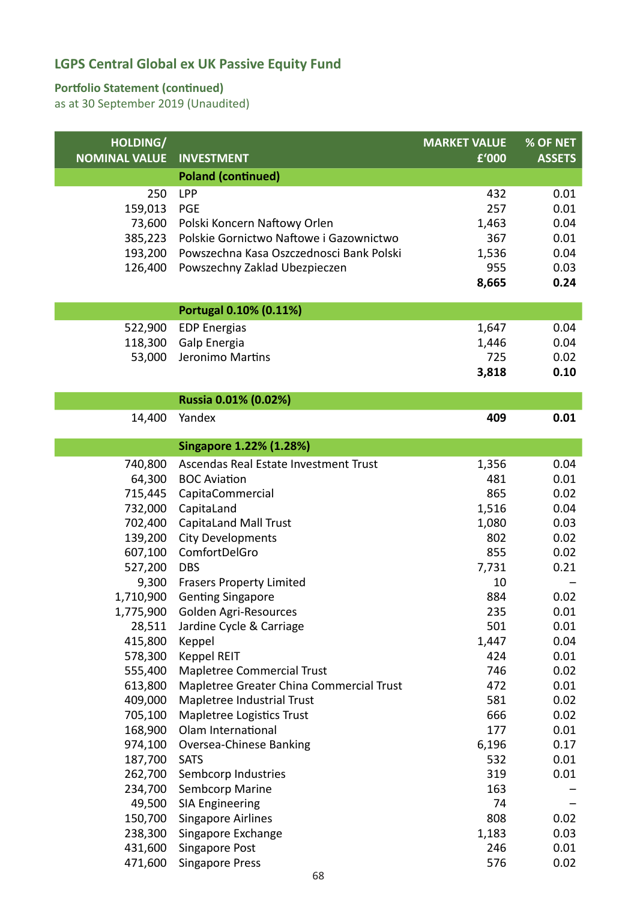# LGPS Central Global ex UK Passive Equity Fund

## Portfolio Statement (continued)

as at 30 September 2019 (Unaudited)

| HOLDING/ NOMINAL VALUE | INVESTMENT | MARKET VALUE £'000 | % OF NET ASSETS |
|---|---|---|---|
| | **Poland (continued)** | | |
| 250 | LPP | 432 | 0.01 |
| 159,013 | PGE | 257 | 0.01 |
| 73,600 | Polski Koncern Naftowy Orlen | 1,463 | 0.04 |
| 385,223 | Polskie Gornictwo Naftowe i Gazownictwo | 367 | 0.01 |
| 193,200 | Powszechna Kasa Oszczednosci Bank Polski | 1,536 | 0.04 |
| 126,400 | Powszechny Zaklad Ubezpieczen | 955 | 0.03 |
| | | **8,665** | **0.24** |
| | **Portugal 0.10% (0.11%)** | | |
| 522,900 | EDP Energias | 1,647 | 0.04 |
| 118,300 | Galp Energia | 1,446 | 0.04 |
| 53,000 | Jeronimo Martins | 725 | 0.02 |
| | | **3,818** | **0.10** |
| | **Russia 0.01% (0.02%)** | | |
| 14,400 | Yandex | **409** | **0.01** |
| | **Singapore 1.22% (1.28%)** | | |
| 740,800 | Ascendas Real Estate Investment Trust | 1,356 | 0.04 |
| 64,300 | BOC Aviation | 481 | 0.01 |
| 715,445 | CapitaCommercial | 865 | 0.02 |
| 732,000 | CapitaLand | 1,516 | 0.04 |
| 702,400 | CapitaLand Mall Trust | 1,080 | 0.03 |
| 139,200 | City Developments | 802 | 0.02 |
| 607,100 | ComfortDelGro | 855 | 0.02 |
| 527,200 | DBS | 7,731 | 0.21 |
| 9,300 | Frasers Property Limited | 10 | – |
| 1,710,900 | Genting Singapore | 884 | 0.02 |
| 1,775,900 | Golden Agri-Resources | 235 | 0.01 |
| 28,511 | Jardine Cycle & Carriage | 501 | 0.01 |
| 415,800 | Keppel | 1,447 | 0.04 |
| 578,300 | Keppel REIT | 424 | 0.01 |
| 555,400 | Mapletree Commercial Trust | 746 | 0.02 |
| 613,800 | Mapletree Greater China Commercial Trust | 472 | 0.01 |
| 409,000 | Mapletree Industrial Trust | 581 | 0.02 |
| 705,100 | Mapletree Logistics Trust | 666 | 0.02 |
| 168,900 | Olam International | 177 | 0.01 |
| 974,100 | Oversea-Chinese Banking | 6,196 | 0.17 |
| 187,700 | SATS | 532 | 0.01 |
| 262,700 | Sembcorp Industries | 319 | 0.01 |
| 234,700 | Sembcorp Marine | 163 | – |
| 49,500 | SIA Engineering | 74 | – |
| 150,700 | Singapore Airlines | 808 | 0.02 |
| 238,300 | Singapore Exchange | 1,183 | 0.03 |
| 431,600 | Singapore Post | 246 | 0.01 |
| 471,600 | Singapore Press | 576 | 0.02 |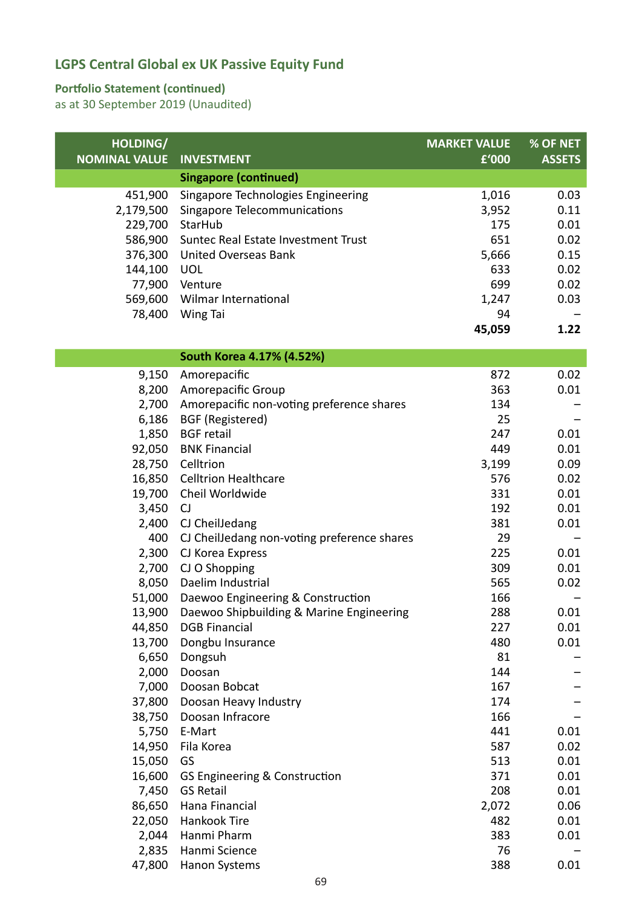## LGPS Central Global ex UK Passive Equity Fund

### Portfolio Statement (continued)
as at 30 September 2019 (Unaudited)

| HOLDING/ NOMINAL VALUE | INVESTMENT | MARKET VALUE £'000 | % OF NET ASSETS |
|---|---|---|---|
| | **Singapore (continued)** | | |
| 451,900 | Singapore Technologies Engineering | 1,016 | 0.03 |
| 2,179,500 | Singapore Telecommunications | 3,952 | 0.11 |
| 229,700 | StarHub | 175 | 0.01 |
| 586,900 | Suntec Real Estate Investment Trust | 651 | 0.02 |
| 376,300 | United Overseas Bank | 5,666 | 0.15 |
| 144,100 | UOL | 633 | 0.02 |
| 77,900 | Venture | 699 | 0.02 |
| 569,600 | Wilmar International | 1,247 | 0.03 |
| 78,400 | Wing Tai | 94 | – |
| | | **45,059** | **1.22** |
| | **South Korea 4.17% (4.52%)** | | |
| 9,150 | Amorepacific | 872 | 0.02 |
| 8,200 | Amorepacific Group | 363 | 0.01 |
| 2,700 | Amorepacific non-voting preference shares | 134 | – |
| 6,186 | BGF (Registered) | 25 | – |
| 1,850 | BGF retail | 247 | 0.01 |
| 92,050 | BNK Financial | 449 | 0.01 |
| 28,750 | Celltrion | 3,199 | 0.09 |
| 16,850 | Celltrion Healthcare | 576 | 0.02 |
| 19,700 | Cheil Worldwide | 331 | 0.01 |
| 3,450 | CJ | 192 | 0.01 |
| 2,400 | CJ CheilJedang | 381 | 0.01 |
| 400 | CJ CheilJedang non-voting preference shares | 29 | – |
| 2,300 | CJ Korea Express | 225 | 0.01 |
| 2,700 | CJ O Shopping | 309 | 0.01 |
| 8,050 | Daelim Industrial | 565 | 0.02 |
| 51,000 | Daewoo Engineering & Construction | 166 | – |
| 13,900 | Daewoo Shipbuilding & Marine Engineering | 288 | 0.01 |
| 44,850 | DGB Financial | 227 | 0.01 |
| 13,700 | Dongbu Insurance | 480 | 0.01 |
| 6,650 | Dongsuh | 81 | – |
| 2,000 | Doosan | 144 | – |
| 7,000 | Doosan Bobcat | 167 | – |
| 37,800 | Doosan Heavy Industry | 174 | – |
| 38,750 | Doosan Infracore | 166 | – |
| 5,750 | E-Mart | 441 | 0.01 |
| 14,950 | Fila Korea | 587 | 0.02 |
| 15,050 | GS | 513 | 0.01 |
| 16,600 | GS Engineering & Construction | 371 | 0.01 |
| 7,450 | GS Retail | 208 | 0.01 |
| 86,650 | Hana Financial | 2,072 | 0.06 |
| 22,050 | Hankook Tire | 482 | 0.01 |
| 2,044 | Hanmi Pharm | 383 | 0.01 |
| 2,835 | Hanmi Science | 76 | – |
| 47,800 | Hanon Systems | 388 | 0.01 |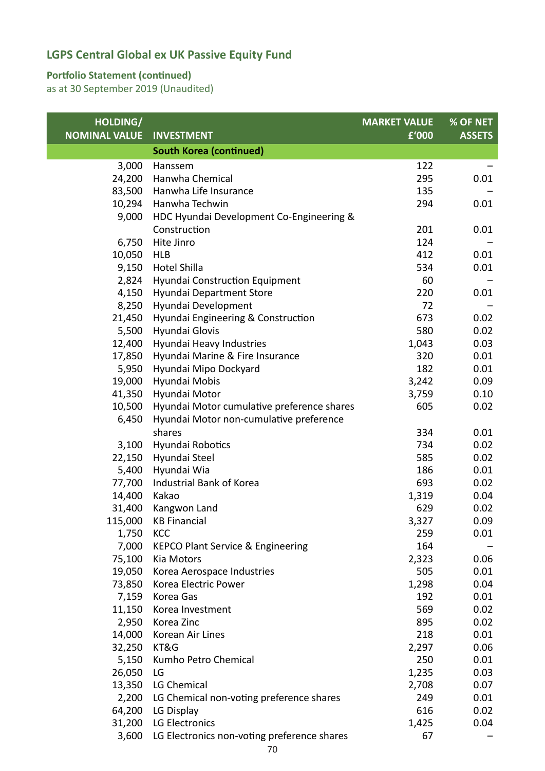## LGPS Central Global ex UK Passive Equity Fund

### Portfolio Statement (continued)
as at 30 September 2019 (Unaudited)

| HOLDING/ NOMINAL VALUE | INVESTMENT | MARKET VALUE £'000 | % OF NET ASSETS |
|---|---|---|---|
| | **South Korea (continued)** | | |
| 3,000 | Hanssem | 122 | – |
| 24,200 | Hanwha Chemical | 295 | 0.01 |
| 83,500 | Hanwha Life Insurance | 135 | – |
| 10,294 | Hanwha Techwin | 294 | 0.01 |
| 9,000 | HDC Hyundai Development Co-Engineering & Construction | 201 | 0.01 |
| 6,750 | Hite Jinro | 124 | – |
| 10,050 | HLB | 412 | 0.01 |
| 9,150 | Hotel Shilla | 534 | 0.01 |
| 2,824 | Hyundai Construction Equipment | 60 | – |
| 4,150 | Hyundai Department Store | 220 | 0.01 |
| 8,250 | Hyundai Development | 72 | – |
| 21,450 | Hyundai Engineering & Construction | 673 | 0.02 |
| 5,500 | Hyundai Glovis | 580 | 0.02 |
| 12,400 | Hyundai Heavy Industries | 1,043 | 0.03 |
| 17,850 | Hyundai Marine & Fire Insurance | 320 | 0.01 |
| 5,950 | Hyundai Mipo Dockyard | 182 | 0.01 |
| 19,000 | Hyundai Mobis | 3,242 | 0.09 |
| 41,350 | Hyundai Motor | 3,759 | 0.10 |
| 10,500 | Hyundai Motor cumulative preference shares | 605 | 0.02 |
| 6,450 | Hyundai Motor non-cumulative preference shares | 334 | 0.01 |
| 3,100 | Hyundai Robotics | 734 | 0.02 |
| 22,150 | Hyundai Steel | 585 | 0.02 |
| 5,400 | Hyundai Wia | 186 | 0.01 |
| 77,700 | Industrial Bank of Korea | 693 | 0.02 |
| 14,400 | Kakao | 1,319 | 0.04 |
| 31,400 | Kangwon Land | 629 | 0.02 |
| 115,000 | KB Financial | 3,327 | 0.09 |
| 1,750 | KCC | 259 | 0.01 |
| 7,000 | KEPCO Plant Service & Engineering | 164 | – |
| 75,100 | Kia Motors | 2,323 | 0.06 |
| 19,050 | Korea Aerospace Industries | 505 | 0.01 |
| 73,850 | Korea Electric Power | 1,298 | 0.04 |
| 7,159 | Korea Gas | 192 | 0.01 |
| 11,150 | Korea Investment | 569 | 0.02 |
| 2,950 | Korea Zinc | 895 | 0.02 |
| 14,000 | Korean Air Lines | 218 | 0.01 |
| 32,250 | KT&G | 2,297 | 0.06 |
| 5,150 | Kumho Petro Chemical | 250 | 0.01 |
| 26,050 | LG | 1,235 | 0.03 |
| 13,350 | LG Chemical | 2,708 | 0.07 |
| 2,200 | LG Chemical non-voting preference shares | 249 | 0.01 |
| 64,200 | LG Display | 616 | 0.02 |
| 31,200 | LG Electronics | 1,425 | 0.04 |
| 3,600 | LG Electronics non-voting preference shares | 67 | – |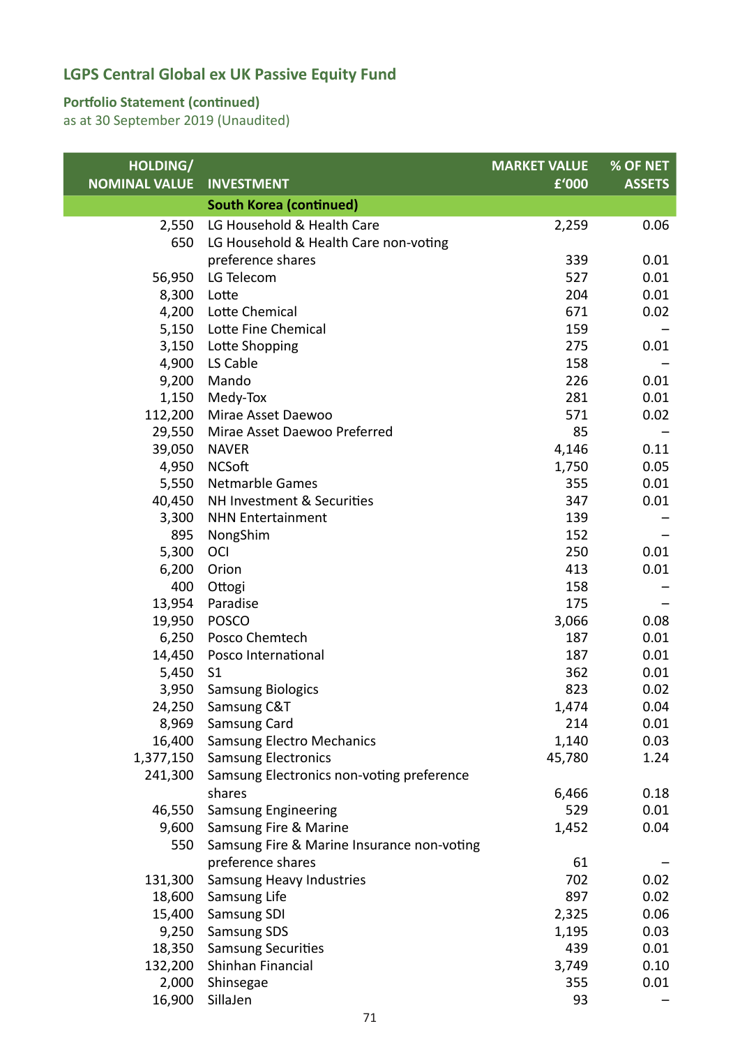## LGPS Central Global ex UK Passive Equity Fund

### Portfolio Statement (continued)
as at 30 September 2019 (Unaudited)

| HOLDING/ NOMINAL VALUE | INVESTMENT | MARKET VALUE £'000 | % OF NET ASSETS |
|---|---|---|---|
| | **South Korea (continued)** | | |
| 2,550 | LG Household & Health Care | 2,259 | 0.06 |
| 650 | LG Household & Health Care non-voting preference shares | 339 | 0.01 |
| 56,950 | LG Telecom | 527 | 0.01 |
| 8,300 | Lotte | 204 | 0.01 |
| 4,200 | Lotte Chemical | 671 | 0.02 |
| 5,150 | Lotte Fine Chemical | 159 | – |
| 3,150 | Lotte Shopping | 275 | 0.01 |
| 4,900 | LS Cable | 158 | – |
| 9,200 | Mando | 226 | 0.01 |
| 1,150 | Medy-Tox | 281 | 0.01 |
| 112,200 | Mirae Asset Daewoo | 571 | 0.02 |
| 29,550 | Mirae Asset Daewoo Preferred | 85 | – |
| 39,050 | NAVER | 4,146 | 0.11 |
| 4,950 | NCSoft | 1,750 | 0.05 |
| 5,550 | Netmarble Games | 355 | 0.01 |
| 40,450 | NH Investment & Securities | 347 | 0.01 |
| 3,300 | NHN Entertainment | 139 | – |
| 895 | NongShim | 152 | – |
| 5,300 | OCI | 250 | 0.01 |
| 6,200 | Orion | 413 | 0.01 |
| 400 | Ottogi | 158 | – |
| 13,954 | Paradise | 175 | – |
| 19,950 | POSCO | 3,066 | 0.08 |
| 6,250 | Posco Chemtech | 187 | 0.01 |
| 14,450 | Posco International | 187 | 0.01 |
| 5,450 | S1 | 362 | 0.01 |
| 3,950 | Samsung Biologics | 823 | 0.02 |
| 24,250 | Samsung C&T | 1,474 | 0.04 |
| 8,969 | Samsung Card | 214 | 0.01 |
| 16,400 | Samsung Electro Mechanics | 1,140 | 0.03 |
| 1,377,150 | Samsung Electronics | 45,780 | 1.24 |
| 241,300 | Samsung Electronics non-voting preference shares | 6,466 | 0.18 |
| 46,550 | Samsung Engineering | 529 | 0.01 |
| 9,600 | Samsung Fire & Marine | 1,452 | 0.04 |
| 550 | Samsung Fire & Marine Insurance non-voting preference shares | 61 | – |
| 131,300 | Samsung Heavy Industries | 702 | 0.02 |
| 18,600 | Samsung Life | 897 | 0.02 |
| 15,400 | Samsung SDI | 2,325 | 0.06 |
| 9,250 | Samsung SDS | 1,195 | 0.03 |
| 18,350 | Samsung Securities | 439 | 0.01 |
| 132,200 | Shinhan Financial | 3,749 | 0.10 |
| 2,000 | Shinsegae | 355 | 0.01 |
| 16,900 | SillaJen | 93 | – |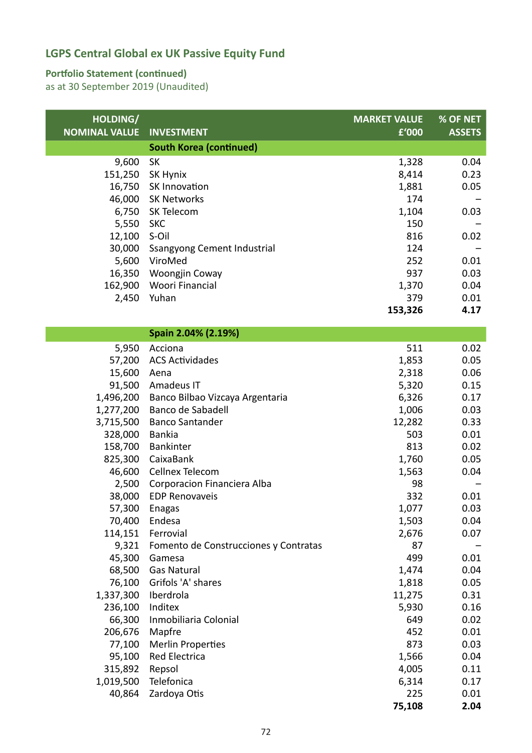## LGPS Central Global ex UK Passive Equity Fund

### Portfolio Statement (continued)

as at 30 September 2019 (Unaudited)

| HOLDING/ NOMINAL VALUE | INVESTMENT | MARKET VALUE £'000 | % OF NET ASSETS |
|---|---|---|---|
| | **South Korea (continued)** | | |
| 9,600 | SK | 1,328 | 0.04 |
| 151,250 | SK Hynix | 8,414 | 0.23 |
| 16,750 | SK Innovation | 1,881 | 0.05 |
| 46,000 | SK Networks | 174 | – |
| 6,750 | SK Telecom | 1,104 | 0.03 |
| 5,550 | SKC | 150 | – |
| 12,100 | S-Oil | 816 | 0.02 |
| 30,000 | Ssangyong Cement Industrial | 124 | – |
| 5,600 | ViroMed | 252 | 0.01 |
| 16,350 | Woongjin Coway | 937 | 0.03 |
| 162,900 | Woori Financial | 1,370 | 0.04 |
| 2,450 | Yuhan | 379 | 0.01 |
| | | **153,326** | **4.17** |
| | **Spain 2.04% (2.19%)** | | |
| 5,950 | Acciona | 511 | 0.02 |
| 57,200 | ACS Actividades | 1,853 | 0.05 |
| 15,600 | Aena | 2,318 | 0.06 |
| 91,500 | Amadeus IT | 5,320 | 0.15 |
| 1,496,200 | Banco Bilbao Vizcaya Argentaria | 6,326 | 0.17 |
| 1,277,200 | Banco de Sabadell | 1,006 | 0.03 |
| 3,715,500 | Banco Santander | 12,282 | 0.33 |
| 328,000 | Bankia | 503 | 0.01 |
| 158,700 | Bankinter | 813 | 0.02 |
| 825,300 | CaixaBank | 1,760 | 0.05 |
| 46,600 | Cellnex Telecom | 1,563 | 0.04 |
| 2,500 | Corporacion Financiera Alba | 98 | – |
| 38,000 | EDP Renovaveis | 332 | 0.01 |
| 57,300 | Enagas | 1,077 | 0.03 |
| 70,400 | Endesa | 1,503 | 0.04 |
| 114,151 | Ferrovial | 2,676 | 0.07 |
| 9,321 | Fomento de Construcciones y Contratas | 87 | – |
| 45,300 | Gamesa | 499 | 0.01 |
| 68,500 | Gas Natural | 1,474 | 0.04 |
| 76,100 | Grifols 'A' shares | 1,818 | 0.05 |
| 1,337,300 | Iberdrola | 11,275 | 0.31 |
| 236,100 | Inditex | 5,930 | 0.16 |
| 66,300 | Inmobiliaria Colonial | 649 | 0.02 |
| 206,676 | Mapfre | 452 | 0.01 |
| 77,100 | Merlin Properties | 873 | 0.03 |
| 95,100 | Red Electrica | 1,566 | 0.04 |
| 315,892 | Repsol | 4,005 | 0.11 |
| 1,019,500 | Telefonica | 6,314 | 0.17 |
| 40,864 | Zardoya Otis | 225 | 0.01 |
| | | **75,108** | **2.04** |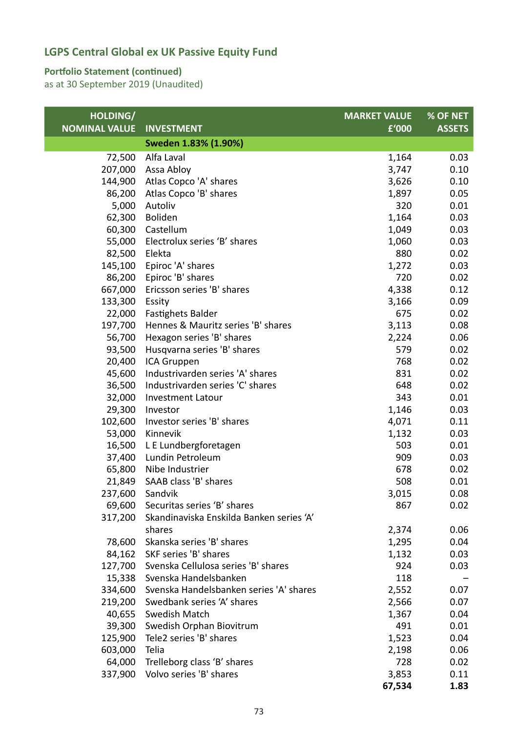# LGPS Central Global ex UK Passive Equity Fund

## Portfolio Statement (continued)

as at 30 September 2019 (Unaudited)

| HOLDING/ NOMINAL VALUE | INVESTMENT | MARKET VALUE £'000 | % OF NET ASSETS |
|---|---|---|---|
| | **Sweden 1.83% (1.90%)** | | |
| 72,500 | Alfa Laval | 1,164 | 0.03 |
| 207,000 | Assa Abloy | 3,747 | 0.10 |
| 144,900 | Atlas Copco 'A' shares | 3,626 | 0.10 |
| 86,200 | Atlas Copco 'B' shares | 1,897 | 0.05 |
| 5,000 | Autoliv | 320 | 0.01 |
| 62,300 | Boliden | 1,164 | 0.03 |
| 60,300 | Castellum | 1,049 | 0.03 |
| 55,000 | Electrolux series 'B' shares | 1,060 | 0.03 |
| 82,500 | Elekta | 880 | 0.02 |
| 145,100 | Epiroc 'A' shares | 1,272 | 0.03 |
| 86,200 | Epiroc 'B' shares | 720 | 0.02 |
| 667,000 | Ericsson series 'B' shares | 4,338 | 0.12 |
| 133,300 | Essity | 3,166 | 0.09 |
| 22,000 | Fastighets Balder | 675 | 0.02 |
| 197,700 | Hennes & Mauritz series 'B' shares | 3,113 | 0.08 |
| 56,700 | Hexagon series 'B' shares | 2,224 | 0.06 |
| 93,500 | Husqvarna series 'B' shares | 579 | 0.02 |
| 20,400 | ICA Gruppen | 768 | 0.02 |
| 45,600 | Industrivarden series 'A' shares | 831 | 0.02 |
| 36,500 | Industrivarden series 'C' shares | 648 | 0.02 |
| 32,000 | Investment Latour | 343 | 0.01 |
| 29,300 | Investor | 1,146 | 0.03 |
| 102,600 | Investor series 'B' shares | 4,071 | 0.11 |
| 53,000 | Kinnevik | 1,132 | 0.03 |
| 16,500 | L E Lundbergforetagen | 503 | 0.01 |
| 37,400 | Lundin Petroleum | 909 | 0.03 |
| 65,800 | Nibe Industrier | 678 | 0.02 |
| 21,849 | SAAB class 'B' shares | 508 | 0.01 |
| 237,600 | Sandvik | 3,015 | 0.08 |
| 69,600 | Securitas series 'B' shares | 867 | 0.02 |
| 317,200 | Skandinaviska Enskilda Banken series 'A' shares | 2,374 | 0.06 |
| 78,600 | Skanska series 'B' shares | 1,295 | 0.04 |
| 84,162 | SKF series 'B' shares | 1,132 | 0.03 |
| 127,700 | Svenska Cellulosa series 'B' shares | 924 | 0.03 |
| 15,338 | Svenska Handelsbanken | 118 | – |
| 334,600 | Svenska Handelsbanken series 'A' shares | 2,552 | 0.07 |
| 219,200 | Swedbank series 'A' shares | 2,566 | 0.07 |
| 40,655 | Swedish Match | 1,367 | 0.04 |
| 39,300 | Swedish Orphan Biovitrum | 491 | 0.01 |
| 125,900 | Tele2 series 'B' shares | 1,523 | 0.04 |
| 603,000 | Telia | 2,198 | 0.06 |
| 64,000 | Trelleborg class 'B' shares | 728 | 0.02 |
| 337,900 | Volvo series 'B' shares | 3,853 | 0.11 |
| | | **67,534** | **1.83** |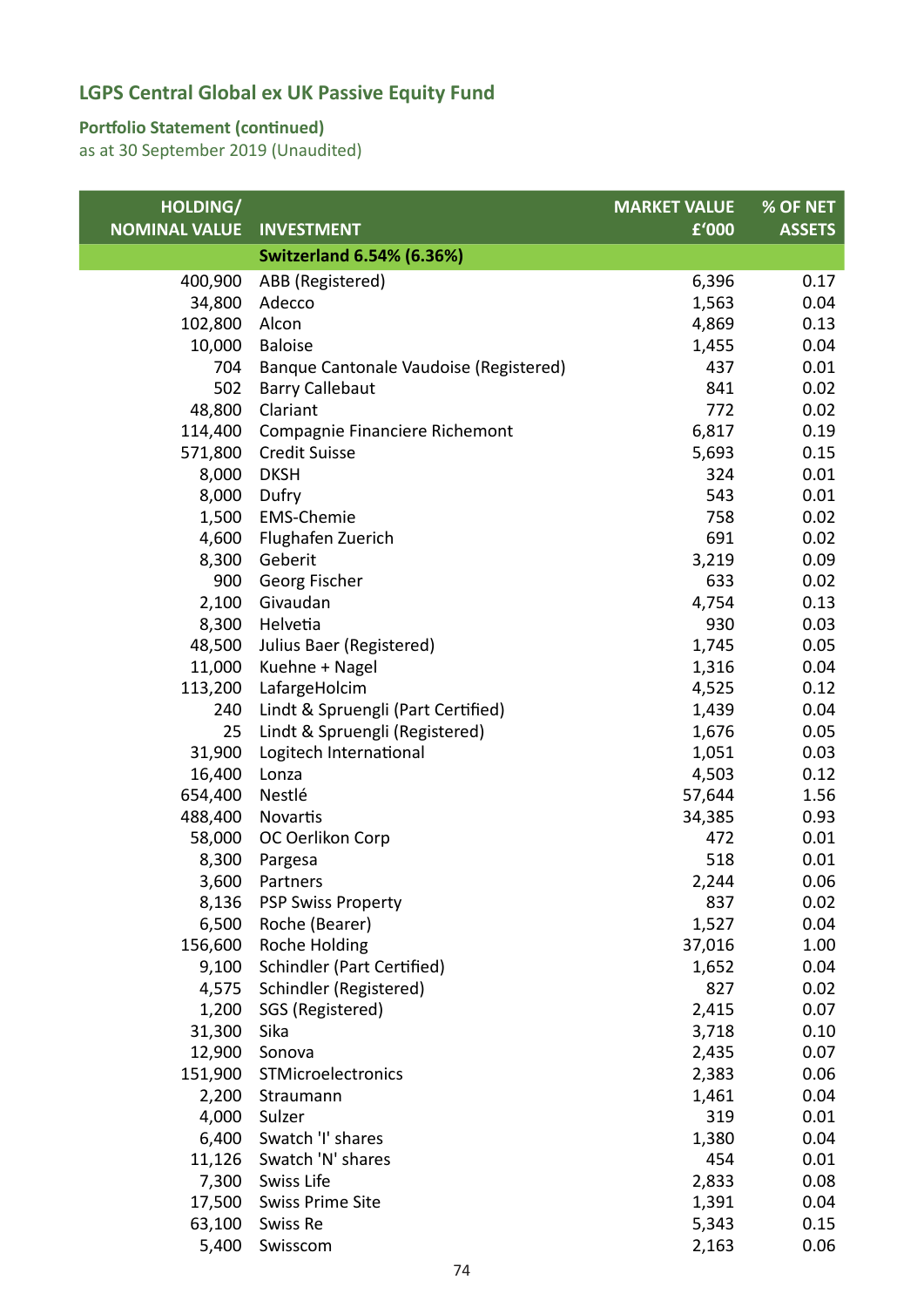# LGPS Central Global ex UK Passive Equity Fund

## Portfolio Statement (continued)

as at 30 September 2019 (Unaudited)

| HOLDING/ NOMINAL VALUE | INVESTMENT | MARKET VALUE £'000 | % OF NET ASSETS |
|---|---|---|---|
| | **Switzerland 6.54% (6.36%)** | | |
| 400,900 | ABB (Registered) | 6,396 | 0.17 |
| 34,800 | Adecco | 1,563 | 0.04 |
| 102,800 | Alcon | 4,869 | 0.13 |
| 10,000 | Baloise | 1,455 | 0.04 |
| 704 | Banque Cantonale Vaudoise (Registered) | 437 | 0.01 |
| 502 | Barry Callebaut | 841 | 0.02 |
| 48,800 | Clariant | 772 | 0.02 |
| 114,400 | Compagnie Financiere Richemont | 6,817 | 0.19 |
| 571,800 | Credit Suisse | 5,693 | 0.15 |
| 8,000 | DKSH | 324 | 0.01 |
| 8,000 | Dufry | 543 | 0.01 |
| 1,500 | EMS-Chemie | 758 | 0.02 |
| 4,600 | Flughafen Zuerich | 691 | 0.02 |
| 8,300 | Geberit | 3,219 | 0.09 |
| 900 | Georg Fischer | 633 | 0.02 |
| 2,100 | Givaudan | 4,754 | 0.13 |
| 8,300 | Helvetia | 930 | 0.03 |
| 48,500 | Julius Baer (Registered) | 1,745 | 0.05 |
| 11,000 | Kuehne + Nagel | 1,316 | 0.04 |
| 113,200 | LafargeHolcim | 4,525 | 0.12 |
| 240 | Lindt & Spruengli (Part Certified) | 1,439 | 0.04 |
| 25 | Lindt & Spruengli (Registered) | 1,676 | 0.05 |
| 31,900 | Logitech International | 1,051 | 0.03 |
| 16,400 | Lonza | 4,503 | 0.12 |
| 654,400 | Nestlé | 57,644 | 1.56 |
| 488,400 | Novartis | 34,385 | 0.93 |
| 58,000 | OC Oerlikon Corp | 472 | 0.01 |
| 8,300 | Pargesa | 518 | 0.01 |
| 3,600 | Partners | 2,244 | 0.06 |
| 8,136 | PSP Swiss Property | 837 | 0.02 |
| 6,500 | Roche (Bearer) | 1,527 | 0.04 |
| 156,600 | Roche Holding | 37,016 | 1.00 |
| 9,100 | Schindler (Part Certified) | 1,652 | 0.04 |
| 4,575 | Schindler (Registered) | 827 | 0.02 |
| 1,200 | SGS (Registered) | 2,415 | 0.07 |
| 31,300 | Sika | 3,718 | 0.10 |
| 12,900 | Sonova | 2,435 | 0.07 |
| 151,900 | STMicroelectronics | 2,383 | 0.06 |
| 2,200 | Straumann | 1,461 | 0.04 |
| 4,000 | Sulzer | 319 | 0.01 |
| 6,400 | Swatch 'I' shares | 1,380 | 0.04 |
| 11,126 | Swatch 'N' shares | 454 | 0.01 |
| 7,300 | Swiss Life | 2,833 | 0.08 |
| 17,500 | Swiss Prime Site | 1,391 | 0.04 |
| 63,100 | Swiss Re | 5,343 | 0.15 |
| 5,400 | Swisscom | 2,163 | 0.06 |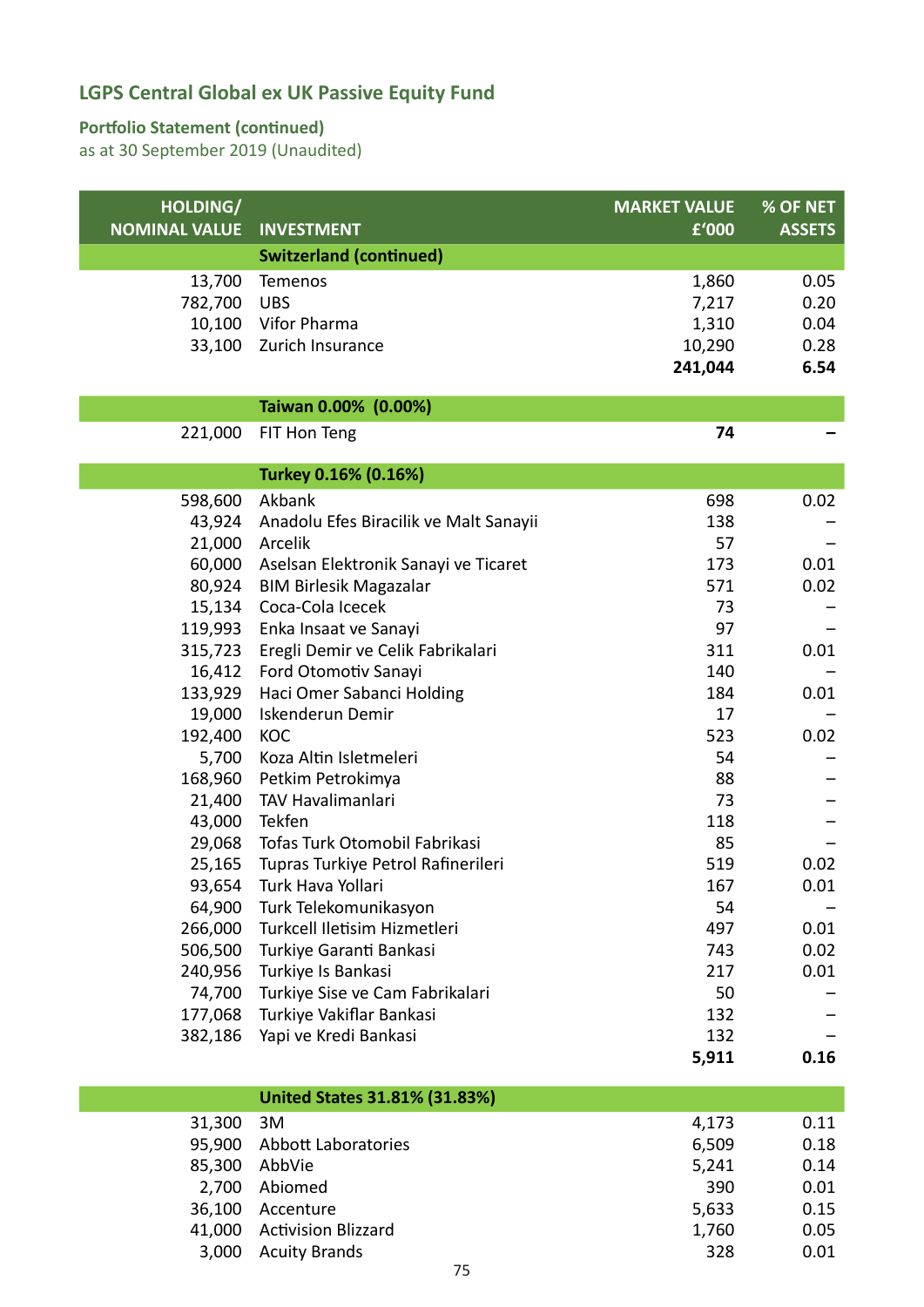## LGPS Central Global ex UK Passive Equity Fund

### Portfolio Statement (continued)
as at 30 September 2019 (Unaudited)

| HOLDING/ NOMINAL VALUE | INVESTMENT | MARKET VALUE £'000 | % OF NET ASSETS |
|---|---|---|---|
| | **Switzerland (continued)** | | |
| 13,700 | Temenos | 1,860 | 0.05 |
| 782,700 | UBS | 7,217 | 0.20 |
| 10,100 | Vifor Pharma | 1,310 | 0.04 |
| 33,100 | Zurich Insurance | 10,290 | 0.28 |
| | | **241,044** | **6.54** |
| | **Taiwan 0.00% (0.00%)** | | |
| 221,000 | FIT Hon Teng | **74** | **–** |
| | **Turkey 0.16% (0.16%)** | | |
| 598,600 | Akbank | 698 | 0.02 |
| 43,924 | Anadolu Efes Biracilik ve Malt Sanayii | 138 | – |
| 21,000 | Arcelik | 57 | – |
| 60,000 | Aselsan Elektronik Sanayi ve Ticaret | 173 | 0.01 |
| 80,924 | BIM Birlesik Magazalar | 571 | 0.02 |
| 15,134 | Coca-Cola Icecek | 73 | – |
| 119,993 | Enka Insaat ve Sanayi | 97 | – |
| 315,723 | Eregli Demir ve Celik Fabrikalari | 311 | 0.01 |
| 16,412 | Ford Otomotiv Sanayi | 140 | – |
| 133,929 | Haci Omer Sabanci Holding | 184 | 0.01 |
| 19,000 | Iskenderun Demir | 17 | – |
| 192,400 | KOC | 523 | 0.02 |
| 5,700 | Koza Altin Isletmeleri | 54 | – |
| 168,960 | Petkim Petrokimya | 88 | – |
| 21,400 | TAV Havalimanlari | 73 | – |
| 43,000 | Tekfen | 118 | – |
| 29,068 | Tofas Turk Otomobil Fabrikasi | 85 | – |
| 25,165 | Tupras Turkiye Petrol Rafinerileri | 519 | 0.02 |
| 93,654 | Turk Hava Yollari | 167 | 0.01 |
| 64,900 | Turk Telekomunikasyon | 54 | – |
| 266,000 | Turkcell Iletisim Hizmetleri | 497 | 0.01 |
| 506,500 | Turkiye Garanti Bankasi | 743 | 0.02 |
| 240,956 | Turkiye Is Bankasi | 217 | 0.01 |
| 74,700 | Turkiye Sise ve Cam Fabrikalari | 50 | – |
| 177,068 | Turkiye Vakiflar Bankasi | 132 | – |
| 382,186 | Yapi ve Kredi Bankasi | 132 | – |
| | | **5,911** | **0.16** |
| | **United States 31.81% (31.83%)** | | |
| 31,300 | 3M | 4,173 | 0.11 |
| 95,900 | Abbott Laboratories | 6,509 | 0.18 |
| 85,300 | AbbVie | 5,241 | 0.14 |
| 2,700 | Abiomed | 390 | 0.01 |
| 36,100 | Accenture | 5,633 | 0.15 |
| 41,000 | Activision Blizzard | 1,760 | 0.05 |
| 3,000 | Acuity Brands | 328 | 0.01 |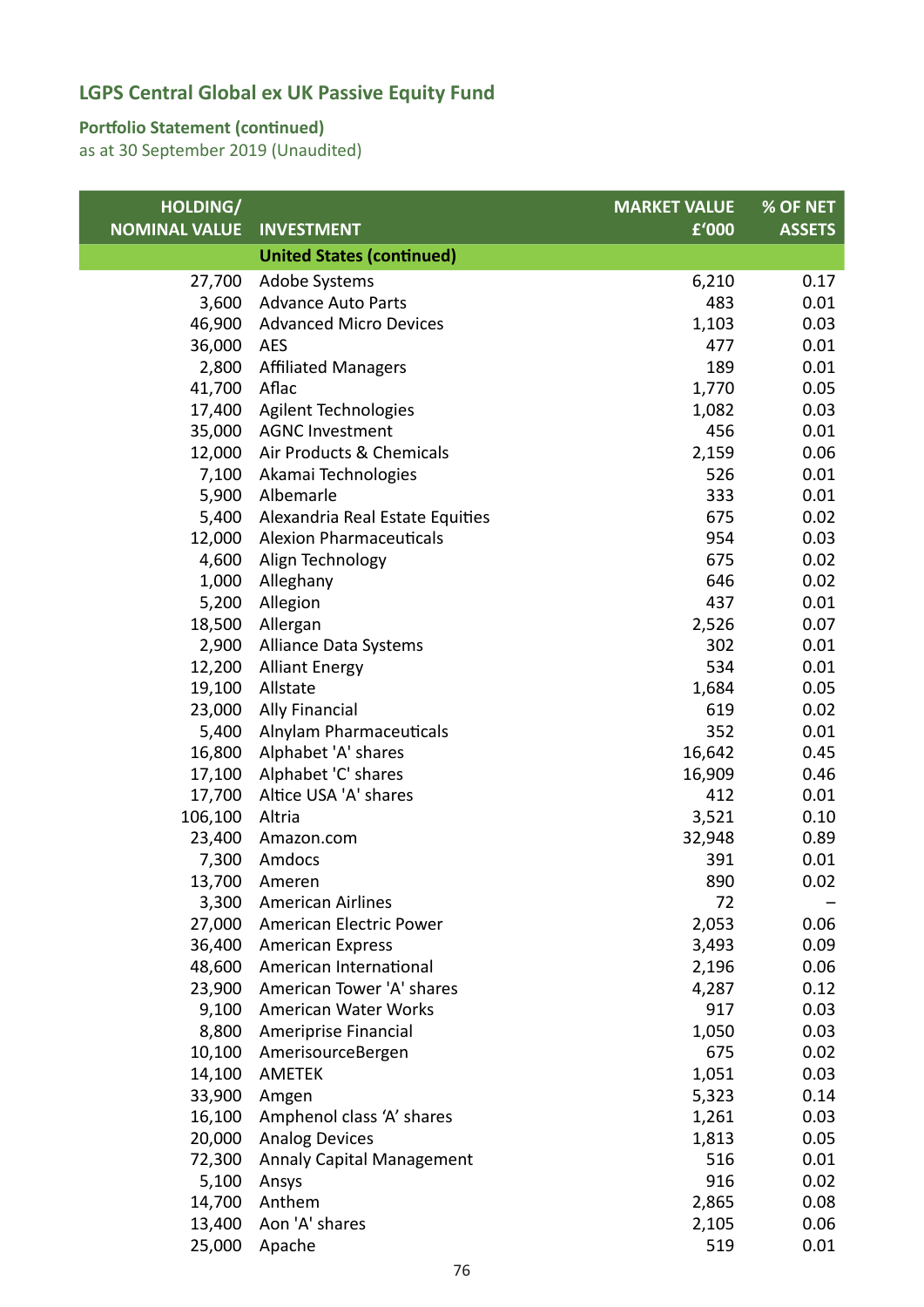## LGPS Central Global ex UK Passive Equity Fund

### Portfolio Statement (continued)

as at 30 September 2019 (Unaudited)

| HOLDING/ NOMINAL VALUE | INVESTMENT | MARKET VALUE £'000 | % OF NET ASSETS |
|---|---|---|---|
| | **United States (continued)** | | |
| 27,700 | Adobe Systems | 6,210 | 0.17 |
| 3,600 | Advance Auto Parts | 483 | 0.01 |
| 46,900 | Advanced Micro Devices | 1,103 | 0.03 |
| 36,000 | AES | 477 | 0.01 |
| 2,800 | Affiliated Managers | 189 | 0.01 |
| 41,700 | Aflac | 1,770 | 0.05 |
| 17,400 | Agilent Technologies | 1,082 | 0.03 |
| 35,000 | AGNC Investment | 456 | 0.01 |
| 12,000 | Air Products & Chemicals | 2,159 | 0.06 |
| 7,100 | Akamai Technologies | 526 | 0.01 |
| 5,900 | Albemarle | 333 | 0.01 |
| 5,400 | Alexandria Real Estate Equities | 675 | 0.02 |
| 12,000 | Alexion Pharmaceuticals | 954 | 0.03 |
| 4,600 | Align Technology | 675 | 0.02 |
| 1,000 | Alleghany | 646 | 0.02 |
| 5,200 | Allegion | 437 | 0.01 |
| 18,500 | Allergan | 2,526 | 0.07 |
| 2,900 | Alliance Data Systems | 302 | 0.01 |
| 12,200 | Alliant Energy | 534 | 0.01 |
| 19,100 | Allstate | 1,684 | 0.05 |
| 23,000 | Ally Financial | 619 | 0.02 |
| 5,400 | Alnylam Pharmaceuticals | 352 | 0.01 |
| 16,800 | Alphabet 'A' shares | 16,642 | 0.45 |
| 17,100 | Alphabet 'C' shares | 16,909 | 0.46 |
| 17,700 | Altice USA 'A' shares | 412 | 0.01 |
| 106,100 | Altria | 3,521 | 0.10 |
| 23,400 | Amazon.com | 32,948 | 0.89 |
| 7,300 | Amdocs | 391 | 0.01 |
| 13,700 | Ameren | 890 | 0.02 |
| 3,300 | American Airlines | 72 | – |
| 27,000 | American Electric Power | 2,053 | 0.06 |
| 36,400 | American Express | 3,493 | 0.09 |
| 48,600 | American International | 2,196 | 0.06 |
| 23,900 | American Tower 'A' shares | 4,287 | 0.12 |
| 9,100 | American Water Works | 917 | 0.03 |
| 8,800 | Ameriprise Financial | 1,050 | 0.03 |
| 10,100 | AmerisourceBergen | 675 | 0.02 |
| 14,100 | AMETEK | 1,051 | 0.03 |
| 33,900 | Amgen | 5,323 | 0.14 |
| 16,100 | Amphenol class 'A' shares | 1,261 | 0.03 |
| 20,000 | Analog Devices | 1,813 | 0.05 |
| 72,300 | Annaly Capital Management | 516 | 0.01 |
| 5,100 | Ansys | 916 | 0.02 |
| 14,700 | Anthem | 2,865 | 0.08 |
| 13,400 | Aon 'A' shares | 2,105 | 0.06 |
| 25,000 | Apache | 519 | 0.01 |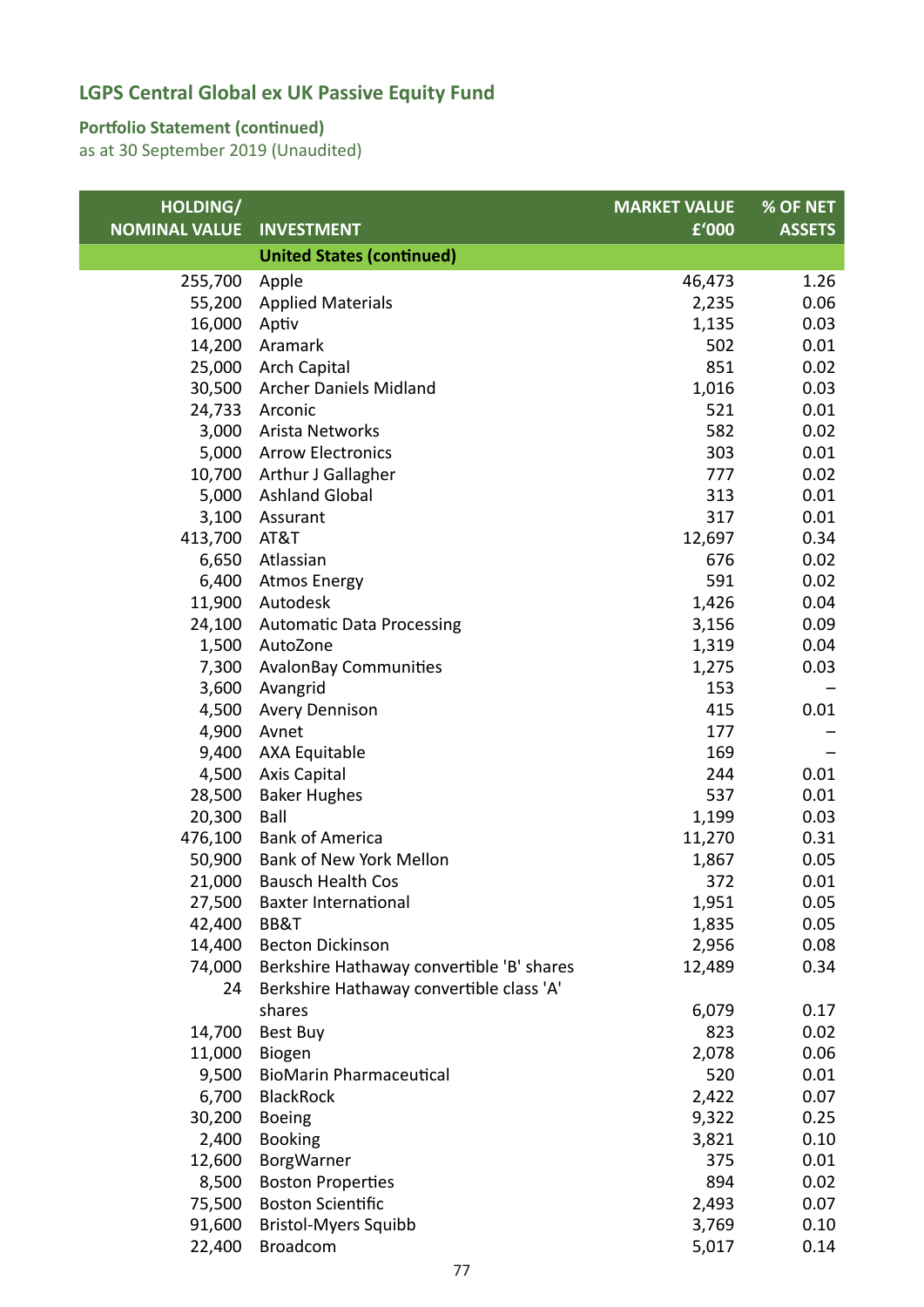## LGPS Central Global ex UK Passive Equity Fund

### Portfolio Statement (continued)

as at 30 September 2019 (Unaudited)

| HOLDING/ NOMINAL VALUE | INVESTMENT | MARKET VALUE £'000 | % OF NET ASSETS |
|---|---|---|---|
| | **United States (continued)** | | |
| 255,700 | Apple | 46,473 | 1.26 |
| 55,200 | Applied Materials | 2,235 | 0.06 |
| 16,000 | Aptiv | 1,135 | 0.03 |
| 14,200 | Aramark | 502 | 0.01 |
| 25,000 | Arch Capital | 851 | 0.02 |
| 30,500 | Archer Daniels Midland | 1,016 | 0.03 |
| 24,733 | Arconic | 521 | 0.01 |
| 3,000 | Arista Networks | 582 | 0.02 |
| 5,000 | Arrow Electronics | 303 | 0.01 |
| 10,700 | Arthur J Gallagher | 777 | 0.02 |
| 5,000 | Ashland Global | 313 | 0.01 |
| 3,100 | Assurant | 317 | 0.01 |
| 413,700 | AT&T | 12,697 | 0.34 |
| 6,650 | Atlassian | 676 | 0.02 |
| 6,400 | Atmos Energy | 591 | 0.02 |
| 11,900 | Autodesk | 1,426 | 0.04 |
| 24,100 | Automatic Data Processing | 3,156 | 0.09 |
| 1,500 | AutoZone | 1,319 | 0.04 |
| 7,300 | AvalonBay Communities | 1,275 | 0.03 |
| 3,600 | Avangrid | 153 | – |
| 4,500 | Avery Dennison | 415 | 0.01 |
| 4,900 | Avnet | 177 | – |
| 9,400 | AXA Equitable | 169 | – |
| 4,500 | Axis Capital | 244 | 0.01 |
| 28,500 | Baker Hughes | 537 | 0.01 |
| 20,300 | Ball | 1,199 | 0.03 |
| 476,100 | Bank of America | 11,270 | 0.31 |
| 50,900 | Bank of New York Mellon | 1,867 | 0.05 |
| 21,000 | Bausch Health Cos | 372 | 0.01 |
| 27,500 | Baxter International | 1,951 | 0.05 |
| 42,400 | BB&T | 1,835 | 0.05 |
| 14,400 | Becton Dickinson | 2,956 | 0.08 |
| 74,000 | Berkshire Hathaway convertible 'B' shares | 12,489 | 0.34 |
| 24 | Berkshire Hathaway convertible class 'A' shares | 6,079 | 0.17 |
| 14,700 | Best Buy | 823 | 0.02 |
| 11,000 | Biogen | 2,078 | 0.06 |
| 9,500 | BioMarin Pharmaceutical | 520 | 0.01 |
| 6,700 | BlackRock | 2,422 | 0.07 |
| 30,200 | Boeing | 9,322 | 0.25 |
| 2,400 | Booking | 3,821 | 0.10 |
| 12,600 | BorgWarner | 375 | 0.01 |
| 8,500 | Boston Properties | 894 | 0.02 |
| 75,500 | Boston Scientific | 2,493 | 0.07 |
| 91,600 | Bristol-Myers Squibb | 3,769 | 0.10 |
| 22,400 | Broadcom | 5,017 | 0.14 |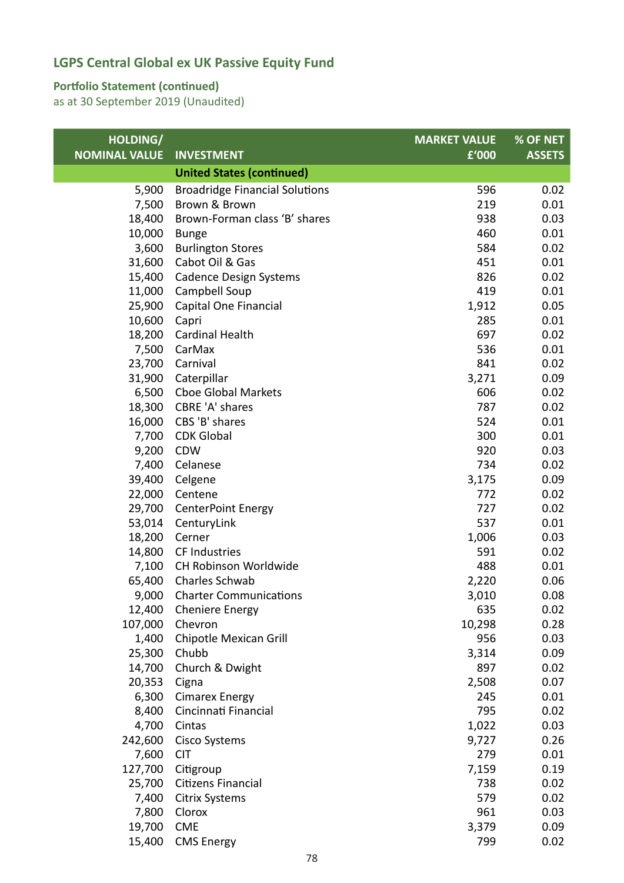## LGPS Central Global ex UK Passive Equity Fund

### Portfolio Statement (continued)

as at 30 September 2019 (Unaudited)

| HOLDING/ NOMINAL VALUE | INVESTMENT | MARKET VALUE £'000 | % OF NET ASSETS |
|---|---|---|---|
| | **United States (continued)** | | |
| 5,900 | Broadridge Financial Solutions | 596 | 0.02 |
| 7,500 | Brown & Brown | 219 | 0.01 |
| 18,400 | Brown-Forman class 'B' shares | 938 | 0.03 |
| 10,000 | Bunge | 460 | 0.01 |
| 3,600 | Burlington Stores | 584 | 0.02 |
| 31,600 | Cabot Oil & Gas | 451 | 0.01 |
| 15,400 | Cadence Design Systems | 826 | 0.02 |
| 11,000 | Campbell Soup | 419 | 0.01 |
| 25,900 | Capital One Financial | 1,912 | 0.05 |
| 10,600 | Capri | 285 | 0.01 |
| 18,200 | Cardinal Health | 697 | 0.02 |
| 7,500 | CarMax | 536 | 0.01 |
| 23,700 | Carnival | 841 | 0.02 |
| 31,900 | Caterpillar | 3,271 | 0.09 |
| 6,500 | Cboe Global Markets | 606 | 0.02 |
| 18,300 | CBRE 'A' shares | 787 | 0.02 |
| 16,000 | CBS 'B' shares | 524 | 0.01 |
| 7,700 | CDK Global | 300 | 0.01 |
| 9,200 | CDW | 920 | 0.03 |
| 7,400 | Celanese | 734 | 0.02 |
| 39,400 | Celgene | 3,175 | 0.09 |
| 22,000 | Centene | 772 | 0.02 |
| 29,700 | CenterPoint Energy | 727 | 0.02 |
| 53,014 | CenturyLink | 537 | 0.01 |
| 18,200 | Cerner | 1,006 | 0.03 |
| 14,800 | CF Industries | 591 | 0.02 |
| 7,100 | CH Robinson Worldwide | 488 | 0.01 |
| 65,400 | Charles Schwab | 2,220 | 0.06 |
| 9,000 | Charter Communications | 3,010 | 0.08 |
| 12,400 | Cheniere Energy | 635 | 0.02 |
| 107,000 | Chevron | 10,298 | 0.28 |
| 1,400 | Chipotle Mexican Grill | 956 | 0.03 |
| 25,300 | Chubb | 3,314 | 0.09 |
| 14,700 | Church & Dwight | 897 | 0.02 |
| 20,353 | Cigna | 2,508 | 0.07 |
| 6,300 | Cimarex Energy | 245 | 0.01 |
| 8,400 | Cincinnati Financial | 795 | 0.02 |
| 4,700 | Cintas | 1,022 | 0.03 |
| 242,600 | Cisco Systems | 9,727 | 0.26 |
| 7,600 | CIT | 279 | 0.01 |
| 127,700 | Citigroup | 7,159 | 0.19 |
| 25,700 | Citizens Financial | 738 | 0.02 |
| 7,400 | Citrix Systems | 579 | 0.02 |
| 7,800 | Clorox | 961 | 0.03 |
| 19,700 | CME | 3,379 | 0.09 |
| 15,400 | CMS Energy | 799 | 0.02 |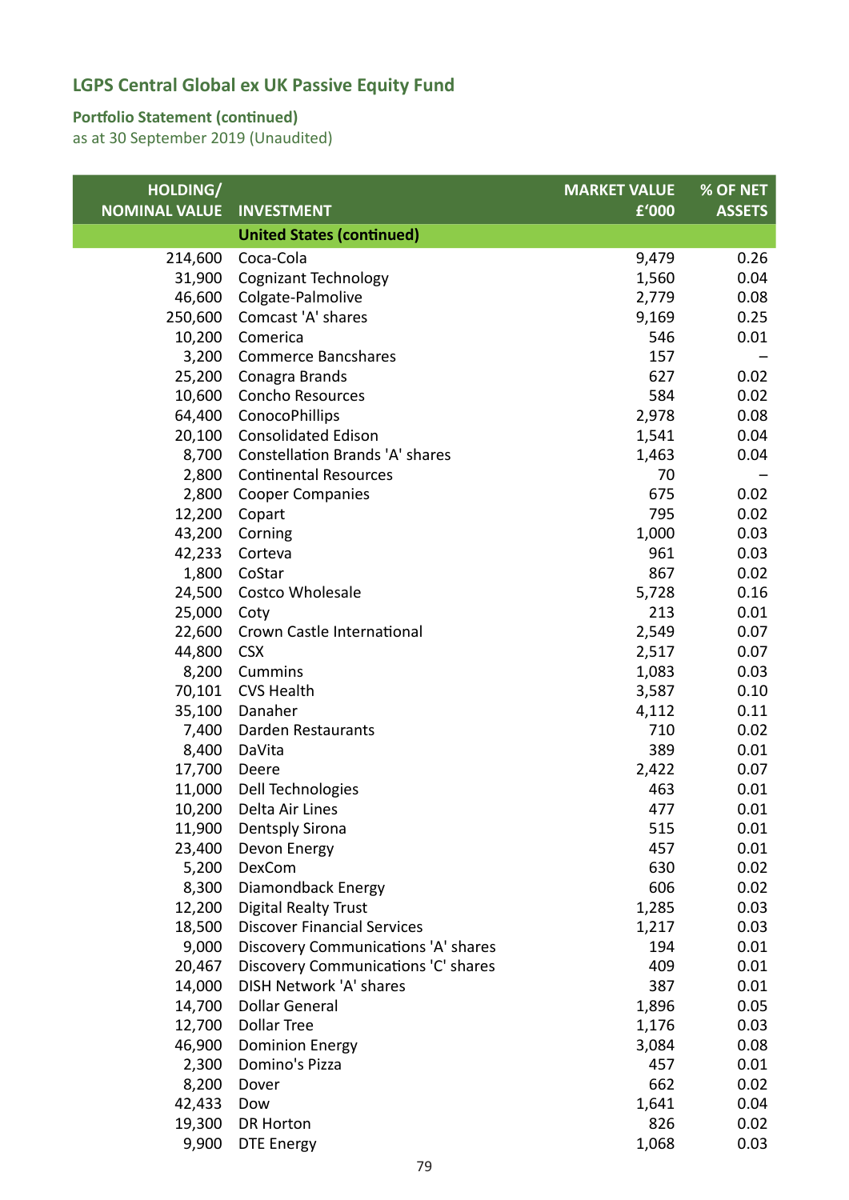## LGPS Central Global ex UK Passive Equity Fund

### Portfolio Statement (continued)
as at 30 September 2019 (Unaudited)

| HOLDING/ NOMINAL VALUE | INVESTMENT | MARKET VALUE £'000 | % OF NET ASSETS |
|---|---|---|---|
| | **United States (continued)** | | |
| 214,600 | Coca-Cola | 9,479 | 0.26 |
| 31,900 | Cognizant Technology | 1,560 | 0.04 |
| 46,600 | Colgate-Palmolive | 2,779 | 0.08 |
| 250,600 | Comcast 'A' shares | 9,169 | 0.25 |
| 10,200 | Comerica | 546 | 0.01 |
| 3,200 | Commerce Bancshares | 157 | – |
| 25,200 | Conagra Brands | 627 | 0.02 |
| 10,600 | Concho Resources | 584 | 0.02 |
| 64,400 | ConocoPhillips | 2,978 | 0.08 |
| 20,100 | Consolidated Edison | 1,541 | 0.04 |
| 8,700 | Constellation Brands 'A' shares | 1,463 | 0.04 |
| 2,800 | Continental Resources | 70 | – |
| 2,800 | Cooper Companies | 675 | 0.02 |
| 12,200 | Copart | 795 | 0.02 |
| 43,200 | Corning | 1,000 | 0.03 |
| 42,233 | Corteva | 961 | 0.03 |
| 1,800 | CoStar | 867 | 0.02 |
| 24,500 | Costco Wholesale | 5,728 | 0.16 |
| 25,000 | Coty | 213 | 0.01 |
| 22,600 | Crown Castle International | 2,549 | 0.07 |
| 44,800 | CSX | 2,517 | 0.07 |
| 8,200 | Cummins | 1,083 | 0.03 |
| 70,101 | CVS Health | 3,587 | 0.10 |
| 35,100 | Danaher | 4,112 | 0.11 |
| 7,400 | Darden Restaurants | 710 | 0.02 |
| 8,400 | DaVita | 389 | 0.01 |
| 17,700 | Deere | 2,422 | 0.07 |
| 11,000 | Dell Technologies | 463 | 0.01 |
| 10,200 | Delta Air Lines | 477 | 0.01 |
| 11,900 | Dentsply Sirona | 515 | 0.01 |
| 23,400 | Devon Energy | 457 | 0.01 |
| 5,200 | DexCom | 630 | 0.02 |
| 8,300 | Diamondback Energy | 606 | 0.02 |
| 12,200 | Digital Realty Trust | 1,285 | 0.03 |
| 18,500 | Discover Financial Services | 1,217 | 0.03 |
| 9,000 | Discovery Communications 'A' shares | 194 | 0.01 |
| 20,467 | Discovery Communications 'C' shares | 409 | 0.01 |
| 14,000 | DISH Network 'A' shares | 387 | 0.01 |
| 14,700 | Dollar General | 1,896 | 0.05 |
| 12,700 | Dollar Tree | 1,176 | 0.03 |
| 46,900 | Dominion Energy | 3,084 | 0.08 |
| 2,300 | Domino's Pizza | 457 | 0.01 |
| 8,200 | Dover | 662 | 0.02 |
| 42,433 | Dow | 1,641 | 0.04 |
| 19,300 | DR Horton | 826 | 0.02 |
| 9,900 | DTE Energy | 1,068 | 0.03 |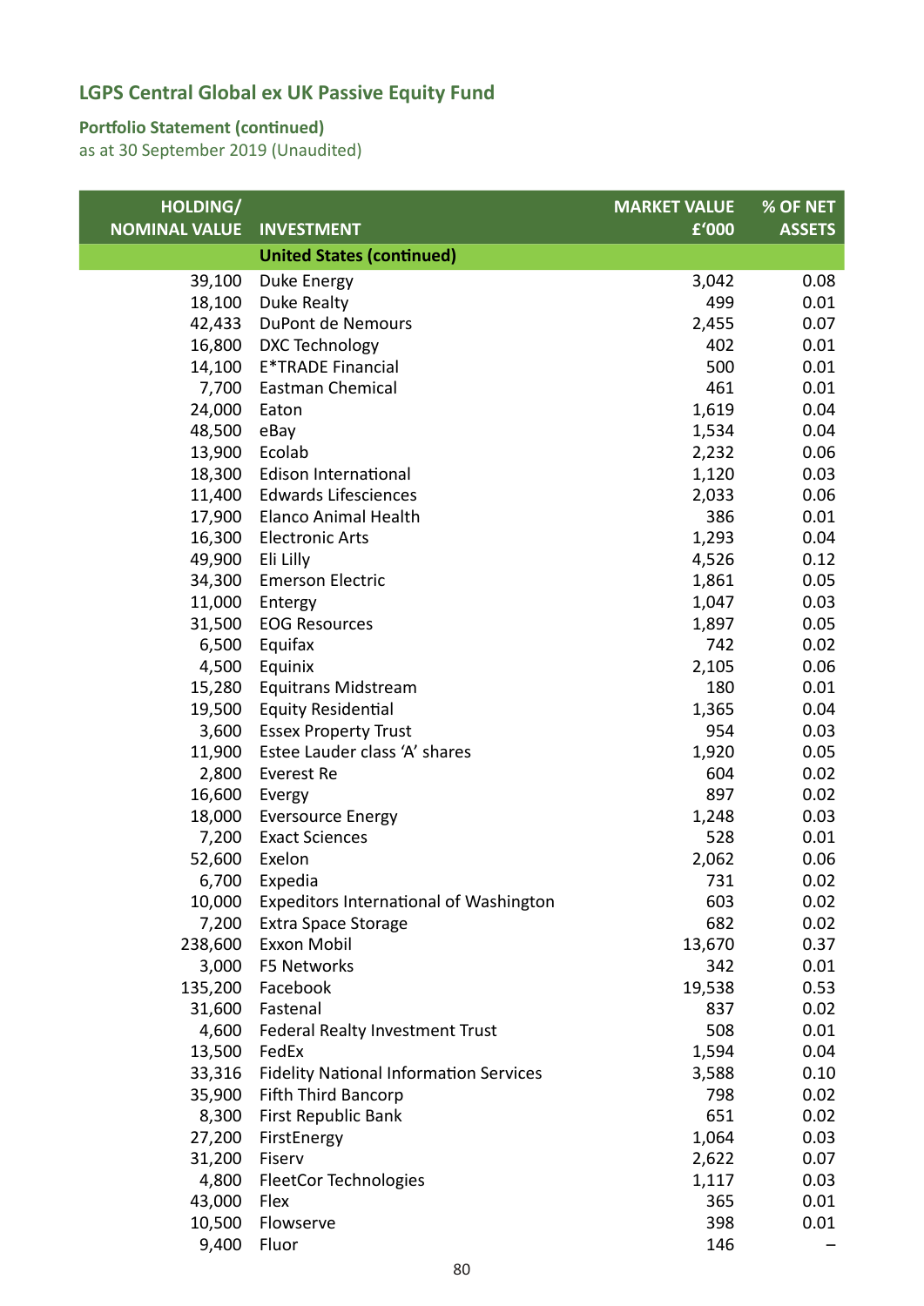# LGPS Central Global ex UK Passive Equity Fund

## Portfolio Statement (continued)

as at 30 September 2019 (Unaudited)

| HOLDING/ NOMINAL VALUE | INVESTMENT | MARKET VALUE £'000 | % OF NET ASSETS |
|---|---|---|---|
| | **United States (continued)** | | |
| 39,100 | Duke Energy | 3,042 | 0.08 |
| 18,100 | Duke Realty | 499 | 0.01 |
| 42,433 | DuPont de Nemours | 2,455 | 0.07 |
| 16,800 | DXC Technology | 402 | 0.01 |
| 14,100 | E*TRADE Financial | 500 | 0.01 |
| 7,700 | Eastman Chemical | 461 | 0.01 |
| 24,000 | Eaton | 1,619 | 0.04 |
| 48,500 | eBay | 1,534 | 0.04 |
| 13,900 | Ecolab | 2,232 | 0.06 |
| 18,300 | Edison International | 1,120 | 0.03 |
| 11,400 | Edwards Lifesciences | 2,033 | 0.06 |
| 17,900 | Elanco Animal Health | 386 | 0.01 |
| 16,300 | Electronic Arts | 1,293 | 0.04 |
| 49,900 | Eli Lilly | 4,526 | 0.12 |
| 34,300 | Emerson Electric | 1,861 | 0.05 |
| 11,000 | Entergy | 1,047 | 0.03 |
| 31,500 | EOG Resources | 1,897 | 0.05 |
| 6,500 | Equifax | 742 | 0.02 |
| 4,500 | Equinix | 2,105 | 0.06 |
| 15,280 | Equitrans Midstream | 180 | 0.01 |
| 19,500 | Equity Residential | 1,365 | 0.04 |
| 3,600 | Essex Property Trust | 954 | 0.03 |
| 11,900 | Estee Lauder class 'A' shares | 1,920 | 0.05 |
| 2,800 | Everest Re | 604 | 0.02 |
| 16,600 | Evergy | 897 | 0.02 |
| 18,000 | Eversource Energy | 1,248 | 0.03 |
| 7,200 | Exact Sciences | 528 | 0.01 |
| 52,600 | Exelon | 2,062 | 0.06 |
| 6,700 | Expedia | 731 | 0.02 |
| 10,000 | Expeditors International of Washington | 603 | 0.02 |
| 7,200 | Extra Space Storage | 682 | 0.02 |
| 238,600 | Exxon Mobil | 13,670 | 0.37 |
| 3,000 | F5 Networks | 342 | 0.01 |
| 135,200 | Facebook | 19,538 | 0.53 |
| 31,600 | Fastenal | 837 | 0.02 |
| 4,600 | Federal Realty Investment Trust | 508 | 0.01 |
| 13,500 | FedEx | 1,594 | 0.04 |
| 33,316 | Fidelity National Information Services | 3,588 | 0.10 |
| 35,900 | Fifth Third Bancorp | 798 | 0.02 |
| 8,300 | First Republic Bank | 651 | 0.02 |
| 27,200 | FirstEnergy | 1,064 | 0.03 |
| 31,200 | Fiserv | 2,622 | 0.07 |
| 4,800 | FleetCor Technologies | 1,117 | 0.03 |
| 43,000 | Flex | 365 | 0.01 |
| 10,500 | Flowserve | 398 | 0.01 |
| 9,400 | Fluor | 146 | – |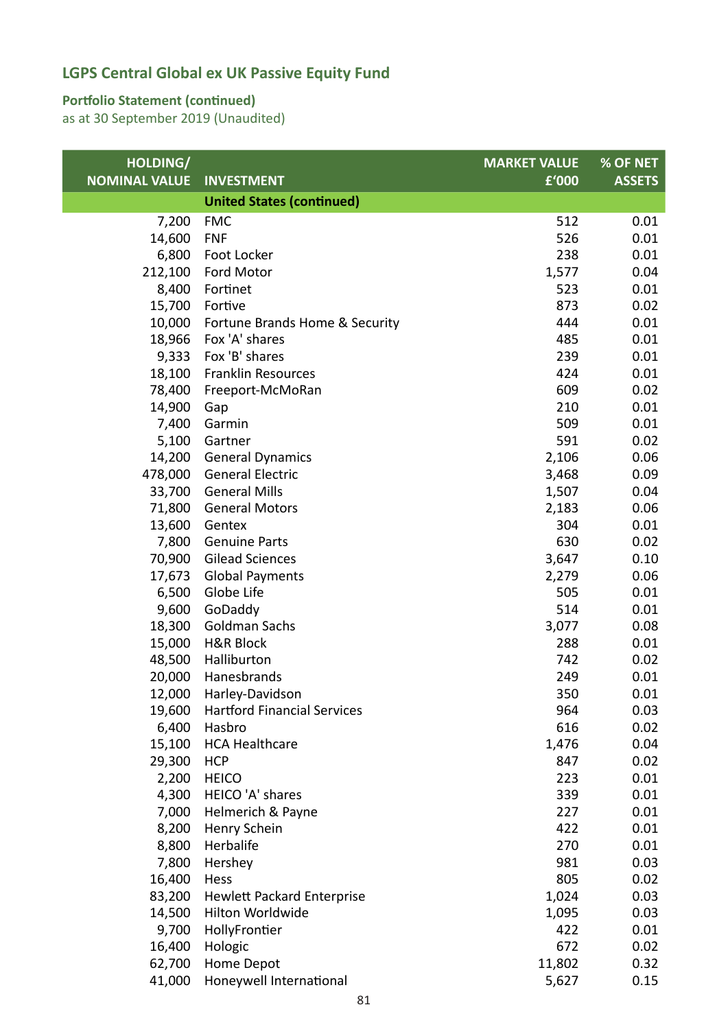## LGPS Central Global ex UK Passive Equity Fund

### Portfolio Statement (continued)
as at 30 September 2019 (Unaudited)

| HOLDING/ NOMINAL VALUE | INVESTMENT | MARKET VALUE £'000 | % OF NET ASSETS |
|---|---|---|---|
| | **United States (continued)** | | |
| 7,200 | FMC | 512 | 0.01 |
| 14,600 | FNF | 526 | 0.01 |
| 6,800 | Foot Locker | 238 | 0.01 |
| 212,100 | Ford Motor | 1,577 | 0.04 |
| 8,400 | Fortinet | 523 | 0.01 |
| 15,700 | Fortive | 873 | 0.02 |
| 10,000 | Fortune Brands Home & Security | 444 | 0.01 |
| 18,966 | Fox 'A' shares | 485 | 0.01 |
| 9,333 | Fox 'B' shares | 239 | 0.01 |
| 18,100 | Franklin Resources | 424 | 0.01 |
| 78,400 | Freeport-McMoRan | 609 | 0.02 |
| 14,900 | Gap | 210 | 0.01 |
| 7,400 | Garmin | 509 | 0.01 |
| 5,100 | Gartner | 591 | 0.02 |
| 14,200 | General Dynamics | 2,106 | 0.06 |
| 478,000 | General Electric | 3,468 | 0.09 |
| 33,700 | General Mills | 1,507 | 0.04 |
| 71,800 | General Motors | 2,183 | 0.06 |
| 13,600 | Gentex | 304 | 0.01 |
| 7,800 | Genuine Parts | 630 | 0.02 |
| 70,900 | Gilead Sciences | 3,647 | 0.10 |
| 17,673 | Global Payments | 2,279 | 0.06 |
| 6,500 | Globe Life | 505 | 0.01 |
| 9,600 | GoDaddy | 514 | 0.01 |
| 18,300 | Goldman Sachs | 3,077 | 0.08 |
| 15,000 | H&R Block | 288 | 0.01 |
| 48,500 | Halliburton | 742 | 0.02 |
| 20,000 | Hanesbrands | 249 | 0.01 |
| 12,000 | Harley-Davidson | 350 | 0.01 |
| 19,600 | Hartford Financial Services | 964 | 0.03 |
| 6,400 | Hasbro | 616 | 0.02 |
| 15,100 | HCA Healthcare | 1,476 | 0.04 |
| 29,300 | HCP | 847 | 0.02 |
| 2,200 | HEICO | 223 | 0.01 |
| 4,300 | HEICO 'A' shares | 339 | 0.01 |
| 7,000 | Helmerich & Payne | 227 | 0.01 |
| 8,200 | Henry Schein | 422 | 0.01 |
| 8,800 | Herbalife | 270 | 0.01 |
| 7,800 | Hershey | 981 | 0.03 |
| 16,400 | Hess | 805 | 0.02 |
| 83,200 | Hewlett Packard Enterprise | 1,024 | 0.03 |
| 14,500 | Hilton Worldwide | 1,095 | 0.03 |
| 9,700 | HollyFrontier | 422 | 0.01 |
| 16,400 | Hologic | 672 | 0.02 |
| 62,700 | Home Depot | 11,802 | 0.32 |
| 41,000 | Honeywell International | 5,627 | 0.15 |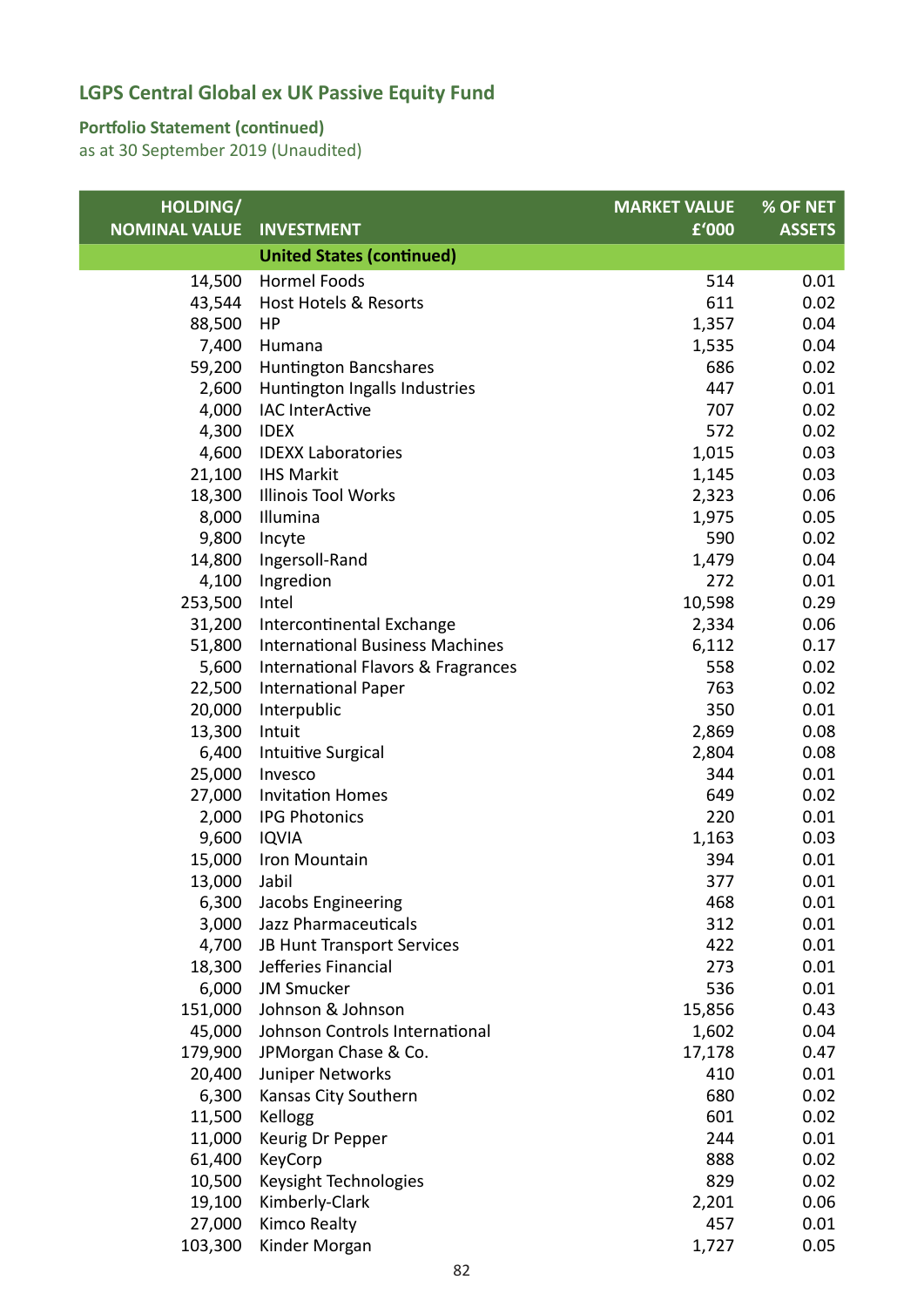# LGPS Central Global ex UK Passive Equity Fund

## Portfolio Statement (continued)

as at 30 September 2019 (Unaudited)

| HOLDING/ NOMINAL VALUE | INVESTMENT | MARKET VALUE £'000 | % OF NET ASSETS |
|---|---|---|---|
| | **United States (continued)** | | |
| 14,500 | Hormel Foods | 514 | 0.01 |
| 43,544 | Host Hotels & Resorts | 611 | 0.02 |
| 88,500 | HP | 1,357 | 0.04 |
| 7,400 | Humana | 1,535 | 0.04 |
| 59,200 | Huntington Bancshares | 686 | 0.02 |
| 2,600 | Huntington Ingalls Industries | 447 | 0.01 |
| 4,000 | IAC InterActive | 707 | 0.02 |
| 4,300 | IDEX | 572 | 0.02 |
| 4,600 | IDEXX Laboratories | 1,015 | 0.03 |
| 21,100 | IHS Markit | 1,145 | 0.03 |
| 18,300 | Illinois Tool Works | 2,323 | 0.06 |
| 8,000 | Illumina | 1,975 | 0.05 |
| 9,800 | Incyte | 590 | 0.02 |
| 14,800 | Ingersoll-Rand | 1,479 | 0.04 |
| 4,100 | Ingredion | 272 | 0.01 |
| 253,500 | Intel | 10,598 | 0.29 |
| 31,200 | Intercontinental Exchange | 2,334 | 0.06 |
| 51,800 | International Business Machines | 6,112 | 0.17 |
| 5,600 | International Flavors & Fragrances | 558 | 0.02 |
| 22,500 | International Paper | 763 | 0.02 |
| 20,000 | Interpublic | 350 | 0.01 |
| 13,300 | Intuit | 2,869 | 0.08 |
| 6,400 | Intuitive Surgical | 2,804 | 0.08 |
| 25,000 | Invesco | 344 | 0.01 |
| 27,000 | Invitation Homes | 649 | 0.02 |
| 2,000 | IPG Photonics | 220 | 0.01 |
| 9,600 | IQVIA | 1,163 | 0.03 |
| 15,000 | Iron Mountain | 394 | 0.01 |
| 13,000 | Jabil | 377 | 0.01 |
| 6,300 | Jacobs Engineering | 468 | 0.01 |
| 3,000 | Jazz Pharmaceuticals | 312 | 0.01 |
| 4,700 | JB Hunt Transport Services | 422 | 0.01 |
| 18,300 | Jefferies Financial | 273 | 0.01 |
| 6,000 | JM Smucker | 536 | 0.01 |
| 151,000 | Johnson & Johnson | 15,856 | 0.43 |
| 45,000 | Johnson Controls International | 1,602 | 0.04 |
| 179,900 | JPMorgan Chase & Co. | 17,178 | 0.47 |
| 20,400 | Juniper Networks | 410 | 0.01 |
| 6,300 | Kansas City Southern | 680 | 0.02 |
| 11,500 | Kellogg | 601 | 0.02 |
| 11,000 | Keurig Dr Pepper | 244 | 0.01 |
| 61,400 | KeyCorp | 888 | 0.02 |
| 10,500 | Keysight Technologies | 829 | 0.02 |
| 19,100 | Kimberly-Clark | 2,201 | 0.06 |
| 27,000 | Kimco Realty | 457 | 0.01 |
| 103,300 | Kinder Morgan | 1,727 | 0.05 |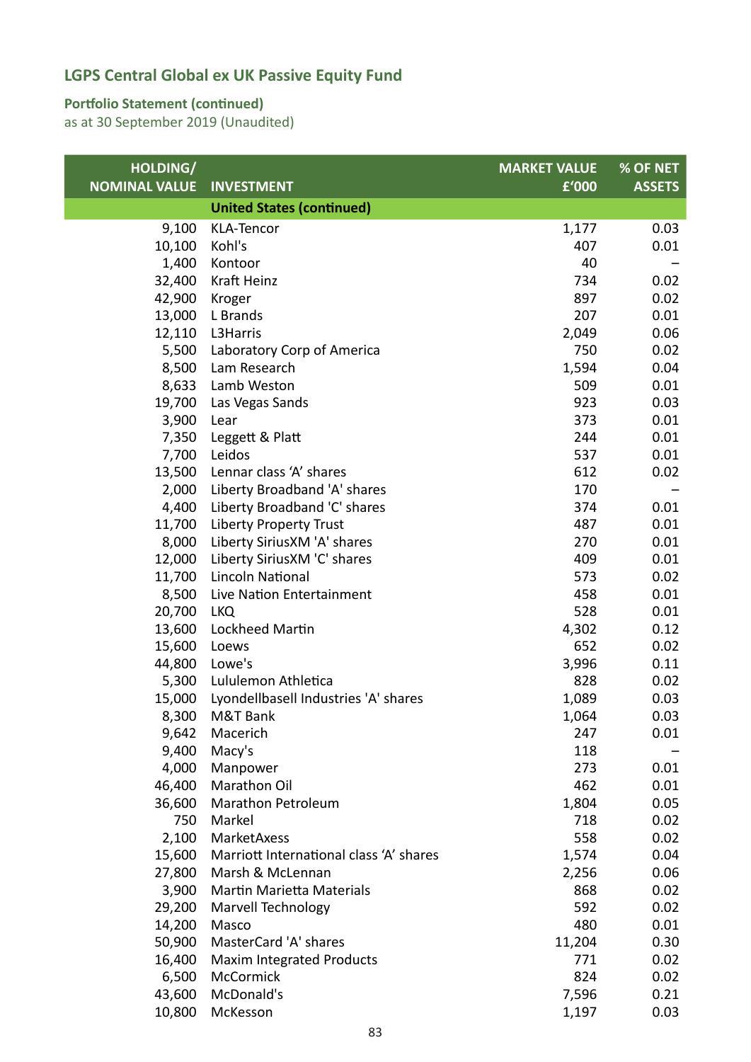## LGPS Central Global ex UK Passive Equity Fund

### Portfolio Statement (continued)
as at 30 September 2019 (Unaudited)

| HOLDING/ NOMINAL VALUE | INVESTMENT | MARKET VALUE £'000 | % OF NET ASSETS |
|---|---|---|---|
| | **United States (continued)** | | |
| 9,100 | KLA-Tencor | 1,177 | 0.03 |
| 10,100 | Kohl's | 407 | 0.01 |
| 1,400 | Kontoor | 40 | – |
| 32,400 | Kraft Heinz | 734 | 0.02 |
| 42,900 | Kroger | 897 | 0.02 |
| 13,000 | L Brands | 207 | 0.01 |
| 12,110 | L3Harris | 2,049 | 0.06 |
| 5,500 | Laboratory Corp of America | 750 | 0.02 |
| 8,500 | Lam Research | 1,594 | 0.04 |
| 8,633 | Lamb Weston | 509 | 0.01 |
| 19,700 | Las Vegas Sands | 923 | 0.03 |
| 3,900 | Lear | 373 | 0.01 |
| 7,350 | Leggett & Platt | 244 | 0.01 |
| 7,700 | Leidos | 537 | 0.01 |
| 13,500 | Lennar class 'A' shares | 612 | 0.02 |
| 2,000 | Liberty Broadband 'A' shares | 170 | – |
| 4,400 | Liberty Broadband 'C' shares | 374 | 0.01 |
| 11,700 | Liberty Property Trust | 487 | 0.01 |
| 8,000 | Liberty SiriusXM 'A' shares | 270 | 0.01 |
| 12,000 | Liberty SiriusXM 'C' shares | 409 | 0.01 |
| 11,700 | Lincoln National | 573 | 0.02 |
| 8,500 | Live Nation Entertainment | 458 | 0.01 |
| 20,700 | LKQ | 528 | 0.01 |
| 13,600 | Lockheed Martin | 4,302 | 0.12 |
| 15,600 | Loews | 652 | 0.02 |
| 44,800 | Lowe's | 3,996 | 0.11 |
| 5,300 | Lululemon Athletica | 828 | 0.02 |
| 15,000 | Lyondellbasell Industries 'A' shares | 1,089 | 0.03 |
| 8,300 | M&T Bank | 1,064 | 0.03 |
| 9,642 | Macerich | 247 | 0.01 |
| 9,400 | Macy's | 118 | – |
| 4,000 | Manpower | 273 | 0.01 |
| 46,400 | Marathon Oil | 462 | 0.01 |
| 36,600 | Marathon Petroleum | 1,804 | 0.05 |
| 750 | Markel | 718 | 0.02 |
| 2,100 | MarketAxess | 558 | 0.02 |
| 15,600 | Marriott International class 'A' shares | 1,574 | 0.04 |
| 27,800 | Marsh & McLennan | 2,256 | 0.06 |
| 3,900 | Martin Marietta Materials | 868 | 0.02 |
| 29,200 | Marvell Technology | 592 | 0.02 |
| 14,200 | Masco | 480 | 0.01 |
| 50,900 | MasterCard 'A' shares | 11,204 | 0.30 |
| 16,400 | Maxim Integrated Products | 771 | 0.02 |
| 6,500 | McCormick | 824 | 0.02 |
| 43,600 | McDonald's | 7,596 | 0.21 |
| 10,800 | McKesson | 1,197 | 0.03 |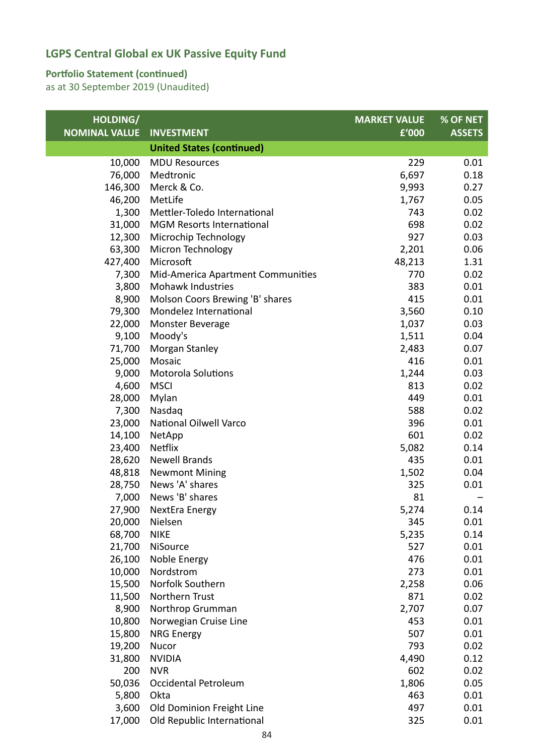## LGPS Central Global ex UK Passive Equity Fund

### Portfolio Statement (continued)

as at 30 September 2019 (Unaudited)

| HOLDING/ NOMINAL VALUE | INVESTMENT | MARKET VALUE £'000 | % OF NET ASSETS |
|---|---|---|---|
| | **United States (continued)** | | |
| 10,000 | MDU Resources | 229 | 0.01 |
| 76,000 | Medtronic | 6,697 | 0.18 |
| 146,300 | Merck & Co. | 9,993 | 0.27 |
| 46,200 | MetLife | 1,767 | 0.05 |
| 1,300 | Mettler-Toledo International | 743 | 0.02 |
| 31,000 | MGM Resorts International | 698 | 0.02 |
| 12,300 | Microchip Technology | 927 | 0.03 |
| 63,300 | Micron Technology | 2,201 | 0.06 |
| 427,400 | Microsoft | 48,213 | 1.31 |
| 7,300 | Mid-America Apartment Communities | 770 | 0.02 |
| 3,800 | Mohawk Industries | 383 | 0.01 |
| 8,900 | Molson Coors Brewing 'B' shares | 415 | 0.01 |
| 79,300 | Mondelez International | 3,560 | 0.10 |
| 22,000 | Monster Beverage | 1,037 | 0.03 |
| 9,100 | Moody's | 1,511 | 0.04 |
| 71,700 | Morgan Stanley | 2,483 | 0.07 |
| 25,000 | Mosaic | 416 | 0.01 |
| 9,000 | Motorola Solutions | 1,244 | 0.03 |
| 4,600 | MSCI | 813 | 0.02 |
| 28,000 | Mylan | 449 | 0.01 |
| 7,300 | Nasdaq | 588 | 0.02 |
| 23,000 | National Oilwell Varco | 396 | 0.01 |
| 14,100 | NetApp | 601 | 0.02 |
| 23,400 | Netflix | 5,082 | 0.14 |
| 28,620 | Newell Brands | 435 | 0.01 |
| 48,818 | Newmont Mining | 1,502 | 0.04 |
| 28,750 | News 'A' shares | 325 | 0.01 |
| 7,000 | News 'B' shares | 81 | – |
| 27,900 | NextEra Energy | 5,274 | 0.14 |
| 20,000 | Nielsen | 345 | 0.01 |
| 68,700 | NIKE | 5,235 | 0.14 |
| 21,700 | NiSource | 527 | 0.01 |
| 26,100 | Noble Energy | 476 | 0.01 |
| 10,000 | Nordstrom | 273 | 0.01 |
| 15,500 | Norfolk Southern | 2,258 | 0.06 |
| 11,500 | Northern Trust | 871 | 0.02 |
| 8,900 | Northrop Grumman | 2,707 | 0.07 |
| 10,800 | Norwegian Cruise Line | 453 | 0.01 |
| 15,800 | NRG Energy | 507 | 0.01 |
| 19,200 | Nucor | 793 | 0.02 |
| 31,800 | NVIDIA | 4,490 | 0.12 |
| 200 | NVR | 602 | 0.02 |
| 50,036 | Occidental Petroleum | 1,806 | 0.05 |
| 5,800 | Okta | 463 | 0.01 |
| 3,600 | Old Dominion Freight Line | 497 | 0.01 |
| 17,000 | Old Republic International | 325 | 0.01 |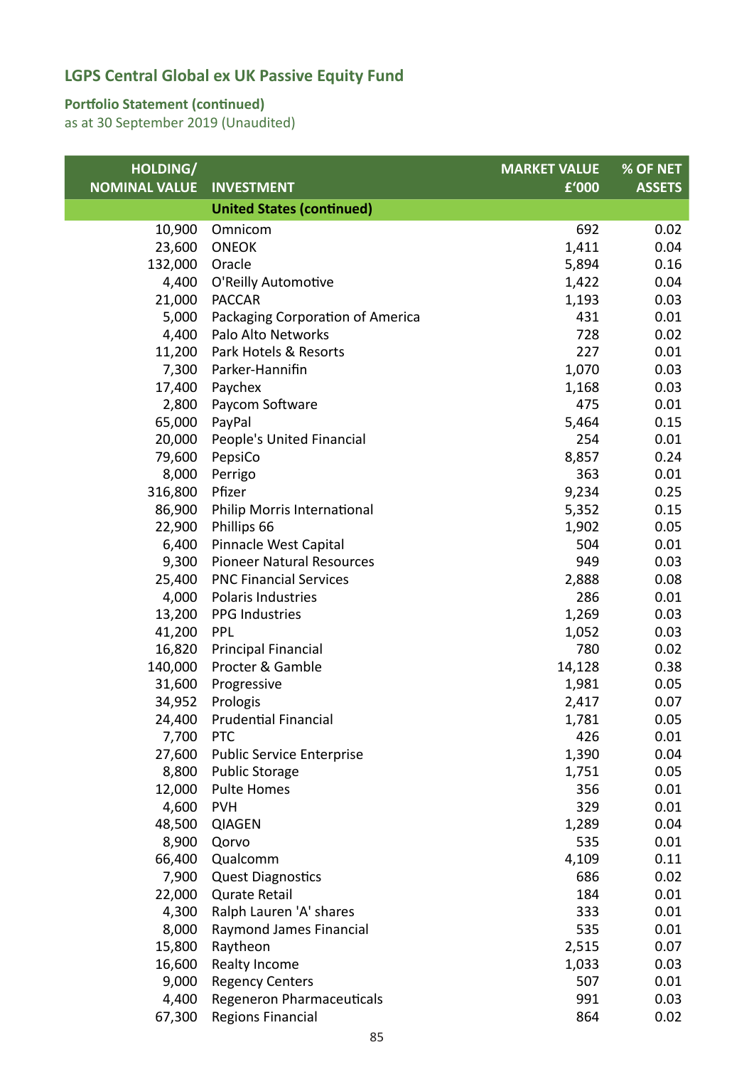## LGPS Central Global ex UK Passive Equity Fund

### Portfolio Statement (continued)

as at 30 September 2019 (Unaudited)

| HOLDING/ NOMINAL VALUE | INVESTMENT | MARKET VALUE £'000 | % OF NET ASSETS |
|---|---|---|---|
| | **United States (continued)** | | |
| 10,900 | Omnicom | 692 | 0.02 |
| 23,600 | ONEOK | 1,411 | 0.04 |
| 132,000 | Oracle | 5,894 | 0.16 |
| 4,400 | O'Reilly Automotive | 1,422 | 0.04 |
| 21,000 | PACCAR | 1,193 | 0.03 |
| 5,000 | Packaging Corporation of America | 431 | 0.01 |
| 4,400 | Palo Alto Networks | 728 | 0.02 |
| 11,200 | Park Hotels & Resorts | 227 | 0.01 |
| 7,300 | Parker-Hannifin | 1,070 | 0.03 |
| 17,400 | Paychex | 1,168 | 0.03 |
| 2,800 | Paycom Software | 475 | 0.01 |
| 65,000 | PayPal | 5,464 | 0.15 |
| 20,000 | People's United Financial | 254 | 0.01 |
| 79,600 | PepsiCo | 8,857 | 0.24 |
| 8,000 | Perrigo | 363 | 0.01 |
| 316,800 | Pfizer | 9,234 | 0.25 |
| 86,900 | Philip Morris International | 5,352 | 0.15 |
| 22,900 | Phillips 66 | 1,902 | 0.05 |
| 6,400 | Pinnacle West Capital | 504 | 0.01 |
| 9,300 | Pioneer Natural Resources | 949 | 0.03 |
| 25,400 | PNC Financial Services | 2,888 | 0.08 |
| 4,000 | Polaris Industries | 286 | 0.01 |
| 13,200 | PPG Industries | 1,269 | 0.03 |
| 41,200 | PPL | 1,052 | 0.03 |
| 16,820 | Principal Financial | 780 | 0.02 |
| 140,000 | Procter & Gamble | 14,128 | 0.38 |
| 31,600 | Progressive | 1,981 | 0.05 |
| 34,952 | Prologis | 2,417 | 0.07 |
| 24,400 | Prudential Financial | 1,781 | 0.05 |
| 7,700 | PTC | 426 | 0.01 |
| 27,600 | Public Service Enterprise | 1,390 | 0.04 |
| 8,800 | Public Storage | 1,751 | 0.05 |
| 12,000 | Pulte Homes | 356 | 0.01 |
| 4,600 | PVH | 329 | 0.01 |
| 48,500 | QIAGEN | 1,289 | 0.04 |
| 8,900 | Qorvo | 535 | 0.01 |
| 66,400 | Qualcomm | 4,109 | 0.11 |
| 7,900 | Quest Diagnostics | 686 | 0.02 |
| 22,000 | Qurate Retail | 184 | 0.01 |
| 4,300 | Ralph Lauren 'A' shares | 333 | 0.01 |
| 8,000 | Raymond James Financial | 535 | 0.01 |
| 15,800 | Raytheon | 2,515 | 0.07 |
| 16,600 | Realty Income | 1,033 | 0.03 |
| 9,000 | Regency Centers | 507 | 0.01 |
| 4,400 | Regeneron Pharmaceuticals | 991 | 0.03 |
| 67,300 | Regions Financial | 864 | 0.02 |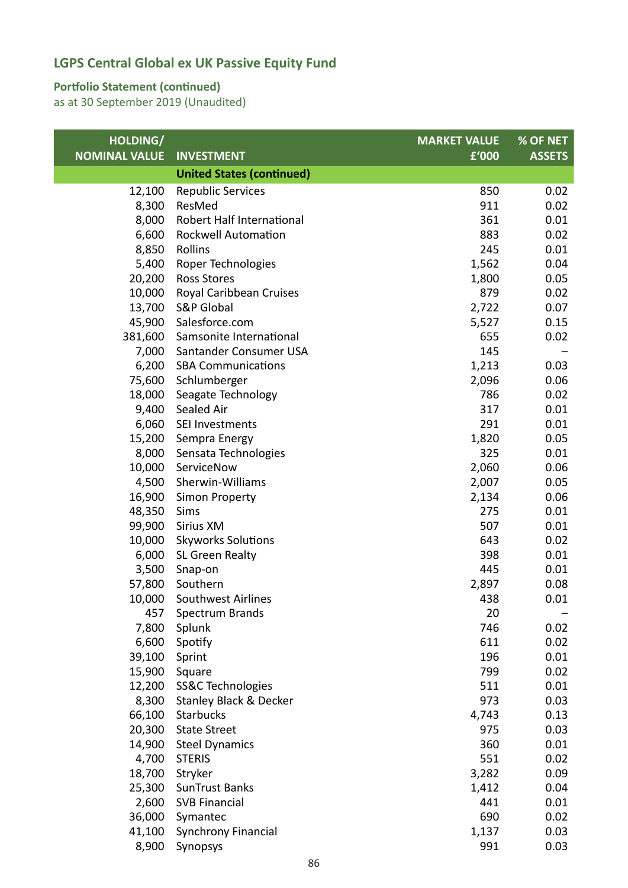## LGPS Central Global ex UK Passive Equity Fund

### Portfolio Statement (continued)
as at 30 September 2019 (Unaudited)

| HOLDING/ NOMINAL VALUE | INVESTMENT | MARKET VALUE £'000 | % OF NET ASSETS |
|---|---|---|---|
| | **United States (continued)** | | |
| 12,100 | Republic Services | 850 | 0.02 |
| 8,300 | ResMed | 911 | 0.02 |
| 8,000 | Robert Half International | 361 | 0.01 |
| 6,600 | Rockwell Automation | 883 | 0.02 |
| 8,850 | Rollins | 245 | 0.01 |
| 5,400 | Roper Technologies | 1,562 | 0.04 |
| 20,200 | Ross Stores | 1,800 | 0.05 |
| 10,000 | Royal Caribbean Cruises | 879 | 0.02 |
| 13,700 | S&P Global | 2,722 | 0.07 |
| 45,900 | Salesforce.com | 5,527 | 0.15 |
| 381,600 | Samsonite International | 655 | 0.02 |
| 7,000 | Santander Consumer USA | 145 | – |
| 6,200 | SBA Communications | 1,213 | 0.03 |
| 75,600 | Schlumberger | 2,096 | 0.06 |
| 18,000 | Seagate Technology | 786 | 0.02 |
| 9,400 | Sealed Air | 317 | 0.01 |
| 6,060 | SEI Investments | 291 | 0.01 |
| 15,200 | Sempra Energy | 1,820 | 0.05 |
| 8,000 | Sensata Technologies | 325 | 0.01 |
| 10,000 | ServiceNow | 2,060 | 0.06 |
| 4,500 | Sherwin-Williams | 2,007 | 0.05 |
| 16,900 | Simon Property | 2,134 | 0.06 |
| 48,350 | Sims | 275 | 0.01 |
| 99,900 | Sirius XM | 507 | 0.01 |
| 10,000 | Skyworks Solutions | 643 | 0.02 |
| 6,000 | SL Green Realty | 398 | 0.01 |
| 3,500 | Snap-on | 445 | 0.01 |
| 57,800 | Southern | 2,897 | 0.08 |
| 10,000 | Southwest Airlines | 438 | 0.01 |
| 457 | Spectrum Brands | 20 | – |
| 7,800 | Splunk | 746 | 0.02 |
| 6,600 | Spotify | 611 | 0.02 |
| 39,100 | Sprint | 196 | 0.01 |
| 15,900 | Square | 799 | 0.02 |
| 12,200 | SS&C Technologies | 511 | 0.01 |
| 8,300 | Stanley Black & Decker | 973 | 0.03 |
| 66,100 | Starbucks | 4,743 | 0.13 |
| 20,300 | State Street | 975 | 0.03 |
| 14,900 | Steel Dynamics | 360 | 0.01 |
| 4,700 | STERIS | 551 | 0.02 |
| 18,700 | Stryker | 3,282 | 0.09 |
| 25,300 | SunTrust Banks | 1,412 | 0.04 |
| 2,600 | SVB Financial | 441 | 0.01 |
| 36,000 | Symantec | 690 | 0.02 |
| 41,100 | Synchrony Financial | 1,137 | 0.03 |
| 8,900 | Synopsys | 991 | 0.03 |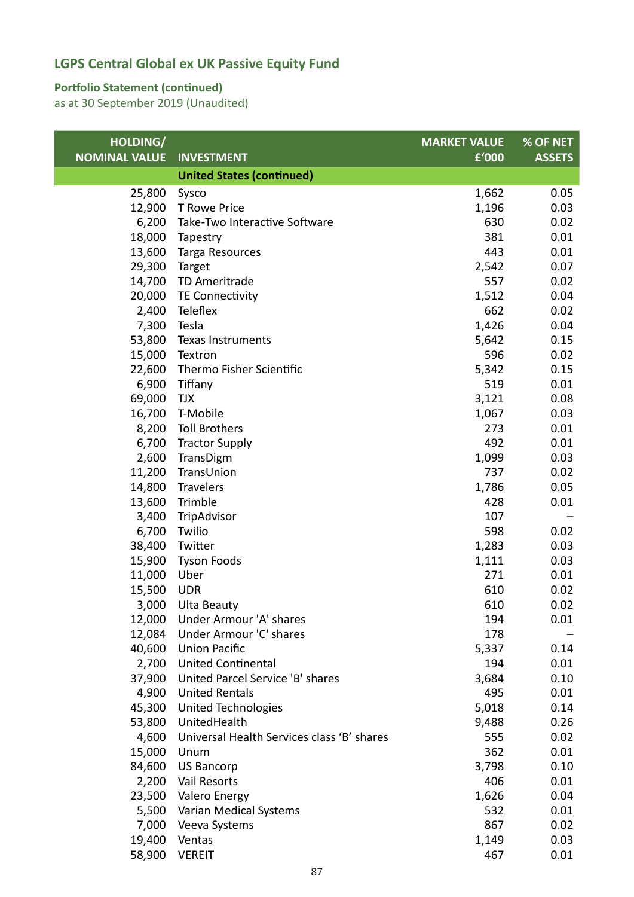## LGPS Central Global ex UK Passive Equity Fund

### Portfolio Statement (continued)
as at 30 September 2019 (Unaudited)

| HOLDING/ NOMINAL VALUE | INVESTMENT | MARKET VALUE £'000 | % OF NET ASSETS |
|---|---|---|---|
| | **United States (continued)** | | |
| 25,800 | Sysco | 1,662 | 0.05 |
| 12,900 | T Rowe Price | 1,196 | 0.03 |
| 6,200 | Take-Two Interactive Software | 630 | 0.02 |
| 18,000 | Tapestry | 381 | 0.01 |
| 13,600 | Targa Resources | 443 | 0.01 |
| 29,300 | Target | 2,542 | 0.07 |
| 14,700 | TD Ameritrade | 557 | 0.02 |
| 20,000 | TE Connectivity | 1,512 | 0.04 |
| 2,400 | Teleflex | 662 | 0.02 |
| 7,300 | Tesla | 1,426 | 0.04 |
| 53,800 | Texas Instruments | 5,642 | 0.15 |
| 15,000 | Textron | 596 | 0.02 |
| 22,600 | Thermo Fisher Scientific | 5,342 | 0.15 |
| 6,900 | Tiffany | 519 | 0.01 |
| 69,000 | TJX | 3,121 | 0.08 |
| 16,700 | T-Mobile | 1,067 | 0.03 |
| 8,200 | Toll Brothers | 273 | 0.01 |
| 6,700 | Tractor Supply | 492 | 0.01 |
| 2,600 | TransDigm | 1,099 | 0.03 |
| 11,200 | TransUnion | 737 | 0.02 |
| 14,800 | Travelers | 1,786 | 0.05 |
| 13,600 | Trimble | 428 | 0.01 |
| 3,400 | TripAdvisor | 107 | – |
| 6,700 | Twilio | 598 | 0.02 |
| 38,400 | Twitter | 1,283 | 0.03 |
| 15,900 | Tyson Foods | 1,111 | 0.03 |
| 11,000 | Uber | 271 | 0.01 |
| 15,500 | UDR | 610 | 0.02 |
| 3,000 | Ulta Beauty | 610 | 0.02 |
| 12,000 | Under Armour 'A' shares | 194 | 0.01 |
| 12,084 | Under Armour 'C' shares | 178 | – |
| 40,600 | Union Pacific | 5,337 | 0.14 |
| 2,700 | United Continental | 194 | 0.01 |
| 37,900 | United Parcel Service 'B' shares | 3,684 | 0.10 |
| 4,900 | United Rentals | 495 | 0.01 |
| 45,300 | United Technologies | 5,018 | 0.14 |
| 53,800 | UnitedHealth | 9,488 | 0.26 |
| 4,600 | Universal Health Services class 'B' shares | 555 | 0.02 |
| 15,000 | Unum | 362 | 0.01 |
| 84,600 | US Bancorp | 3,798 | 0.10 |
| 2,200 | Vail Resorts | 406 | 0.01 |
| 23,500 | Valero Energy | 1,626 | 0.04 |
| 5,500 | Varian Medical Systems | 532 | 0.01 |
| 7,000 | Veeva Systems | 867 | 0.02 |
| 19,400 | Ventas | 1,149 | 0.03 |
| 58,900 | VEREIT | 467 | 0.01 |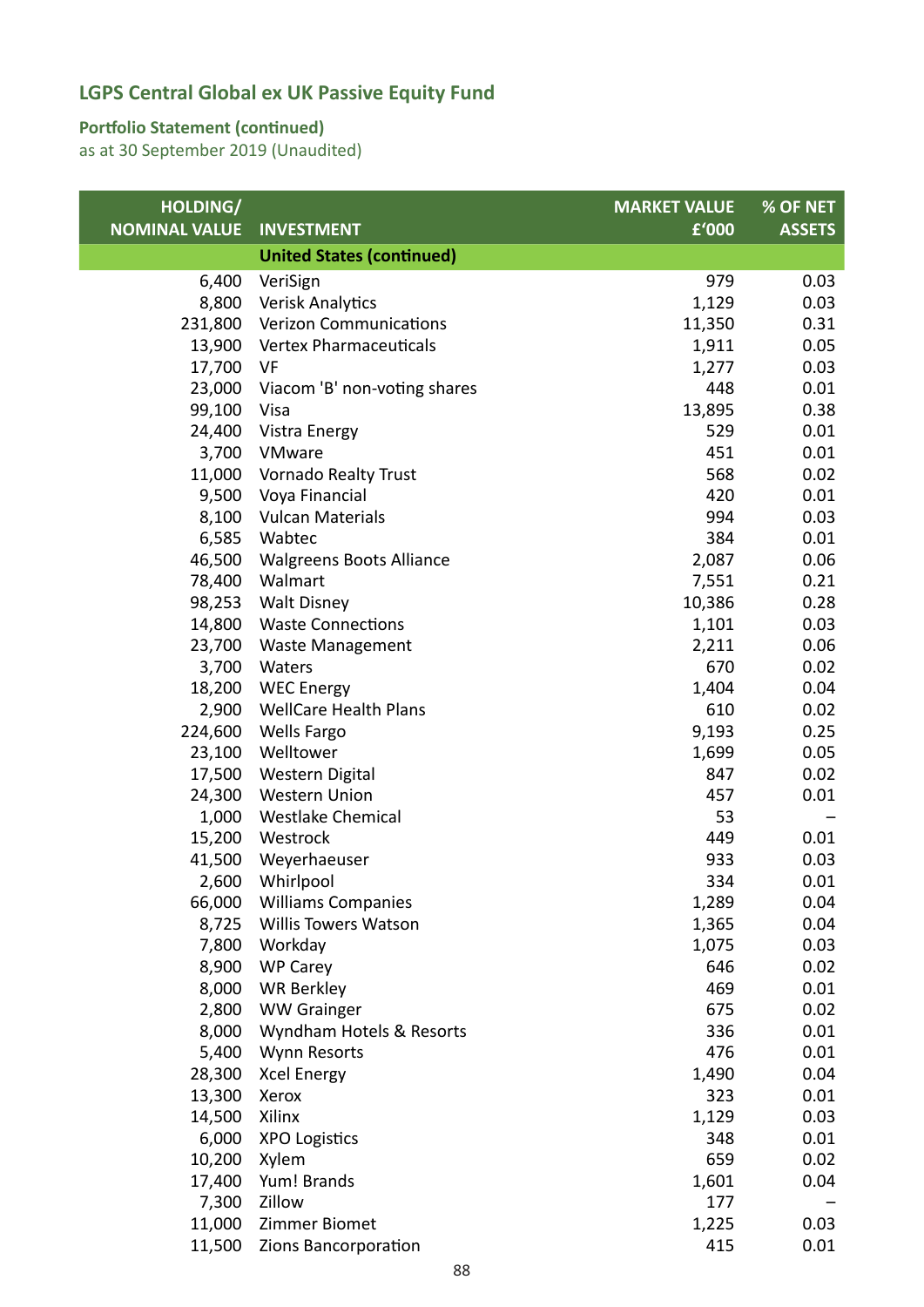## LGPS Central Global ex UK Passive Equity Fund

### Portfolio Statement (continued)

as at 30 September 2019 (Unaudited)

| HOLDING/ NOMINAL VALUE | INVESTMENT | MARKET VALUE £'000 | % OF NET ASSETS |
|---|---|---|---|
| | **United States (continued)** | | |
| 6,400 | VeriSign | 979 | 0.03 |
| 8,800 | Verisk Analytics | 1,129 | 0.03 |
| 231,800 | Verizon Communications | 11,350 | 0.31 |
| 13,900 | Vertex Pharmaceuticals | 1,911 | 0.05 |
| 17,700 | VF | 1,277 | 0.03 |
| 23,000 | Viacom 'B' non-voting shares | 448 | 0.01 |
| 99,100 | Visa | 13,895 | 0.38 |
| 24,400 | Vistra Energy | 529 | 0.01 |
| 3,700 | VMware | 451 | 0.01 |
| 11,000 | Vornado Realty Trust | 568 | 0.02 |
| 9,500 | Voya Financial | 420 | 0.01 |
| 8,100 | Vulcan Materials | 994 | 0.03 |
| 6,585 | Wabtec | 384 | 0.01 |
| 46,500 | Walgreens Boots Alliance | 2,087 | 0.06 |
| 78,400 | Walmart | 7,551 | 0.21 |
| 98,253 | Walt Disney | 10,386 | 0.28 |
| 14,800 | Waste Connections | 1,101 | 0.03 |
| 23,700 | Waste Management | 2,211 | 0.06 |
| 3,700 | Waters | 670 | 0.02 |
| 18,200 | WEC Energy | 1,404 | 0.04 |
| 2,900 | WellCare Health Plans | 610 | 0.02 |
| 224,600 | Wells Fargo | 9,193 | 0.25 |
| 23,100 | Welltower | 1,699 | 0.05 |
| 17,500 | Western Digital | 847 | 0.02 |
| 24,300 | Western Union | 457 | 0.01 |
| 1,000 | Westlake Chemical | 53 | – |
| 15,200 | Westrock | 449 | 0.01 |
| 41,500 | Weyerhaeuser | 933 | 0.03 |
| 2,600 | Whirlpool | 334 | 0.01 |
| 66,000 | Williams Companies | 1,289 | 0.04 |
| 8,725 | Willis Towers Watson | 1,365 | 0.04 |
| 7,800 | Workday | 1,075 | 0.03 |
| 8,900 | WP Carey | 646 | 0.02 |
| 8,000 | WR Berkley | 469 | 0.01 |
| 2,800 | WW Grainger | 675 | 0.02 |
| 8,000 | Wyndham Hotels & Resorts | 336 | 0.01 |
| 5,400 | Wynn Resorts | 476 | 0.01 |
| 28,300 | Xcel Energy | 1,490 | 0.04 |
| 13,300 | Xerox | 323 | 0.01 |
| 14,500 | Xilinx | 1,129 | 0.03 |
| 6,000 | XPO Logistics | 348 | 0.01 |
| 10,200 | Xylem | 659 | 0.02 |
| 17,400 | Yum! Brands | 1,601 | 0.04 |
| 7,300 | Zillow | 177 | – |
| 11,000 | Zimmer Biomet | 1,225 | 0.03 |
| 11,500 | Zions Bancorporation | 415 | 0.01 |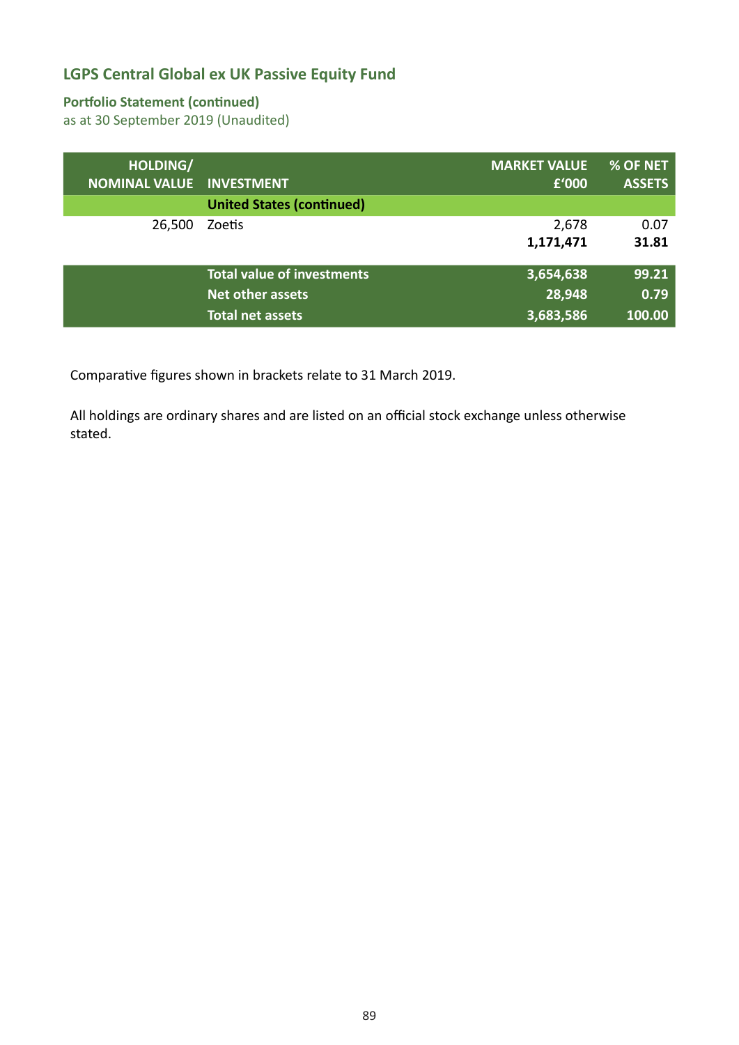## LGPS Central Global ex UK Passive Equity Fund

### Portfolio Statement (continued)

as at 30 September 2019 (Unaudited)

| HOLDING/ NOMINAL VALUE | INVESTMENT | MARKET VALUE £'000 | % OF NET ASSETS |
|---|---|---|---|
| | **United States (continued)** | | |
| 26,500 | Zoetis | 2,678 | 0.07 |
| | | **1,171,471** | **31.81** |
| | **Total value of investments** | **3,654,638** | **99.21** |
| | **Net other assets** | **28,948** | **0.79** |
| | **Total net assets** | **3,683,586** | **100.00** |

Comparative figures shown in brackets relate to 31 March 2019.

All holdings are ordinary shares and are listed on an official stock exchange unless otherwise stated.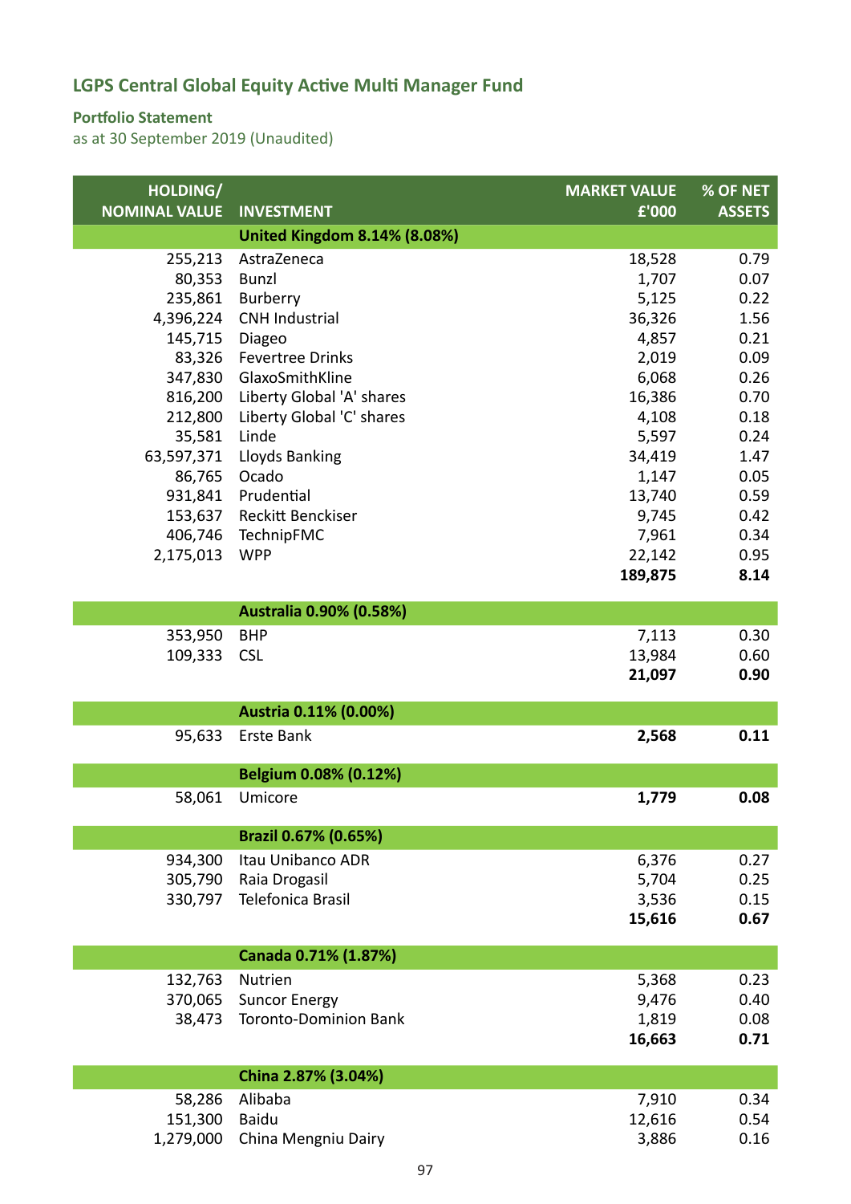## LGPS Central Global Equity Active Multi Manager Fund

### Portfolio Statement

as at 30 September 2019 (Unaudited)

| HOLDING/ NOMINAL VALUE | INVESTMENT | MARKET VALUE £'000 | % OF NET ASSETS |
|---|---|---|---|
| | **United Kingdom 8.14% (8.08%)** | | |
| 255,213 | AstraZeneca | 18,528 | 0.79 |
| 80,353 | Bunzl | 1,707 | 0.07 |
| 235,861 | Burberry | 5,125 | 0.22 |
| 4,396,224 | CNH Industrial | 36,326 | 1.56 |
| 145,715 | Diageo | 4,857 | 0.21 |
| 83,326 | Fevertree Drinks | 2,019 | 0.09 |
| 347,830 | GlaxoSmithKline | 6,068 | 0.26 |
| 816,200 | Liberty Global 'A' shares | 16,386 | 0.70 |
| 212,800 | Liberty Global 'C' shares | 4,108 | 0.18 |
| 35,581 | Linde | 5,597 | 0.24 |
| 63,597,371 | Lloyds Banking | 34,419 | 1.47 |
| 86,765 | Ocado | 1,147 | 0.05 |
| 931,841 | Prudential | 13,740 | 0.59 |
| 153,637 | Reckitt Benckiser | 9,745 | 0.42 |
| 406,746 | TechnipFMC | 7,961 | 0.34 |
| 2,175,013 | WPP | 22,142 | 0.95 |
| | | **189,875** | **8.14** |
| | **Australia 0.90% (0.58%)** | | |
| 353,950 | BHP | 7,113 | 0.30 |
| 109,333 | CSL | 13,984 | 0.60 |
| | | **21,097** | **0.90** |
| | **Austria 0.11% (0.00%)** | | |
| 95,633 | Erste Bank | **2,568** | **0.11** |
| | **Belgium 0.08% (0.12%)** | | |
| 58,061 | Umicore | **1,779** | **0.08** |
| | **Brazil 0.67% (0.65%)** | | |
| 934,300 | Itau Unibanco ADR | 6,376 | 0.27 |
| 305,790 | Raia Drogasil | 5,704 | 0.25 |
| 330,797 | Telefonica Brasil | 3,536 | 0.15 |
| | | **15,616** | **0.67** |
| | **Canada 0.71% (1.87%)** | | |
| 132,763 | Nutrien | 5,368 | 0.23 |
| 370,065 | Suncor Energy | 9,476 | 0.40 |
| 38,473 | Toronto-Dominion Bank | 1,819 | 0.08 |
| | | **16,663** | **0.71** |
| | **China 2.87% (3.04%)** | | |
| 58,286 | Alibaba | 7,910 | 0.34 |
| 151,300 | Baidu | 12,616 | 0.54 |
| 1,279,000 | China Mengniu Dairy | 3,886 | 0.16 |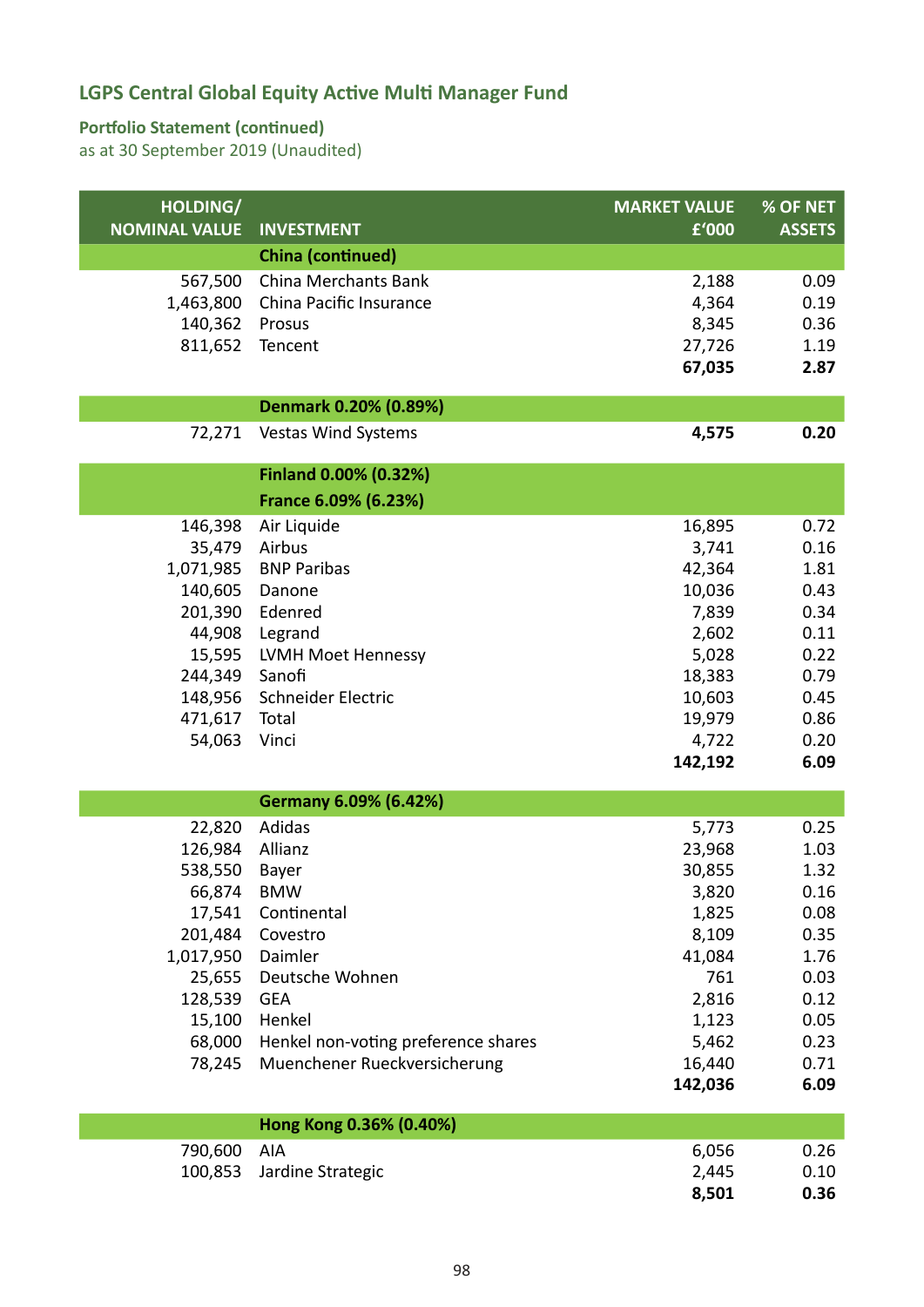## LGPS Central Global Equity Active Multi Manager Fund

### Portfolio Statement (continued)

as at 30 September 2019 (Unaudited)

| HOLDING/ NOMINAL VALUE | INVESTMENT | MARKET VALUE £'000 | % OF NET ASSETS |
|---|---|---|---|
| | **China (continued)** | | |
| 567,500 | China Merchants Bank | 2,188 | 0.09 |
| 1,463,800 | China Pacific Insurance | 4,364 | 0.19 |
| 140,362 | Prosus | 8,345 | 0.36 |
| 811,652 | Tencent | 27,726 | 1.19 |
| | | **67,035** | **2.87** |
| | **Denmark 0.20% (0.89%)** | | |
| 72,271 | Vestas Wind Systems | **4,575** | **0.20** |
| | **Finland 0.00% (0.32%)** | | |
| | **France 6.09% (6.23%)** | | |
| 146,398 | Air Liquide | 16,895 | 0.72 |
| 35,479 | Airbus | 3,741 | 0.16 |
| 1,071,985 | BNP Paribas | 42,364 | 1.81 |
| 140,605 | Danone | 10,036 | 0.43 |
| 201,390 | Edenred | 7,839 | 0.34 |
| 44,908 | Legrand | 2,602 | 0.11 |
| 15,595 | LVMH Moet Hennessy | 5,028 | 0.22 |
| 244,349 | Sanofi | 18,383 | 0.79 |
| 148,956 | Schneider Electric | 10,603 | 0.45 |
| 471,617 | Total | 19,979 | 0.86 |
| 54,063 | Vinci | 4,722 | 0.20 |
| | | **142,192** | **6.09** |
| | **Germany 6.09% (6.42%)** | | |
| 22,820 | Adidas | 5,773 | 0.25 |
| 126,984 | Allianz | 23,968 | 1.03 |
| 538,550 | Bayer | 30,855 | 1.32 |
| 66,874 | BMW | 3,820 | 0.16 |
| 17,541 | Continental | 1,825 | 0.08 |
| 201,484 | Covestro | 8,109 | 0.35 |
| 1,017,950 | Daimler | 41,084 | 1.76 |
| 25,655 | Deutsche Wohnen | 761 | 0.03 |
| 128,539 | GEA | 2,816 | 0.12 |
| 15,100 | Henkel | 1,123 | 0.05 |
| 68,000 | Henkel non-voting preference shares | 5,462 | 0.23 |
| 78,245 | Muenchener Rueckversicherung | 16,440 | 0.71 |
| | | **142,036** | **6.09** |
| | **Hong Kong 0.36% (0.40%)** | | |
| 790,600 | AIA | 6,056 | 0.26 |
| 100,853 | Jardine Strategic | 2,445 | 0.10 |
| | | **8,501** | **0.36** |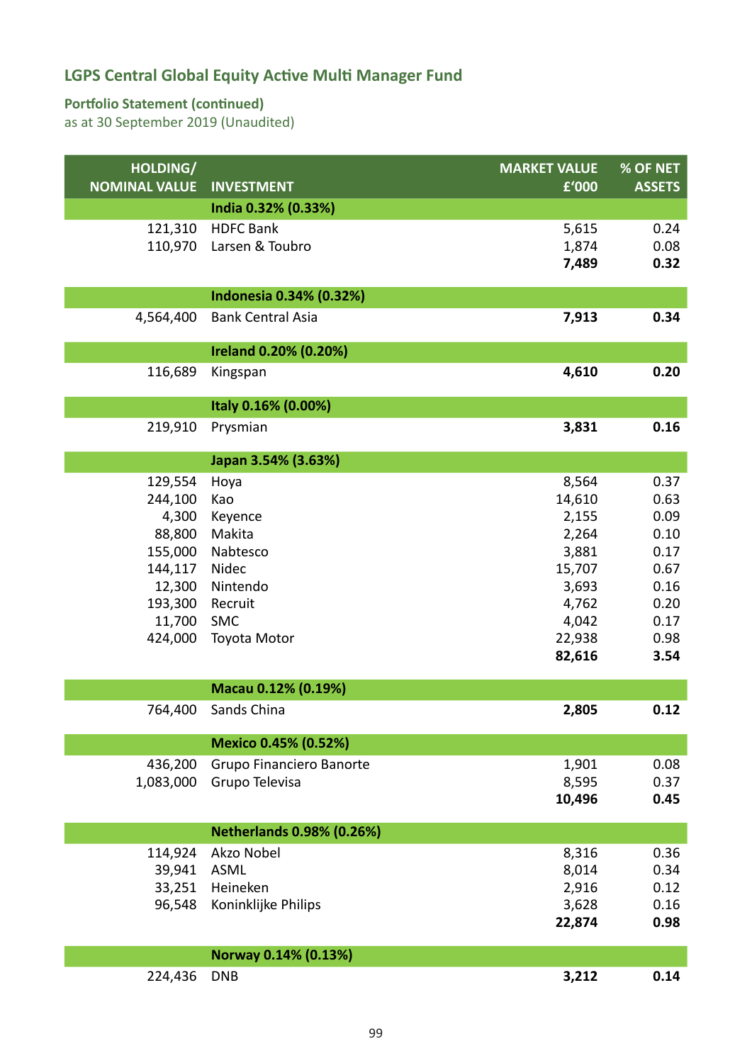## LGPS Central Global Equity Active Multi Manager Fund

### Portfolio Statement (continued)

as at 30 September 2019 (Unaudited)

| HOLDING/ NOMINAL VALUE | INVESTMENT | MARKET VALUE £'000 | % OF NET ASSETS |
|---|---|---|---|
| | **India 0.32% (0.33%)** | | |
| 121,310 | HDFC Bank | 5,615 | 0.24 |
| 110,970 | Larsen & Toubro | 1,874 | 0.08 |
| | | **7,489** | **0.32** |
| | **Indonesia 0.34% (0.32%)** | | |
| 4,564,400 | Bank Central Asia | **7,913** | **0.34** |
| | **Ireland 0.20% (0.20%)** | | |
| 116,689 | Kingspan | **4,610** | **0.20** |
| | **Italy 0.16% (0.00%)** | | |
| 219,910 | Prysmian | **3,831** | **0.16** |
| | **Japan 3.54% (3.63%)** | | |
| 129,554 | Hoya | 8,564 | 0.37 |
| 244,100 | Kao | 14,610 | 0.63 |
| 4,300 | Keyence | 2,155 | 0.09 |
| 88,800 | Makita | 2,264 | 0.10 |
| 155,000 | Nabtesco | 3,881 | 0.17 |
| 144,117 | Nidec | 15,707 | 0.67 |
| 12,300 | Nintendo | 3,693 | 0.16 |
| 193,300 | Recruit | 4,762 | 0.20 |
| 11,700 | SMC | 4,042 | 0.17 |
| 424,000 | Toyota Motor | 22,938 | 0.98 |
| | | **82,616** | **3.54** |
| | **Macau 0.12% (0.19%)** | | |
| 764,400 | Sands China | **2,805** | **0.12** |
| | **Mexico 0.45% (0.52%)** | | |
| 436,200 | Grupo Financiero Banorte | 1,901 | 0.08 |
| 1,083,000 | Grupo Televisa | 8,595 | 0.37 |
| | | **10,496** | **0.45** |
| | **Netherlands 0.98% (0.26%)** | | |
| 114,924 | Akzo Nobel | 8,316 | 0.36 |
| 39,941 | ASML | 8,014 | 0.34 |
| 33,251 | Heineken | 2,916 | 0.12 |
| 96,548 | Koninklijke Philips | 3,628 | 0.16 |
| | | **22,874** | **0.98** |
| | **Norway 0.14% (0.13%)** | | |
| 224,436 | DNB | **3,212** | **0.14** |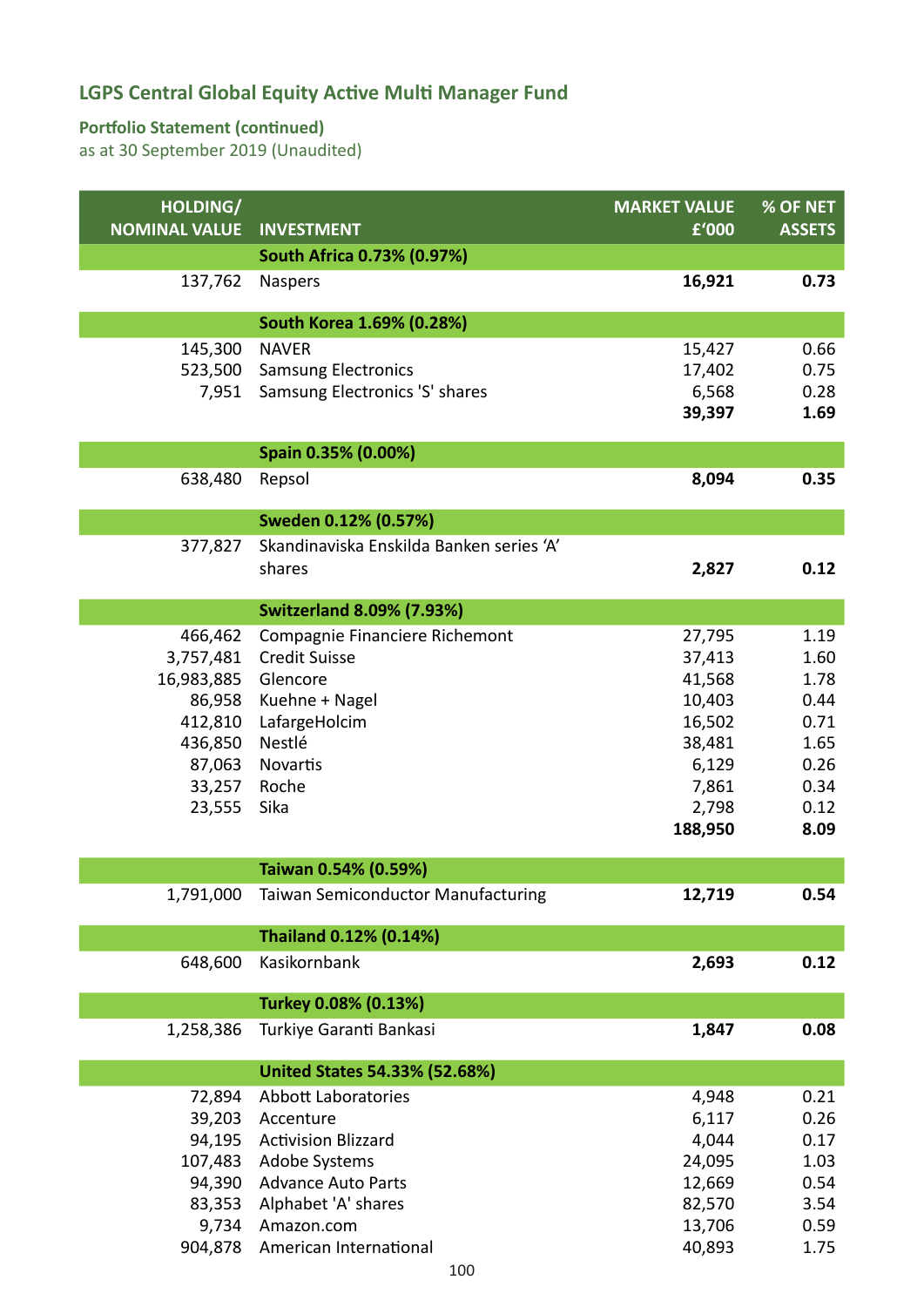# LGPS Central Global Equity Active Multi Manager Fund

## Portfolio Statement (continued)

as at 30 September 2019 (Unaudited)

| HOLDING/ NOMINAL VALUE | INVESTMENT | MARKET VALUE £'000 | % OF NET ASSETS |
|---|---|---|---|
| | **South Africa 0.73% (0.97%)** | | |
| 137,762 | Naspers | **16,921** | **0.73** |
| | **South Korea 1.69% (0.28%)** | | |
| 145,300 | NAVER | 15,427 | 0.66 |
| 523,500 | Samsung Electronics | 17,402 | 0.75 |
| 7,951 | Samsung Electronics 'S' shares | 6,568 | 0.28 |
| | | **39,397** | **1.69** |
| | **Spain 0.35% (0.00%)** | | |
| 638,480 | Repsol | **8,094** | **0.35** |
| | **Sweden 0.12% (0.57%)** | | |
| 377,827 | Skandinaviska Enskilda Banken series 'A' shares | **2,827** | **0.12** |
| | **Switzerland 8.09% (7.93%)** | | |
| 466,462 | Compagnie Financiere Richemont | 27,795 | 1.19 |
| 3,757,481 | Credit Suisse | 37,413 | 1.60 |
| 16,983,885 | Glencore | 41,568 | 1.78 |
| 86,958 | Kuehne + Nagel | 10,403 | 0.44 |
| 412,810 | LafargeHolcim | 16,502 | 0.71 |
| 436,850 | Nestlé | 38,481 | 1.65 |
| 87,063 | Novartis | 6,129 | 0.26 |
| 33,257 | Roche | 7,861 | 0.34 |
| 23,555 | Sika | 2,798 | 0.12 |
| | | **188,950** | **8.09** |
| | **Taiwan 0.54% (0.59%)** | | |
| 1,791,000 | Taiwan Semiconductor Manufacturing | **12,719** | **0.54** |
| | **Thailand 0.12% (0.14%)** | | |
| 648,600 | Kasikornbank | **2,693** | **0.12** |
| | **Turkey 0.08% (0.13%)** | | |
| 1,258,386 | Turkiye Garanti Bankasi | **1,847** | **0.08** |
| | **United States 54.33% (52.68%)** | | |
| 72,894 | Abbott Laboratories | 4,948 | 0.21 |
| 39,203 | Accenture | 6,117 | 0.26 |
| 94,195 | Activision Blizzard | 4,044 | 0.17 |
| 107,483 | Adobe Systems | 24,095 | 1.03 |
| 94,390 | Advance Auto Parts | 12,669 | 0.54 |
| 83,353 | Alphabet 'A' shares | 82,570 | 3.54 |
| 9,734 | Amazon.com | 13,706 | 0.59 |
| 904,878 | American International | 40,893 | 1.75 |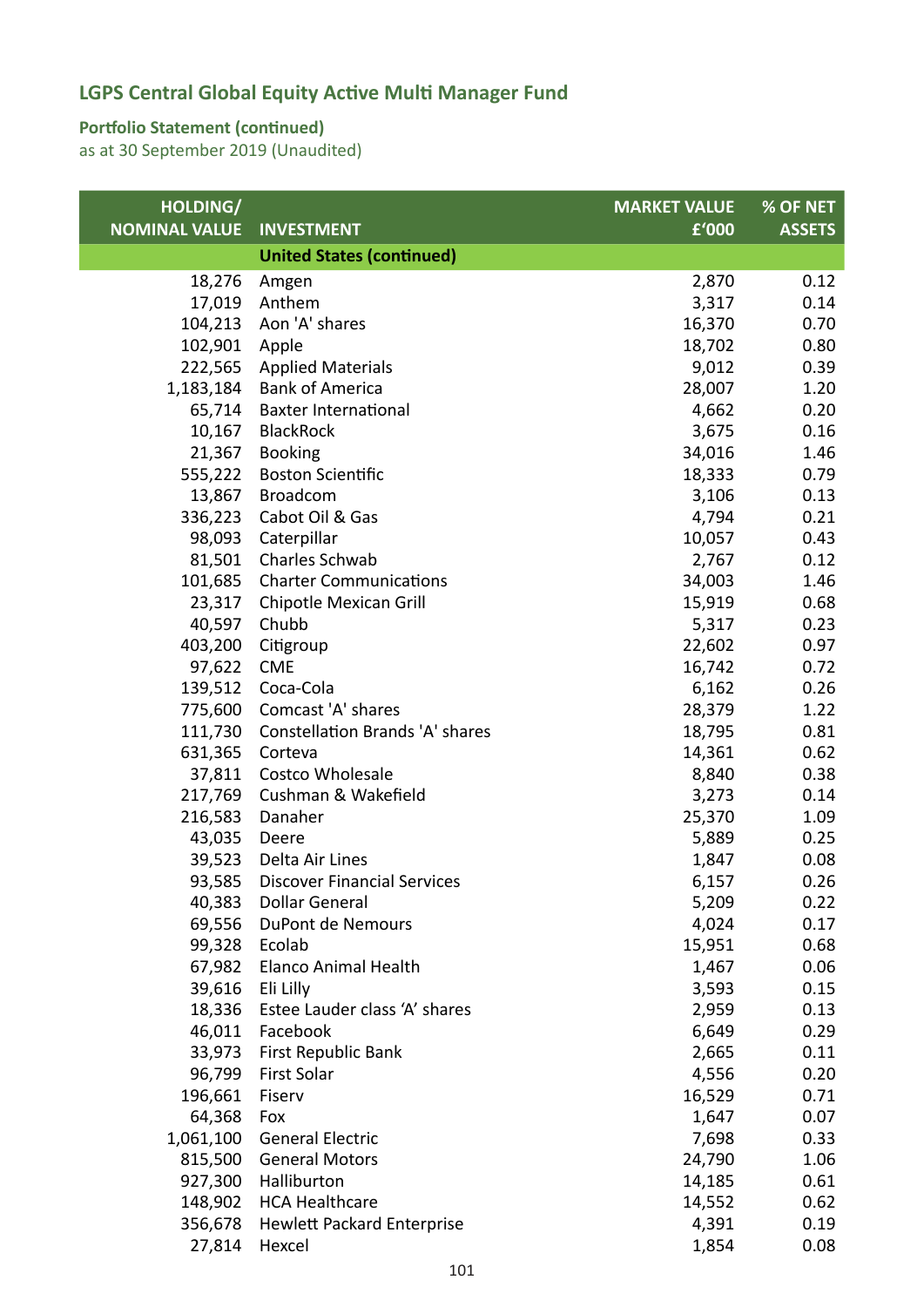## LGPS Central Global Equity Active Multi Manager Fund

**Portfolio Statement (continued)**
as at 30 September 2019 (Unaudited)

| HOLDING/ NOMINAL VALUE | INVESTMENT | MARKET VALUE £'000 | % OF NET ASSETS |
|---|---|---|---|
| | **United States (continued)** | | |
| 18,276 | Amgen | 2,870 | 0.12 |
| 17,019 | Anthem | 3,317 | 0.14 |
| 104,213 | Aon 'A' shares | 16,370 | 0.70 |
| 102,901 | Apple | 18,702 | 0.80 |
| 222,565 | Applied Materials | 9,012 | 0.39 |
| 1,183,184 | Bank of America | 28,007 | 1.20 |
| 65,714 | Baxter International | 4,662 | 0.20 |
| 10,167 | BlackRock | 3,675 | 0.16 |
| 21,367 | Booking | 34,016 | 1.46 |
| 555,222 | Boston Scientific | 18,333 | 0.79 |
| 13,867 | Broadcom | 3,106 | 0.13 |
| 336,223 | Cabot Oil & Gas | 4,794 | 0.21 |
| 98,093 | Caterpillar | 10,057 | 0.43 |
| 81,501 | Charles Schwab | 2,767 | 0.12 |
| 101,685 | Charter Communications | 34,003 | 1.46 |
| 23,317 | Chipotle Mexican Grill | 15,919 | 0.68 |
| 40,597 | Chubb | 5,317 | 0.23 |
| 403,200 | Citigroup | 22,602 | 0.97 |
| 97,622 | CME | 16,742 | 0.72 |
| 139,512 | Coca-Cola | 6,162 | 0.26 |
| 775,600 | Comcast 'A' shares | 28,379 | 1.22 |
| 111,730 | Constellation Brands 'A' shares | 18,795 | 0.81 |
| 631,365 | Corteva | 14,361 | 0.62 |
| 37,811 | Costco Wholesale | 8,840 | 0.38 |
| 217,769 | Cushman & Wakefield | 3,273 | 0.14 |
| 216,583 | Danaher | 25,370 | 1.09 |
| 43,035 | Deere | 5,889 | 0.25 |
| 39,523 | Delta Air Lines | 1,847 | 0.08 |
| 93,585 | Discover Financial Services | 6,157 | 0.26 |
| 40,383 | Dollar General | 5,209 | 0.22 |
| 69,556 | DuPont de Nemours | 4,024 | 0.17 |
| 99,328 | Ecolab | 15,951 | 0.68 |
| 67,982 | Elanco Animal Health | 1,467 | 0.06 |
| 39,616 | Eli Lilly | 3,593 | 0.15 |
| 18,336 | Estee Lauder class 'A' shares | 2,959 | 0.13 |
| 46,011 | Facebook | 6,649 | 0.29 |
| 33,973 | First Republic Bank | 2,665 | 0.11 |
| 96,799 | First Solar | 4,556 | 0.20 |
| 196,661 | Fiserv | 16,529 | 0.71 |
| 64,368 | Fox | 1,647 | 0.07 |
| 1,061,100 | General Electric | 7,698 | 0.33 |
| 815,500 | General Motors | 24,790 | 1.06 |
| 927,300 | Halliburton | 14,185 | 0.61 |
| 148,902 | HCA Healthcare | 14,552 | 0.62 |
| 356,678 | Hewlett Packard Enterprise | 4,391 | 0.19 |
| 27,814 | Hexcel | 1,854 | 0.08 |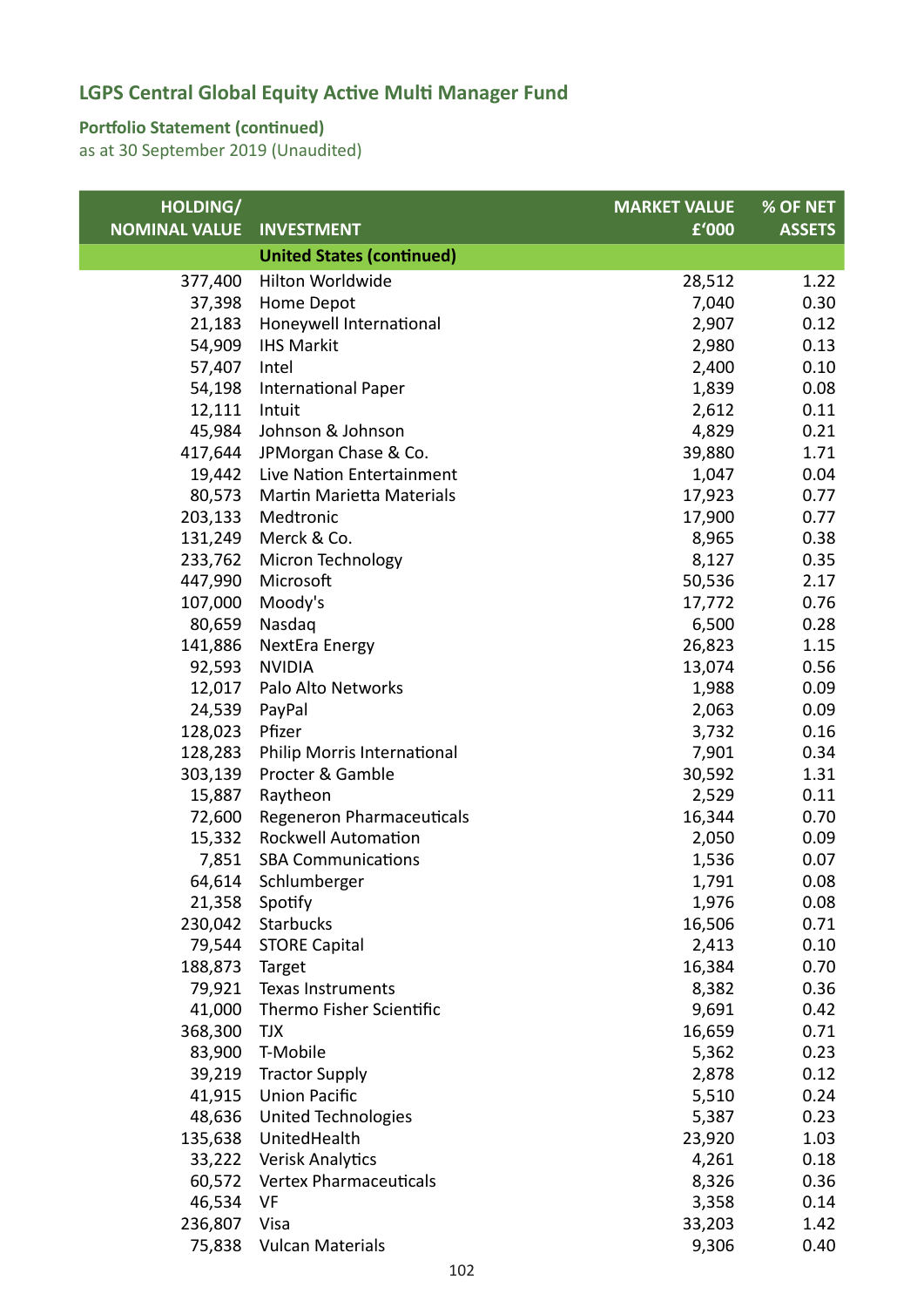## LGPS Central Global Equity Active Multi Manager Fund

### Portfolio Statement (continued)

as at 30 September 2019 (Unaudited)

| HOLDING/ NOMINAL VALUE | INVESTMENT | MARKET VALUE £'000 | % OF NET ASSETS |
|---|---|---|---|
| | **United States (continued)** | | |
| 377,400 | Hilton Worldwide | 28,512 | 1.22 |
| 37,398 | Home Depot | 7,040 | 0.30 |
| 21,183 | Honeywell International | 2,907 | 0.12 |
| 54,909 | IHS Markit | 2,980 | 0.13 |
| 57,407 | Intel | 2,400 | 0.10 |
| 54,198 | International Paper | 1,839 | 0.08 |
| 12,111 | Intuit | 2,612 | 0.11 |
| 45,984 | Johnson & Johnson | 4,829 | 0.21 |
| 417,644 | JPMorgan Chase & Co. | 39,880 | 1.71 |
| 19,442 | Live Nation Entertainment | 1,047 | 0.04 |
| 80,573 | Martin Marietta Materials | 17,923 | 0.77 |
| 203,133 | Medtronic | 17,900 | 0.77 |
| 131,249 | Merck & Co. | 8,965 | 0.38 |
| 233,762 | Micron Technology | 8,127 | 0.35 |
| 447,990 | Microsoft | 50,536 | 2.17 |
| 107,000 | Moody's | 17,772 | 0.76 |
| 80,659 | Nasdaq | 6,500 | 0.28 |
| 141,886 | NextEra Energy | 26,823 | 1.15 |
| 92,593 | NVIDIA | 13,074 | 0.56 |
| 12,017 | Palo Alto Networks | 1,988 | 0.09 |
| 24,539 | PayPal | 2,063 | 0.09 |
| 128,023 | Pfizer | 3,732 | 0.16 |
| 128,283 | Philip Morris International | 7,901 | 0.34 |
| 303,139 | Procter & Gamble | 30,592 | 1.31 |
| 15,887 | Raytheon | 2,529 | 0.11 |
| 72,600 | Regeneron Pharmaceuticals | 16,344 | 0.70 |
| 15,332 | Rockwell Automation | 2,050 | 0.09 |
| 7,851 | SBA Communications | 1,536 | 0.07 |
| 64,614 | Schlumberger | 1,791 | 0.08 |
| 21,358 | Spotify | 1,976 | 0.08 |
| 230,042 | Starbucks | 16,506 | 0.71 |
| 79,544 | STORE Capital | 2,413 | 0.10 |
| 188,873 | Target | 16,384 | 0.70 |
| 79,921 | Texas Instruments | 8,382 | 0.36 |
| 41,000 | Thermo Fisher Scientific | 9,691 | 0.42 |
| 368,300 | TJX | 16,659 | 0.71 |
| 83,900 | T-Mobile | 5,362 | 0.23 |
| 39,219 | Tractor Supply | 2,878 | 0.12 |
| 41,915 | Union Pacific | 5,510 | 0.24 |
| 48,636 | United Technologies | 5,387 | 0.23 |
| 135,638 | UnitedHealth | 23,920 | 1.03 |
| 33,222 | Verisk Analytics | 4,261 | 0.18 |
| 60,572 | Vertex Pharmaceuticals | 8,326 | 0.36 |
| 46,534 | VF | 3,358 | 0.14 |
| 236,807 | Visa | 33,203 | 1.42 |
| 75,838 | Vulcan Materials | 9,306 | 0.40 |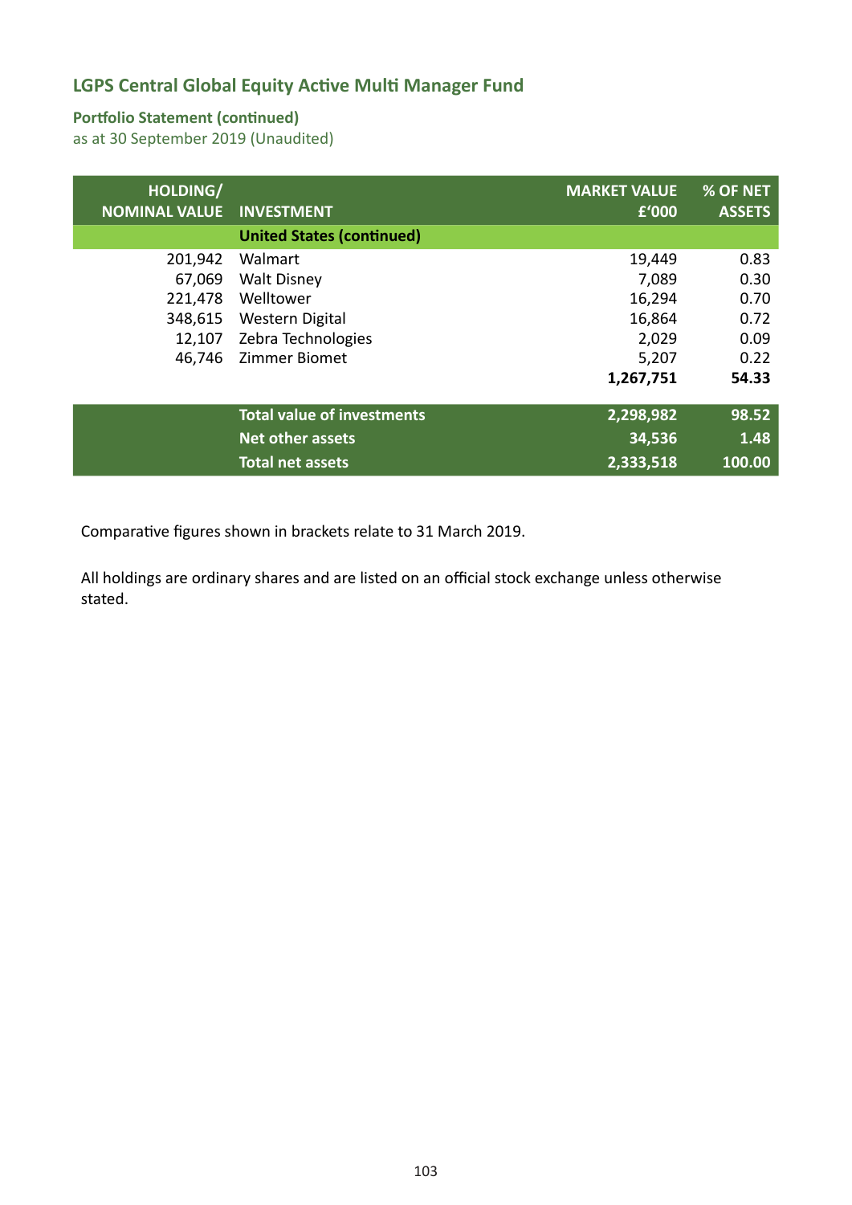## LGPS Central Global Equity Active Multi Manager Fund

### Portfolio Statement (continued)

as at 30 September 2019 (Unaudited)

| HOLDING/ NOMINAL VALUE | INVESTMENT | MARKET VALUE £'000 | % OF NET ASSETS |
|---|---|---|---|
| | **United States (continued)** | | |
| 201,942 | Walmart | 19,449 | 0.83 |
| 67,069 | Walt Disney | 7,089 | 0.30 |
| 221,478 | Welltower | 16,294 | 0.70 |
| 348,615 | Western Digital | 16,864 | 0.72 |
| 12,107 | Zebra Technologies | 2,029 | 0.09 |
| 46,746 | Zimmer Biomet | 5,207 | 0.22 |
| | | **1,267,751** | **54.33** |
| | **Total value of investments** | **2,298,982** | **98.52** |
| | **Net other assets** | **34,536** | **1.48** |
| | **Total net assets** | **2,333,518** | **100.00** |

Comparative figures shown in brackets relate to 31 March 2019.

All holdings are ordinary shares and are listed on an official stock exchange unless otherwise stated.